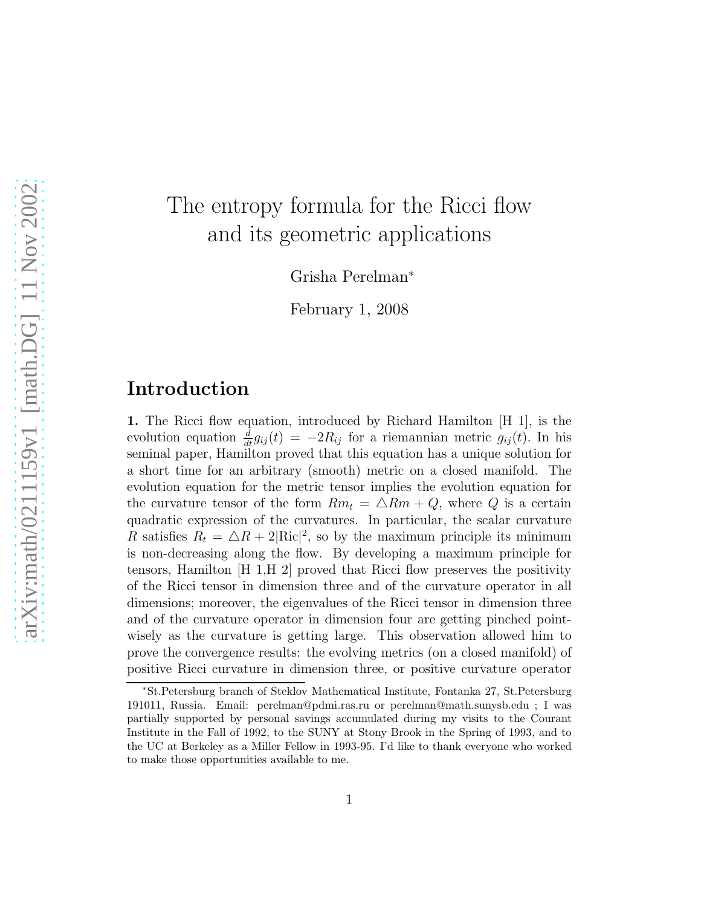# The entropy formula for the Ricci flow and its geometric applications

Grisha Perelman*

February 1, 2008

## Introduction

**1.** The Ricci flow equation, introduced by Richard Hamilton [H 1], is the evolution equation $\frac{d}{dt}g_{ij}(t) = -2R_{ij}$ for a riemannian metric $g_{ij}(t)$. In his seminal paper, Hamilton proved that this equation has a unique solution for a short time for an arbitrary (smooth) metric on a closed manifold. The evolution equation for the metric tensor implies the evolution equation for the curvature tensor of the form $Rm_t = \triangle Rm + Q$, where $Q$ is a certain quadratic expression of the curvatures. In particular, the scalar curvature $R$ satisfies $R_t = \triangle R + 2|\mathrm{Ric}|^2$, so by the maximum principle its minimum is non-decreasing along the flow. By developing a maximum principle for tensors, Hamilton [H 1,H 2] proved that Ricci flow preserves the positivity of the Ricci tensor in dimension three and of the curvature operator in all dimensions; moreover, the eigenvalues of the Ricci tensor in dimension three and of the curvature operator in dimension four are getting pinched pointwisely as the curvature is getting large. This observation allowed him to prove the convergence results: the evolving metrics (on a closed manifold) of positive Ricci curvature in dimension three, or positive curvature operator

*St.Petersburg branch of Steklov Mathematical Institute, Fontanka 27, St.Petersburg 191011, Russia. Email: perelman@pdmi.ras.ru or perelman@math.sunysb.edu ; I was partially supported by personal savings accumulated during my visits to the Courant Institute in the Fall of 1992, to the SUNY at Stony Brook in the Spring of 1993, and to the UC at Berkeley as a Miller Fellow in 1993-95. I'd like to thank everyone who worked to make those opportunities available to me.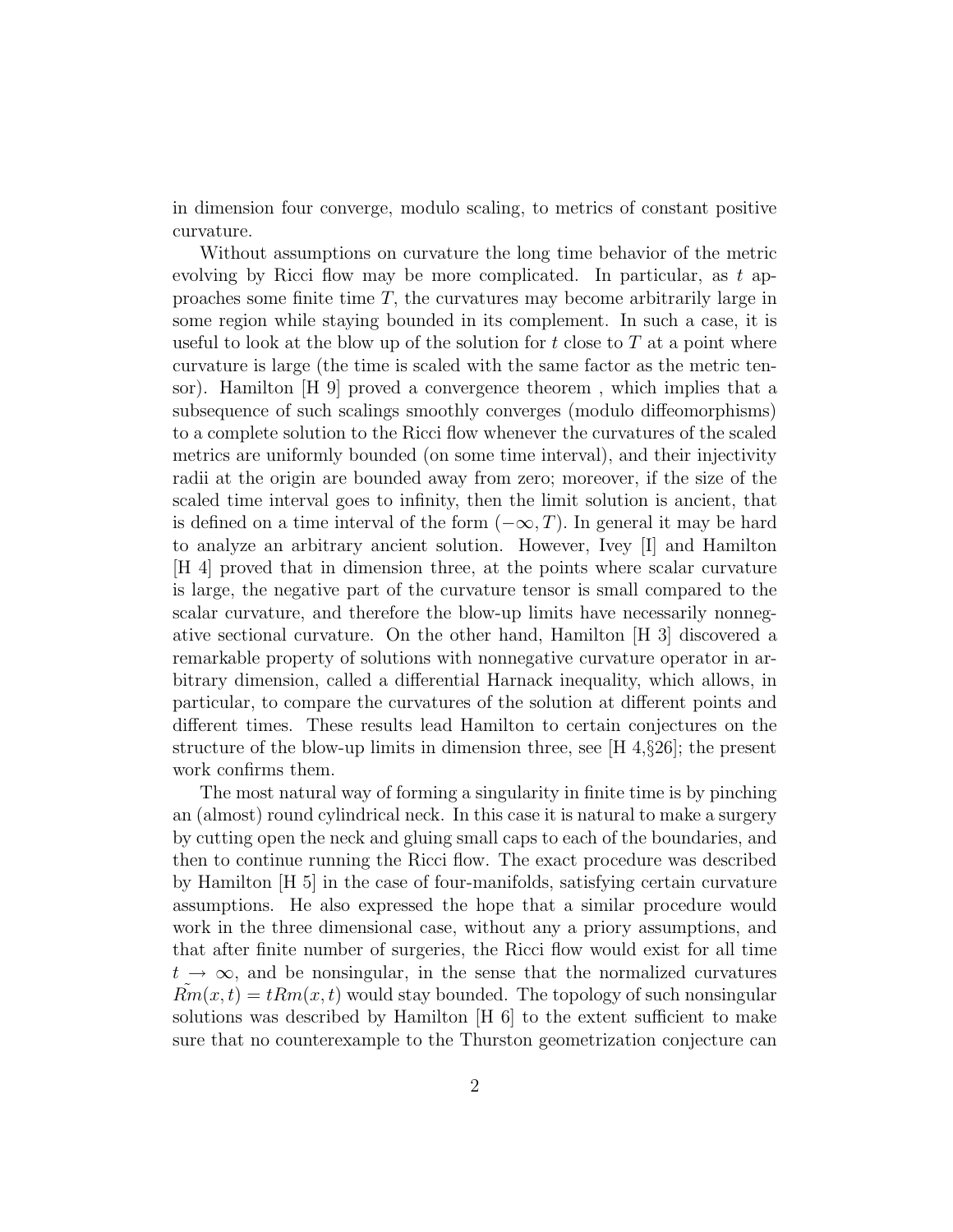in dimension four converge, modulo scaling, to metrics of constant positive curvature.

Without assumptions on curvature the long time behavior of the metric evolving by Ricci flow may be more complicated. In particular, as $t$ approaches some finite time $T$, the curvatures may become arbitrarily large in some region while staying bounded in its complement. In such a case, it is useful to look at the blow up of the solution for $t$ close to $T$ at a point where curvature is large (the time is scaled with the same factor as the metric tensor). Hamilton [H 9] proved a convergence theorem , which implies that a subsequence of such scalings smoothly converges (modulo diffeomorphisms) to a complete solution to the Ricci flow whenever the curvatures of the scaled metrics are uniformly bounded (on some time interval), and their injectivity radii at the origin are bounded away from zero; moreover, if the size of the scaled time interval goes to infinity, then the limit solution is ancient, that is defined on a time interval of the form $(-\infty, T)$. In general it may be hard to analyze an arbitrary ancient solution. However, Ivey [I] and Hamilton [H 4] proved that in dimension three, at the points where scalar curvature is large, the negative part of the curvature tensor is small compared to the scalar curvature, and therefore the blow-up limits have necessarily nonnegative sectional curvature. On the other hand, Hamilton [H 3] discovered a remarkable property of solutions with nonnegative curvature operator in arbitrary dimension, called a differential Harnack inequality, which allows, in particular, to compare the curvatures of the solution at different points and different times. These results lead Hamilton to certain conjectures on the structure of the blow-up limits in dimension three, see [H 4,§26]; the present work confirms them.

The most natural way of forming a singularity in finite time is by pinching an (almost) round cylindrical neck. In this case it is natural to make a surgery by cutting open the neck and gluing small caps to each of the boundaries, and then to continue running the Ricci flow. The exact procedure was described by Hamilton [H 5] in the case of four-manifolds, satisfying certain curvature assumptions. He also expressed the hope that a similar procedure would work in the three dimensional case, without any a priory assumptions, and that after finite number of surgeries, the Ricci flow would exist for all time $t \to \infty$, and be nonsingular, in the sense that the normalized curvatures $\tilde{Rm}(x,t) = tRm(x,t)$ would stay bounded. The topology of such nonsingular solutions was described by Hamilton [H 6] to the extent sufficient to make sure that no counterexample to the Thurston geometrization conjecture can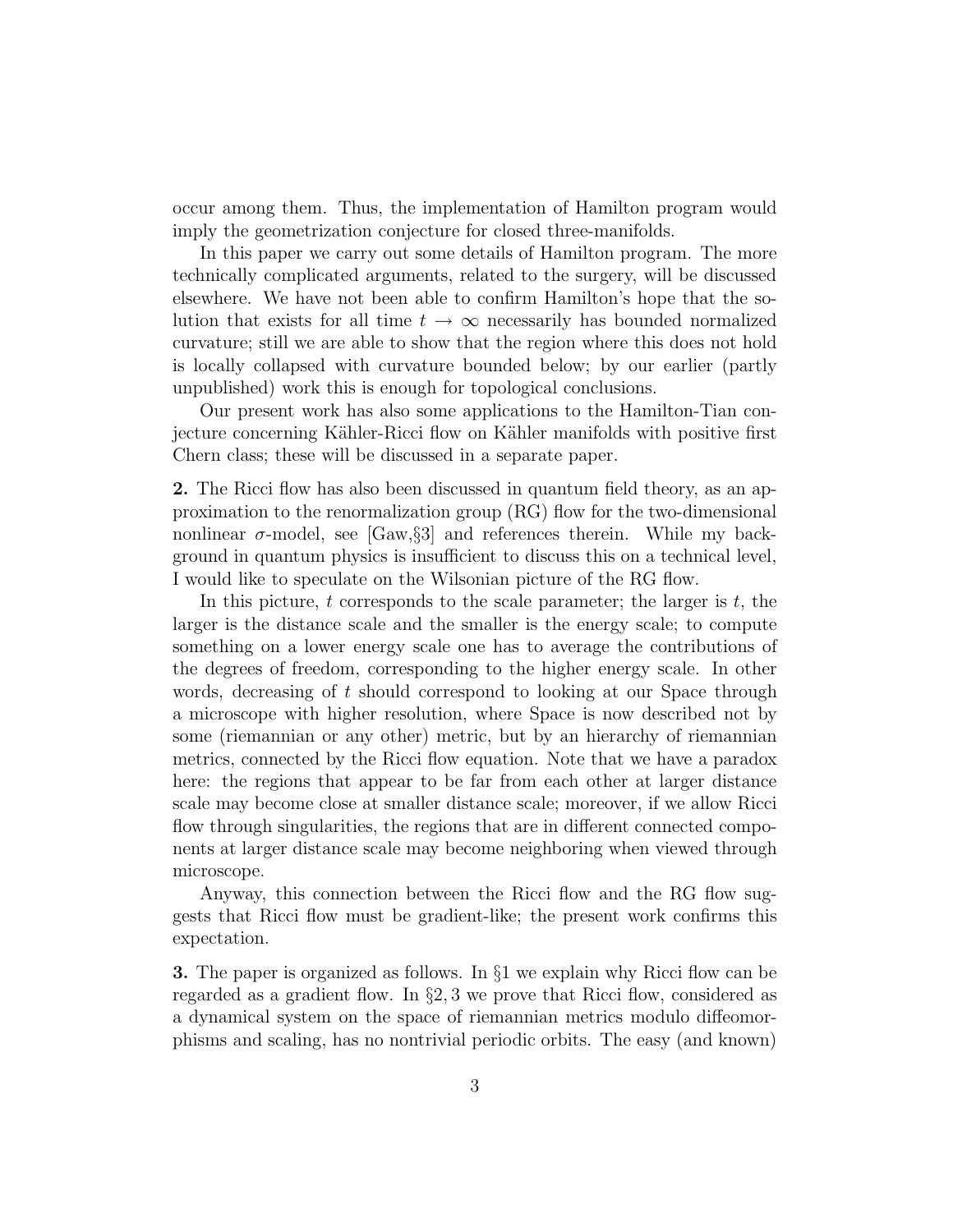occur among them. Thus, the implementation of Hamilton program would imply the geometrization conjecture for closed three-manifolds.

In this paper we carry out some details of Hamilton program. The more technically complicated arguments, related to the surgery, will be discussed elsewhere. We have not been able to confirm Hamilton's hope that the solution that exists for all time $t \to \infty$ necessarily has bounded normalized curvature; still we are able to show that the region where this does not hold is locally collapsed with curvature bounded below; by our earlier (partly unpublished) work this is enough for topological conclusions.

Our present work has also some applications to the Hamilton-Tian conjecture concerning Kähler-Ricci flow on Kähler manifolds with positive first Chern class; these will be discussed in a separate paper.

**2.** The Ricci flow has also been discussed in quantum field theory, as an approximation to the renormalization group (RG) flow for the two-dimensional nonlinear $\sigma$-model, see [Gaw,§3] and references therein. While my background in quantum physics is insufficient to discuss this on a technical level, I would like to speculate on the Wilsonian picture of the RG flow.

In this picture, $t$ corresponds to the scale parameter; the larger is $t$, the larger is the distance scale and the smaller is the energy scale; to compute something on a lower energy scale one has to average the contributions of the degrees of freedom, corresponding to the higher energy scale. In other words, decreasing of $t$ should correspond to looking at our Space through a microscope with higher resolution, where Space is now described not by some (riemannian or any other) metric, but by an hierarchy of riemannian metrics, connected by the Ricci flow equation. Note that we have a paradox here: the regions that appear to be far from each other at larger distance scale may become close at smaller distance scale; moreover, if we allow Ricci flow through singularities, the regions that are in different connected components at larger distance scale may become neighboring when viewed through microscope.

Anyway, this connection between the Ricci flow and the RG flow suggests that Ricci flow must be gradient-like; the present work confirms this expectation.

**3.** The paper is organized as follows. In §1 we explain why Ricci flow can be regarded as a gradient flow. In §2, 3 we prove that Ricci flow, considered as a dynamical system on the space of riemannian metrics modulo diffeomorphisms and scaling, has no nontrivial periodic orbits. The easy (and known)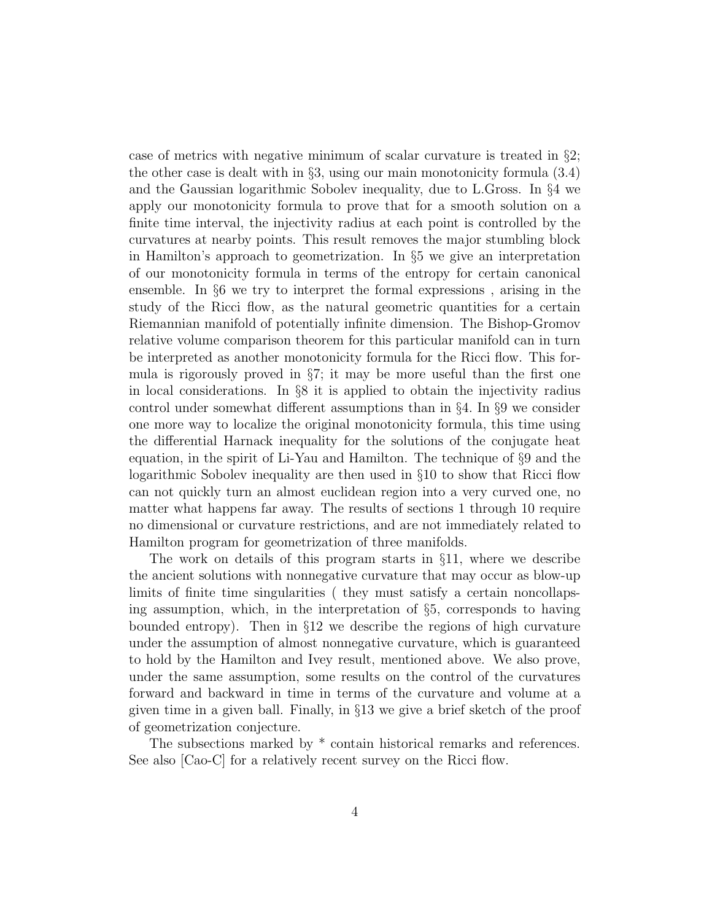case of metrics with negative minimum of scalar curvature is treated in §2; the other case is dealt with in §3, using our main monotonicity formula (3.4) and the Gaussian logarithmic Sobolev inequality, due to L.Gross. In §4 we apply our monotonicity formula to prove that for a smooth solution on a finite time interval, the injectivity radius at each point is controlled by the curvatures at nearby points. This result removes the major stumbling block in Hamilton's approach to geometrization. In §5 we give an interpretation of our monotonicity formula in terms of the entropy for certain canonical ensemble. In §6 we try to interpret the formal expressions , arising in the study of the Ricci flow, as the natural geometric quantities for a certain Riemannian manifold of potentially infinite dimension. The Bishop-Gromov relative volume comparison theorem for this particular manifold can in turn be interpreted as another monotonicity formula for the Ricci flow. This formula is rigorously proved in §7; it may be more useful than the first one in local considerations. In §8 it is applied to obtain the injectivity radius control under somewhat different assumptions than in §4. In §9 we consider one more way to localize the original monotonicity formula, this time using the differential Harnack inequality for the solutions of the conjugate heat equation, in the spirit of Li-Yau and Hamilton. The technique of §9 and the logarithmic Sobolev inequality are then used in §10 to show that Ricci flow can not quickly turn an almost euclidean region into a very curved one, no matter what happens far away. The results of sections 1 through 10 require no dimensional or curvature restrictions, and are not immediately related to Hamilton program for geometrization of three manifolds.

The work on details of this program starts in §11, where we describe the ancient solutions with nonnegative curvature that may occur as blow-up limits of finite time singularities ( they must satisfy a certain noncollapsing assumption, which, in the interpretation of §5, corresponds to having bounded entropy). Then in §12 we describe the regions of high curvature under the assumption of almost nonnegative curvature, which is guaranteed to hold by the Hamilton and Ivey result, mentioned above. We also prove, under the same assumption, some results on the control of the curvatures forward and backward in time in terms of the curvature and volume at a given time in a given ball. Finally, in §13 we give a brief sketch of the proof of geometrization conjecture.

The subsections marked by * contain historical remarks and references. See also [Cao-C] for a relatively recent survey on the Ricci flow.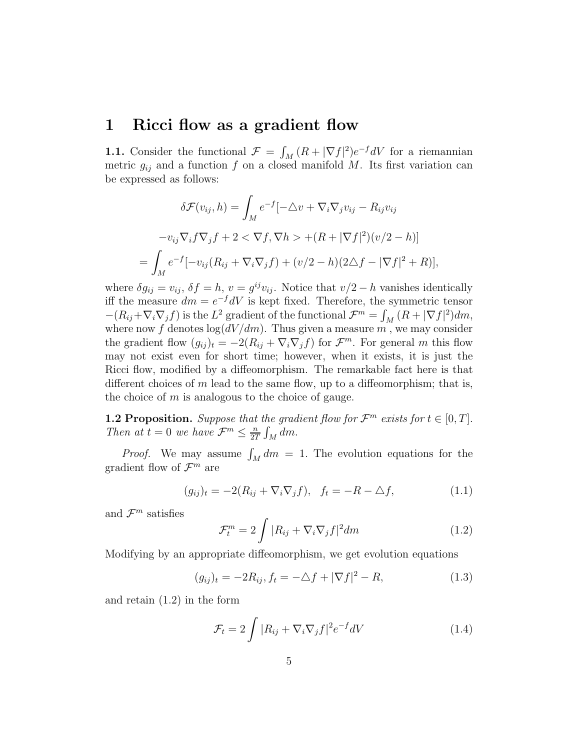# 1 Ricci flow as a gradient flow

**1.1.** Consider the functional $\mathcal{F} = \int_M (R + |\nabla f|^2) e^{-f} dV$ for a riemannian metric $g_{ij}$ and a function $f$ on a closed manifold $M$. Its first variation can be expressed as follows:

$$\delta\mathcal{F}(v_{ij}, h) = \int_M e^{-f}[-\triangle v + \nabla_i\nabla_j v_{ij} - R_{ij}v_{ij}$$

$$-v_{ij}\nabla_i f\nabla_j f + 2 < \nabla f, \nabla h > + (R + |\nabla f|^2)(v/2 - h)]$$

$$= \int_M e^{-f}[-v_{ij}(R_{ij} + \nabla_i\nabla_j f) + (v/2 - h)(2\triangle f - |\nabla f|^2 + R)],$$

where $\delta g_{ij} = v_{ij}$, $\delta f = h$, $v = g^{ij}v_{ij}$. Notice that $v/2 - h$ vanishes identically iff the measure $dm = e^{-f}dV$ is kept fixed. Therefore, the symmetric tensor $-(R_{ij} + \nabla_i\nabla_j f)$ is the $L^2$ gradient of the functional $\mathcal{F}^m = \int_M (R + |\nabla f|^2)dm$, where now $f$ denotes $\log(dV/dm)$. Thus given a measure $m$ , we may consider the gradient flow $(g_{ij})_t = -2(R_{ij} + \nabla_i\nabla_j f)$ for $\mathcal{F}^m$. For general $m$ this flow may not exist even for short time; however, when it exists, it is just the Ricci flow, modified by a diffeomorphism. The remarkable fact here is that different choices of $m$ lead to the same flow, up to a diffeomorphism; that is, the choice of $m$ is analogous to the choice of gauge.

**1.2 Proposition.** *Suppose that the gradient flow for $\mathcal{F}^m$ exists for $t \in [0, T]$. Then at $t = 0$ we have $\mathcal{F}^m \leq \frac{n}{2T}\int_M dm$.*

*Proof.* We may assume $\int_M dm = 1$. The evolution equations for the gradient flow of $\mathcal{F}^m$ are

$$(g_{ij})_t = -2(R_{ij} + \nabla_i\nabla_j f), \quad f_t = -R - \triangle f, \tag{1.1}$$

and $\mathcal{F}^m$ satisfies

$$\mathcal{F}^m_t = 2\int |R_{ij} + \nabla_i\nabla_j f|^2 dm \tag{1.2}$$

Modifying by an appropriate diffeomorphism, we get evolution equations

$$(g_{ij})_t = -2R_{ij}, f_t = -\triangle f + |\nabla f|^2 - R, \tag{1.3}$$

and retain (1.2) in the form

$$\mathcal{F}_t = 2\int |R_{ij} + \nabla_i\nabla_j f|^2 e^{-f} dV \tag{1.4}$$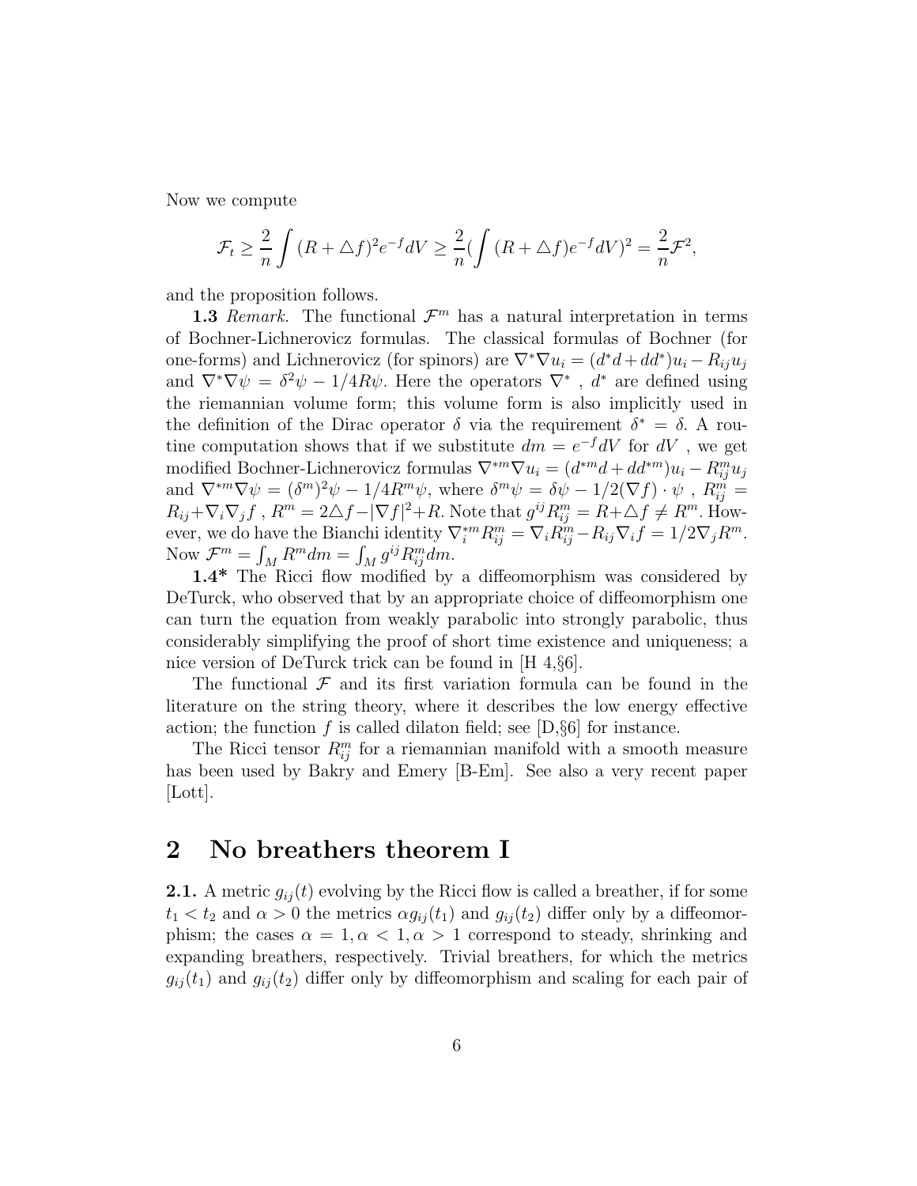Now we compute

$$\mathcal{F}_t \geq \frac{2}{n}\int (R+\triangle f)^2 e^{-f}dV \geq \frac{2}{n}(\int (R+\triangle f)e^{-f}dV)^2 = \frac{2}{n}\mathcal{F}^2,$$

and the proposition follows.

**1.3** *Remark.* The functional $\mathcal{F}^m$ has a natural interpretation in terms of Bochner-Lichnerovicz formulas. The classical formulas of Bochner (for one-forms) and Lichnerovicz (for spinors) are $\nabla^*\nabla u_i = (d^*d + dd^*)u_i - R_{ij}u_j$ and $\nabla^*\nabla\psi = \delta^2\psi - 1/4R\psi$. Here the operators $\nabla^*$ , $d^*$ are defined using the riemannian volume form; this volume form is also implicitly used in the definition of the Dirac operator $\delta$ via the requirement $\delta^* = \delta$. A routine computation shows that if we substitute $dm = e^{-f}dV$ for $dV$ , we get modified Bochner-Lichnerovicz formulas $\nabla^{*m}\nabla u_i = (d^{*m}d + dd^{*m})u_i - R^m_{ij}u_j$ and $\nabla^{*m}\nabla\psi = (\delta^m)^2\psi - 1/4R^m\psi$, where $\delta^m\psi = \delta\psi - 1/2(\nabla f)\cdot\psi$ , $R^m_{ij} = R_{ij} + \nabla_i\nabla_j f$ , $R^m = 2\triangle f - |\nabla f|^2 + R$. Note that $g^{ij}R^m_{ij} = R + \triangle f \neq R^m$. However, we do have the Bianchi identity $\nabla^{*m}_i R^m_{ij} = \nabla_i R^m_{ij} - R_{ij}\nabla_i f = 1/2\nabla_j R^m$. Now $\mathcal{F}^m = \int_M R^m dm = \int_M g^{ij}R^m_{ij}dm$.

**1.4*** The Ricci flow modified by a diffeomorphism was considered by DeTurck, who observed that by an appropriate choice of diffeomorphism one can turn the equation from weakly parabolic into strongly parabolic, thus considerably simplifying the proof of short time existence and uniqueness; a nice version of DeTurck trick can be found in [H 4,§6].

The functional $\mathcal{F}$ and its first variation formula can be found in the literature on the string theory, where it describes the low energy effective action; the function $f$ is called dilaton field; see [D,§6] for instance.

The Ricci tensor $R^m_{ij}$ for a riemannian manifold with a smooth measure has been used by Bakry and Emery [B-Em]. See also a very recent paper [Lott].

## 2 No breathers theorem I

**2.1.** A metric $g_{ij}(t)$ evolving by the Ricci flow is called a breather, if for some $t_1 < t_2$ and $\alpha > 0$ the metrics $\alpha g_{ij}(t_1)$ and $g_{ij}(t_2)$ differ only by a diffeomorphism; the cases $\alpha = 1, \alpha < 1, \alpha > 1$ correspond to steady, shrinking and expanding breathers, respectively. Trivial breathers, for which the metrics $g_{ij}(t_1)$ and $g_{ij}(t_2)$ differ only by diffeomorphism and scaling for each pair of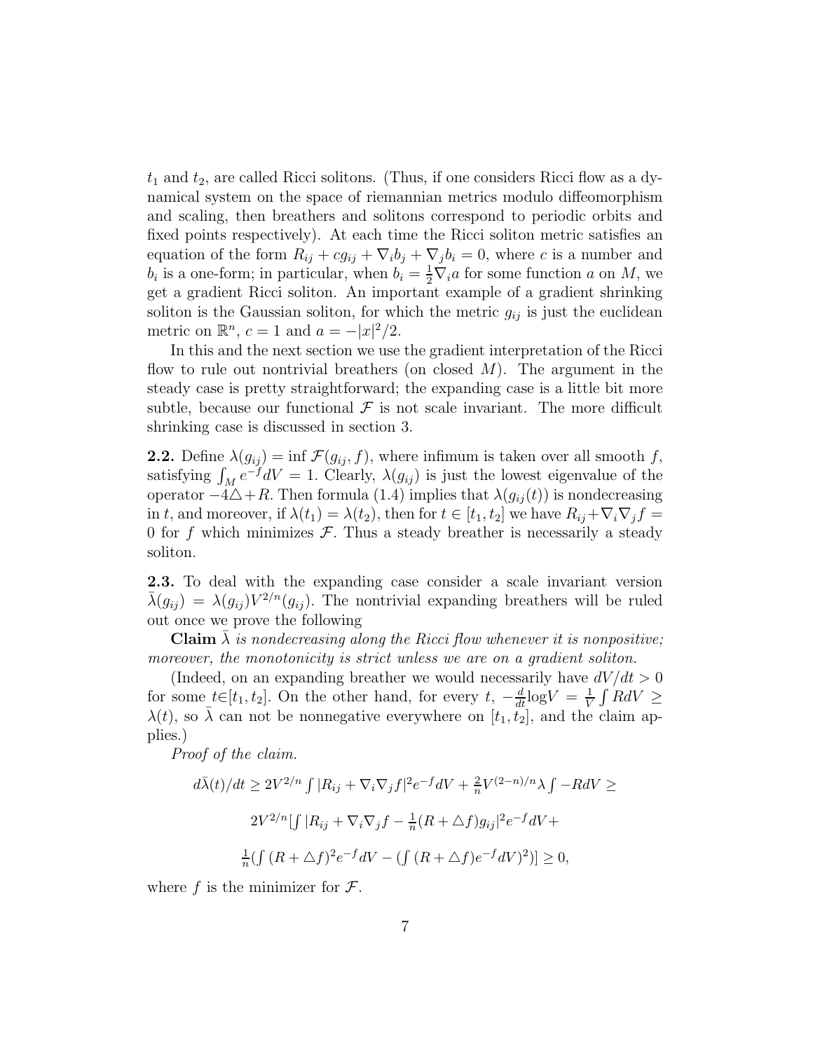$t_1$ and $t_2$, are called Ricci solitons. (Thus, if one considers Ricci flow as a dynamical system on the space of riemannian metrics modulo diffeomorphism and scaling, then breathers and solitons correspond to periodic orbits and fixed points respectively). At each time the Ricci soliton metric satisfies an equation of the form $R_{ij} + cg_{ij} + \nabla_i b_j + \nabla_j b_i = 0$, where $c$ is a number and $b_i$ is a one-form; in particular, when $b_i = \frac{1}{2}\nabla_i a$ for some function $a$ on $M$, we get a gradient Ricci soliton. An important example of a gradient shrinking soliton is the Gaussian soliton, for which the metric $g_{ij}$ is just the euclidean metric on $\mathbb{R}^n$, $c = 1$ and $a = -|x|^2/2$.

In this and the next section we use the gradient interpretation of the Ricci flow to rule out nontrivial breathers (on closed $M$). The argument in the steady case is pretty straightforward; the expanding case is a little bit more subtle, because our functional $\mathcal{F}$ is not scale invariant. The more difficult shrinking case is discussed in section 3.

**2.2.** Define $\lambda(g_{ij}) = \inf \mathcal{F}(g_{ij}, f)$, where infimum is taken over all smooth $f$, satisfying $\int_M e^{-f} dV = 1$. Clearly, $\lambda(g_{ij})$ is just the lowest eigenvalue of the operator $-4\triangle + R$. Then formula (1.4) implies that $\lambda(g_{ij}(t))$ is nondecreasing in $t$, and moreover, if $\lambda(t_1) = \lambda(t_2)$, then for $t \in [t_1, t_2]$ we have $R_{ij} + \nabla_i\nabla_j f = 0$ for $f$ which minimizes $\mathcal{F}$. Thus a steady breather is necessarily a steady soliton.

**2.3.** To deal with the expanding case consider a scale invariant version $\bar{\lambda}(g_{ij}) = \lambda(g_{ij})V^{2/n}(g_{ij})$. The nontrivial expanding breathers will be ruled out once we prove the following

**Claim** *$\bar{\lambda}$ is nondecreasing along the Ricci flow whenever it is nonpositive; moreover, the monotonicity is strict unless we are on a gradient soliton.*

(Indeed, on an expanding breather we would necessarily have $dV/dt > 0$ for some $t \in [t_1, t_2]$. On the other hand, for every $t$, $-\frac{d}{dt}\log V = \frac{1}{V}\int R dV \geq \lambda(t)$, so $\bar{\lambda}$ can not be nonnegative everywhere on $[t_1, t_2]$, and the claim applies.)

*Proof of the claim.*

$$d\bar{\lambda}(t)/dt \geq 2V^{2/n}\int |R_{ij} + \nabla_i\nabla_j f|^2 e^{-f} dV + \frac{2}{n}V^{(2-n)/n}\lambda \int -R dV \geq$$

$$2V^{2/n}[\int |R_{ij} + \nabla_i\nabla_j f - \frac{1}{n}(R + \triangle f)g_{ij}|^2 e^{-f} dV +$$

$$\frac{1}{n}(\int (R + \triangle f)^2 e^{-f} dV - (\int (R + \triangle f)e^{-f} dV)^2)] \geq 0,$$

where $f$ is the minimizer for $\mathcal{F}$.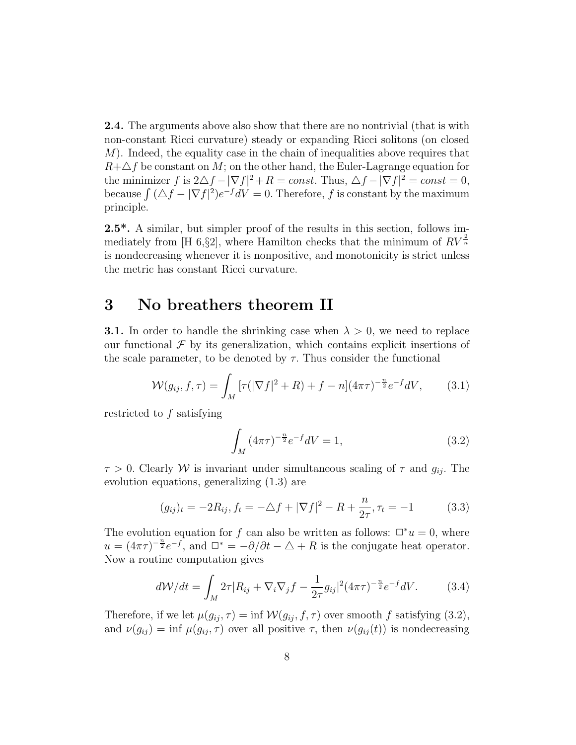**2.4.** The arguments above also show that there are no nontrivial (that is with non-constant Ricci curvature) steady or expanding Ricci solitons (on closed $M$). Indeed, the equality case in the chain of inequalities above requires that $R + \triangle f$ be constant on $M$; on the other hand, the Euler-Lagrange equation for the minimizer $f$ is $2\triangle f - |\nabla f|^2 + R = const$. Thus, $\triangle f - |\nabla f|^2 = const = 0$, because $\int(\triangle f - |\nabla f|^2)e^{-f}dV = 0$. Therefore, $f$ is constant by the maximum principle.

**2.5*.** A similar, but simpler proof of the results in this section, follows immediately from [H 6,§2], where Hamilton checks that the minimum of $RV^{\frac{2}{n}}$ is nondecreasing whenever it is nonpositive, and monotonicity is strict unless the metric has constant Ricci curvature.

# 3 No breathers theorem II

**3.1.** In order to handle the shrinking case when $\lambda > 0$, we need to replace our functional $\mathcal{F}$ by its generalization, which contains explicit insertions of the scale parameter, to be denoted by $\tau$. Thus consider the functional

$$\mathcal{W}(g_{ij}, f, \tau) = \int_M [\tau(|\nabla f|^2 + R) + f - n](4\pi\tau)^{-\frac{n}{2}} e^{-f} dV, \tag{3.1}$$

restricted to $f$ satisfying

$$\int_M (4\pi\tau)^{-\frac{n}{2}} e^{-f} dV = 1, \tag{3.2}$$

$\tau > 0$. Clearly $\mathcal{W}$ is invariant under simultaneous scaling of $\tau$ and $g_{ij}$. The evolution equations, generalizing (1.3) are

$$(g_{ij})_t = -2R_{ij}, f_t = -\triangle f + |\nabla f|^2 - R + \frac{n}{2\tau}, \tau_t = -1 \tag{3.3}$$

The evolution equation for $f$ can also be written as follows: $\Box^* u = 0$, where $u = (4\pi\tau)^{-\frac{n}{2}} e^{-f}$, and $\Box^* = -\partial/\partial t - \triangle + R$ is the conjugate heat operator. Now a routine computation gives

$$d\mathcal{W}/dt = \int_M 2\tau |R_{ij} + \nabla_i \nabla_j f - \frac{1}{2\tau} g_{ij}|^2 (4\pi\tau)^{-\frac{n}{2}} e^{-f} dV. \tag{3.4}$$

Therefore, if we let $\mu(g_{ij}, \tau) = \inf \mathcal{W}(g_{ij}, f, \tau)$ over smooth $f$ satisfying (3.2), and $\nu(g_{ij}) = \inf \mu(g_{ij}, \tau)$ over all positive $\tau$, then $\nu(g_{ij}(t))$ is nondecreasing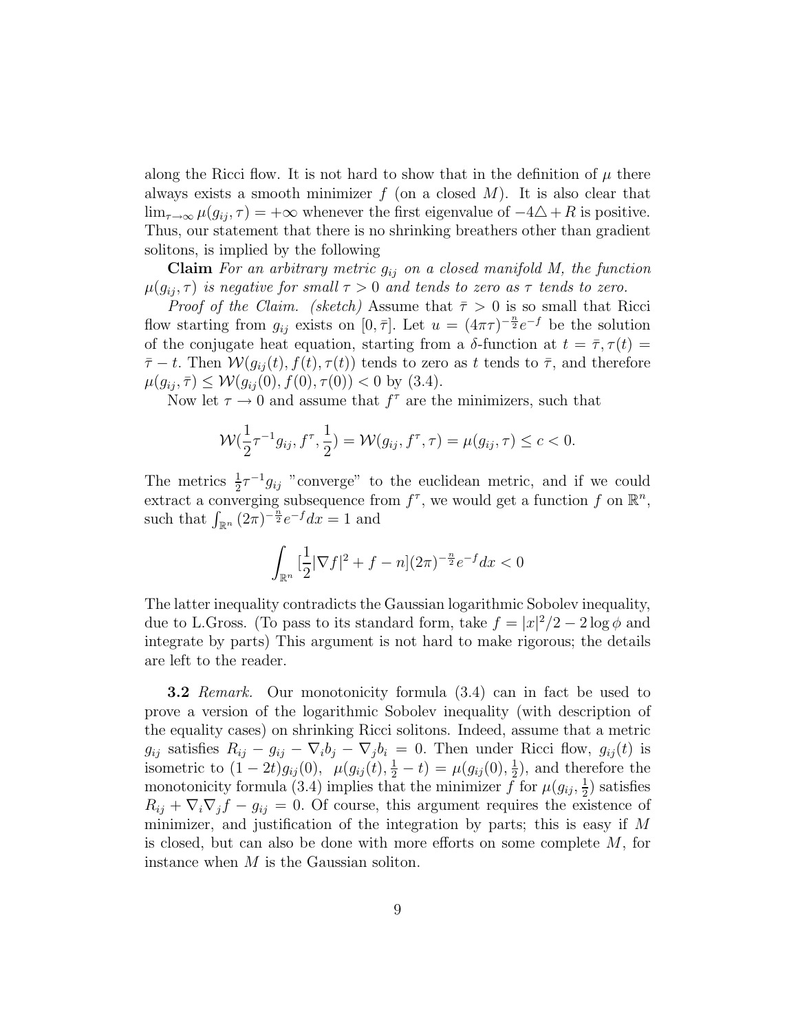along the Ricci flow. It is not hard to show that in the definition of $\mu$ there always exists a smooth minimizer $f$ (on a closed $M$). It is also clear that $\lim_{\tau \to \infty} \mu(g_{ij}, \tau) = +\infty$ whenever the first eigenvalue of $-4\triangle + R$ is positive. Thus, our statement that there is no shrinking breathers other than gradient solitons, is implied by the following

**Claim** *For an arbitrary metric $g_{ij}$ on a closed manifold $M$, the function $\mu(g_{ij}, \tau)$ is negative for small $\tau > 0$ and tends to zero as $\tau$ tends to zero.*

*Proof of the Claim. (sketch)* Assume that $\bar{\tau} > 0$ is so small that Ricci flow starting from $g_{ij}$ exists on $[0, \bar{\tau}]$. Let $u = (4\pi\tau)^{-\frac{n}{2}} e^{-f}$ be the solution of the conjugate heat equation, starting from a $\delta$-function at $t = \bar{\tau}, \tau(t) = \bar{\tau} - t$. Then $\mathcal{W}(g_{ij}(t), f(t), \tau(t))$ tends to zero as $t$ tends to $\bar{\tau}$, and therefore $\mu(g_{ij}, \bar{\tau}) \leq \mathcal{W}(g_{ij}(0), f(0), \tau(0)) < 0$ by (3.4).

Now let $\tau \to 0$ and assume that $f^\tau$ are the minimizers, such that

$$\mathcal{W}(\frac{1}{2}\tau^{-1} g_{ij}, f^\tau, \frac{1}{2}) = \mathcal{W}(g_{ij}, f^\tau, \tau) = \mu(g_{ij}, \tau) \leq c < 0.$$

The metrics $\frac{1}{2}\tau^{-1} g_{ij}$ "converge" to the euclidean metric, and if we could extract a converging subsequence from $f^\tau$, we would get a function $f$ on $\mathbb{R}^n$, such that $\int_{\mathbb{R}^n} (2\pi)^{-\frac{n}{2}} e^{-f} dx = 1$ and

$$\int_{\mathbb{R}^n} [\frac{1}{2}|\nabla f|^2 + f - n](2\pi)^{-\frac{n}{2}} e^{-f} dx < 0$$

The latter inequality contradicts the Gaussian logarithmic Sobolev inequality, due to L.Gross. (To pass to its standard form, take $f = |x|^2/2 - 2\log\phi$ and integrate by parts) This argument is not hard to make rigorous; the details are left to the reader.

**3.2** *Remark.* Our monotonicity formula (3.4) can in fact be used to prove a version of the logarithmic Sobolev inequality (with description of the equality cases) on shrinking Ricci solitons. Indeed, assume that a metric $g_{ij}$ satisfies $R_{ij} - g_{ij} - \nabla_i b_j - \nabla_j b_i = 0$. Then under Ricci flow, $g_{ij}(t)$ is isometric to $(1-2t)g_{ij}(0)$, $\mu(g_{ij}(t), \frac{1}{2} - t) = \mu(g_{ij}(0), \frac{1}{2})$, and therefore the monotonicity formula (3.4) implies that the minimizer $f$ for $\mu(g_{ij}, \frac{1}{2})$ satisfies $R_{ij} + \nabla_i\nabla_j f - g_{ij} = 0$. Of course, this argument requires the existence of minimizer, and justification of the integration by parts; this is easy if $M$ is closed, but can also be done with more efforts on some complete $M$, for instance when $M$ is the Gaussian soliton.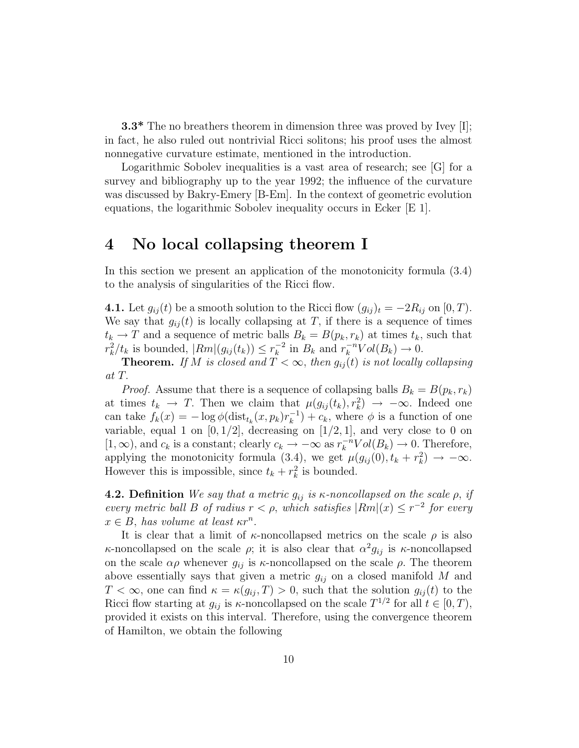**3.3*** The no breathers theorem in dimension three was proved by Ivey [I]; in fact, he also ruled out nontrivial Ricci solitons; his proof uses the almost nonnegative curvature estimate, mentioned in the introduction.

Logarithmic Sobolev inequalities is a vast area of research; see [G] for a survey and bibliography up to the year 1992; the influence of the curvature was discussed by Bakry-Emery [B-Em]. In the context of geometric evolution equations, the logarithmic Sobolev inequality occurs in Ecker [E 1].

# 4 No local collapsing theorem I

In this section we present an application of the monotonicity formula (3.4) to the analysis of singularities of the Ricci flow.

**4.1.** Let $g_{ij}(t)$ be a smooth solution to the Ricci flow $(g_{ij})_t = -2R_{ij}$ on $[0, T)$. We say that $g_{ij}(t)$ is locally collapsing at $T$, if there is a sequence of times $t_k \to T$ and a sequence of metric balls $B_k = B(p_k, r_k)$ at times $t_k$, such that $r_k^2/t_k$ is bounded, $|Rm|(g_{ij}(t_k)) \leq r_k^{-2}$ in $B_k$ and $r_k^{-n}Vol(B_k) \to 0$.

**Theorem.** *If $M$ is closed and $T < \infty$, then $g_{ij}(t)$ is not locally collapsing at $T$.*

*Proof.* Assume that there is a sequence of collapsing balls $B_k = B(p_k, r_k)$ at times $t_k \to T$. Then we claim that $\mu(g_{ij}(t_k), r_k^2) \to -\infty$. Indeed one can take $f_k(x) = -\log \phi(\text{dist}_{t_k}(x, p_k)r_k^{-1}) + c_k$, where $\phi$ is a function of one variable, equal 1 on $[0, 1/2]$, decreasing on $[1/2, 1]$, and very close to 0 on $[1, \infty)$, and $c_k$ is a constant; clearly $c_k \to -\infty$ as $r_k^{-n}Vol(B_k) \to 0$. Therefore, applying the monotonicity formula (3.4), we get $\mu(g_{ij}(0), t_k + r_k^2) \to -\infty$. However this is impossible, since $t_k + r_k^2$ is bounded.

**4.2. Definition** *We say that a metric $g_{ij}$ is $\kappa$-noncollapsed on the scale $\rho$, if every metric ball $B$ of radius $r < \rho$, which satisfies $|Rm|(x) \leq r^{-2}$ for every $x \in B$, has volume at least $\kappa r^n$.*

It is clear that a limit of $\kappa$-noncollapsed metrics on the scale $\rho$ is also $\kappa$-noncollapsed on the scale $\rho$; it is also clear that $\alpha^2 g_{ij}$ is $\kappa$-noncollapsed on the scale $\alpha\rho$ whenever $g_{ij}$ is $\kappa$-noncollapsed on the scale $\rho$. The theorem above essentially says that given a metric $g_{ij}$ on a closed manifold $M$ and $T < \infty$, one can find $\kappa = \kappa(g_{ij}, T) > 0$, such that the solution $g_{ij}(t)$ to the Ricci flow starting at $g_{ij}$ is $\kappa$-noncollapsed on the scale $T^{1/2}$ for all $t \in [0, T)$, provided it exists on this interval. Therefore, using the convergence theorem of Hamilton, we obtain the following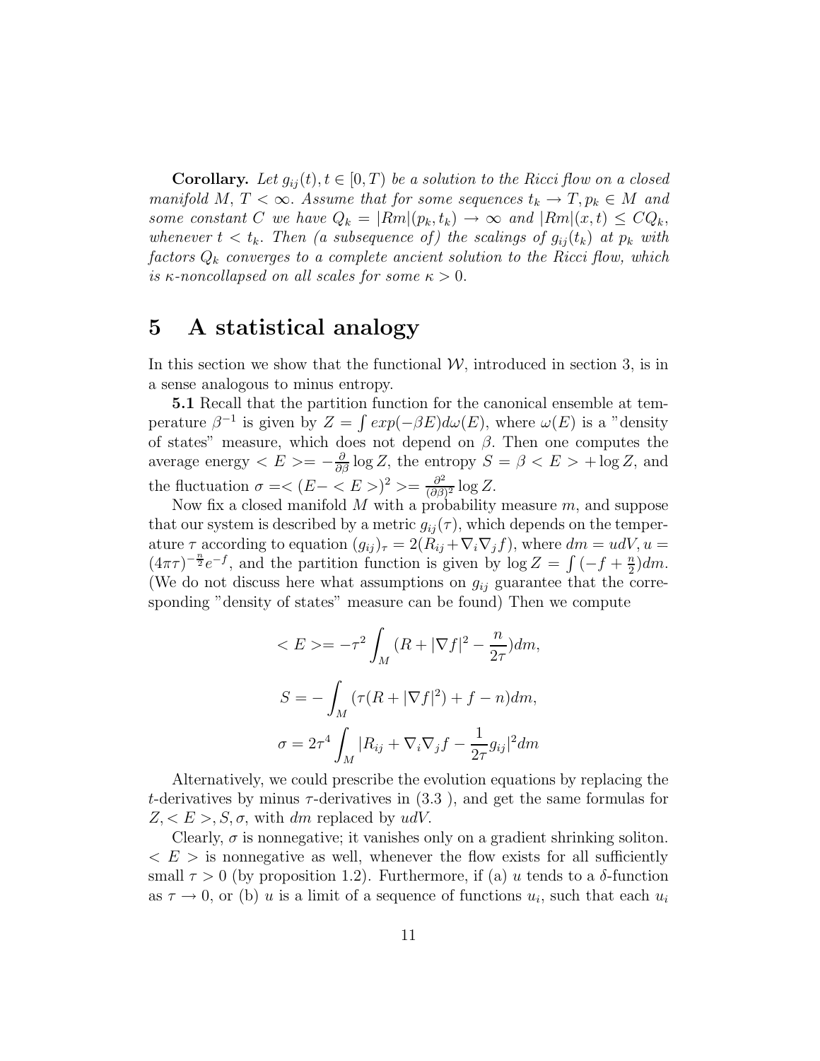**Corollary.** *Let $g_{ij}(t), t \in [0, T)$ be a solution to the Ricci flow on a closed manifold $M$, $T < \infty$. Assume that for some sequences $t_k \to T, p_k \in M$ and some constant $C$ we have $Q_k = |Rm|(p_k, t_k) \to \infty$ and $|Rm|(x, t) \leq CQ_k$, whenever $t < t_k$. Then (a subsequence of) the scalings of $g_{ij}(t_k)$ at $p_k$ with factors $Q_k$ converges to a complete ancient solution to the Ricci flow, which is $\kappa$-noncollapsed on all scales for some $\kappa > 0$.*

# 5 A statistical analogy

In this section we show that the functional $\mathcal{W}$, introduced in section 3, is in a sense analogous to minus entropy.

**5.1** Recall that the partition function for the canonical ensemble at temperature $\beta^{-1}$ is given by $Z = \int exp(-\beta E) d\omega(E)$, where $\omega(E)$ is a "density of states" measure, which does not depend on $\beta$. Then one computes the average energy $< E >= -\frac{\partial}{\partial\beta} \log Z$, the entropy $S = \beta < E > + \log Z$, and the fluctuation $\sigma =< (E- < E >)^2 >= \frac{\partial^2}{(\partial\beta)^2} \log Z$.

Now fix a closed manifold $M$ with a probability measure $m$, and suppose that our system is described by a metric $g_{ij}(\tau)$, which depends on the temperature $\tau$ according to equation $(g_{ij})_\tau = 2(R_{ij} + \nabla_i\nabla_j f)$, where $dm = udV, u = (4\pi\tau)^{-\frac{n}{2}} e^{-f}$, and the partition function is given by $\log Z = \int (-f + \frac{n}{2}) dm$. (We do not discuss here what assumptions on $g_{ij}$ guarantee that the corresponding "density of states" measure can be found) Then we compute

$$< E >= -\tau^2 \int_M (R + |\nabla f|^2 - \frac{n}{2\tau}) dm,$$

$$S = -\int_M (\tau(R + |\nabla f|^2) + f - n) dm,$$

$$\sigma = 2\tau^4 \int_M |R_{ij} + \nabla_i\nabla_j f - \frac{1}{2\tau} g_{ij}|^2 dm$$

Alternatively, we could prescribe the evolution equations by replacing the $t$-derivatives by minus $\tau$-derivatives in (3.3 ), and get the same formulas for $Z, < E >, S, \sigma$, with $dm$ replaced by $udV$.

Clearly, $\sigma$ is nonnegative; it vanishes only on a gradient shrinking soliton. $< E >$ is nonnegative as well, whenever the flow exists for all sufficiently small $\tau > 0$ (by proposition 1.2). Furthermore, if (a) $u$ tends to a $\delta$-function as $\tau \to 0$, or (b) $u$ is a limit of a sequence of functions $u_i$, such that each $u_i$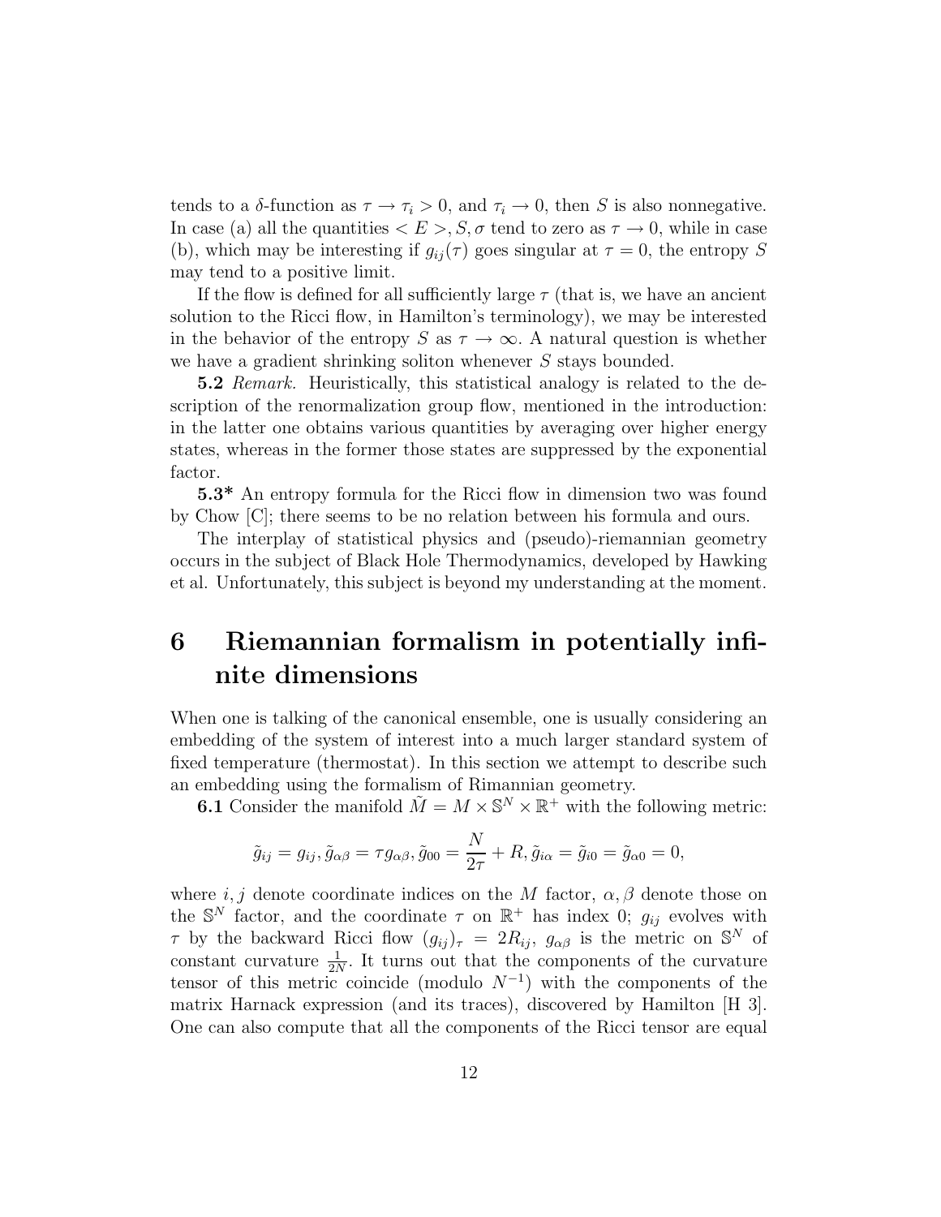tends to a $\delta$-function as $\tau \to \tau_i > 0$, and $\tau_i \to 0$, then $S$ is also nonnegative. In case (a) all the quantities $< E >, S, \sigma$ tend to zero as $\tau \to 0$, while in case (b), which may be interesting if $g_{ij}(\tau)$ goes singular at $\tau = 0$, the entropy $S$ may tend to a positive limit.

If the flow is defined for all sufficiently large $\tau$ (that is, we have an ancient solution to the Ricci flow, in Hamilton's terminology), we may be interested in the behavior of the entropy $S$ as $\tau \to \infty$. A natural question is whether we have a gradient shrinking soliton whenever $S$ stays bounded.

**5.2** *Remark.* Heuristically, this statistical analogy is related to the description of the renormalization group flow, mentioned in the introduction: in the latter one obtains various quantities by averaging over higher energy states, whereas in the former those states are suppressed by the exponential factor.

**5.3*** An entropy formula for the Ricci flow in dimension two was found by Chow [C]; there seems to be no relation between his formula and ours.

The interplay of statistical physics and (pseudo)-riemannian geometry occurs in the subject of Black Hole Thermodynamics, developed by Hawking et al. Unfortunately, this subject is beyond my understanding at the moment.

# 6 Riemannian formalism in potentially infinite dimensions

When one is talking of the canonical ensemble, one is usually considering an embedding of the system of interest into a much larger standard system of fixed temperature (thermostat). In this section we attempt to describe such an embedding using the formalism of Rimannian geometry.

**6.1** Consider the manifold $\tilde{M} = M \times \mathbb{S}^N \times \mathbb{R}^+$ with the following metric:

$$\tilde{g}_{ij} = g_{ij}, \tilde{g}_{\alpha\beta} = \tau g_{\alpha\beta}, \tilde{g}_{00} = \frac{N}{2\tau} + R, \tilde{g}_{i\alpha} = \tilde{g}_{i0} = \tilde{g}_{\alpha 0} = 0,$$

where $i, j$ denote coordinate indices on the $M$ factor, $\alpha, \beta$ denote those on the $\mathbb{S}^N$ factor, and the coordinate $\tau$ on $\mathbb{R}^+$ has index 0; $g_{ij}$ evolves with $\tau$ by the backward Ricci flow $(g_{ij})_\tau = 2R_{ij}$, $g_{\alpha\beta}$ is the metric on $\mathbb{S}^N$ of constant curvature $\frac{1}{2N}$. It turns out that the components of the curvature tensor of this metric coincide (modulo $N^{-1}$) with the components of the matrix Harnack expression (and its traces), discovered by Hamilton [H 3]. One can also compute that all the components of the Ricci tensor are equal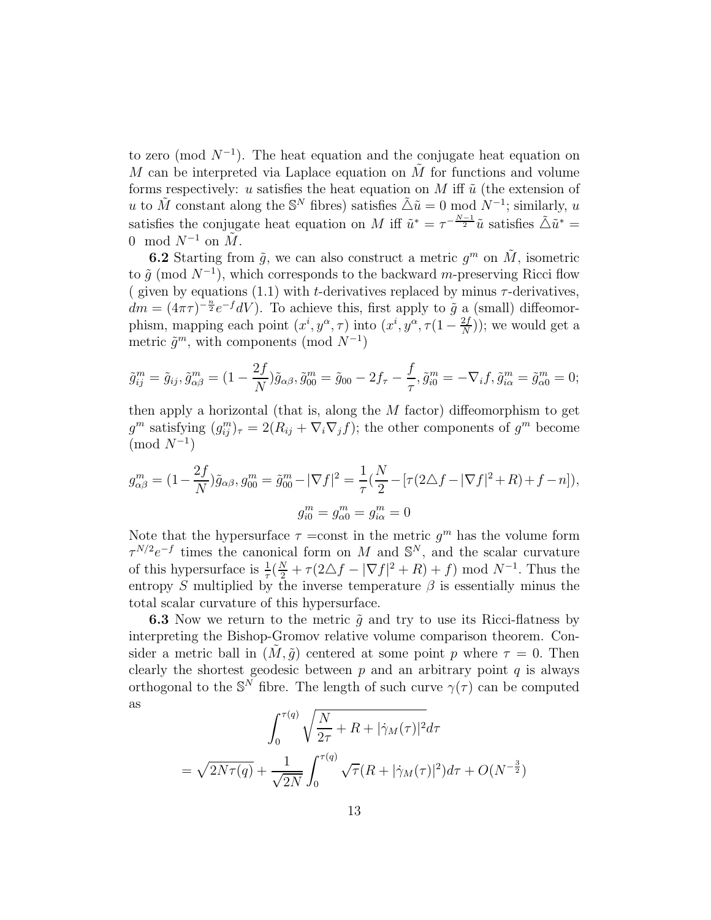to zero (mod $N^{-1}$). The heat equation and the conjugate heat equation on $M$ can be interpreted via Laplace equation on $\tilde{M}$ for functions and volume forms respectively: $u$ satisfies the heat equation on $M$ iff $\tilde{u}$ (the extension of $u$ to $\tilde{M}$ constant along the $\mathbb{S}^N$ fibres) satisfies $\tilde{\triangle}\tilde{u} = 0$ mod $N^{-1}$; similarly, $u$ satisfies the conjugate heat equation on $M$ iff $\tilde{u}^* = \tau^{-\frac{N-1}{2}}\tilde{u}$ satisfies $\tilde{\triangle}\tilde{u}^* = 0 \mod N^{-1}$ on $\tilde{M}$.

**6.2** Starting from $\tilde{g}$, we can also construct a metric $g^m$ on $\tilde{M}$, isometric to $\tilde{g}$ (mod $N^{-1}$), which corresponds to the backward $m$-preserving Ricci flow ( given by equations (1.1) with $t$-derivatives replaced by minus $\tau$-derivatives, $dm = (4\pi\tau)^{-\frac{n}{2}}e^{-f}dV$). To achieve this, first apply to $\tilde{g}$ a (small) diffeomorphism, mapping each point $(x^i, y^\alpha, \tau)$ into $(x^i, y^\alpha, \tau(1 - \frac{2f}{N}))$; we would get a metric $\tilde{g}^m$, with components (mod $N^{-1}$)

$$\tilde{g}^m_{ij} = \tilde{g}_{ij}, \tilde{g}^m_{\alpha\beta} = (1 - \frac{2f}{N})\tilde{g}_{\alpha\beta}, \tilde{g}^m_{00} = \tilde{g}_{00} - 2f_\tau - \frac{f}{\tau}, \tilde{g}^m_{i0} = -\nabla_i f, \tilde{g}^m_{i\alpha} = \tilde{g}^m_{\alpha 0} = 0;$$

then apply a horizontal (that is, along the $M$ factor) diffeomorphism to get $g^m$ satisfying $(g^m_{ij})_\tau = 2(R_{ij} + \nabla_i\nabla_j f)$; the other components of $g^m$ become (mod $N^{-1}$)

$$g^m_{\alpha\beta} = (1 - \frac{2f}{N})\tilde{g}_{\alpha\beta}, g^m_{00} = \tilde{g}^m_{00} - |\nabla f|^2 = \frac{1}{\tau}(\frac{N}{2} - [\tau(2\triangle f - |\nabla f|^2 + R) + f - n]),$$

$$g^m_{i0} = g^m_{\alpha 0} = g^m_{i\alpha} = 0$$

Note that the hypersurface $\tau =$const in the metric $g^m$ has the volume form $\tau^{N/2}e^{-f}$ times the canonical form on $M$ and $\mathbb{S}^N$, and the scalar curvature of this hypersurface is $\frac{1}{\tau}(\frac{N}{2} + \tau(2\triangle f - |\nabla f|^2 + R) + f)$ mod $N^{-1}$. Thus the entropy $S$ multiplied by the inverse temperature $\beta$ is essentially minus the total scalar curvature of this hypersurface.

**6.3** Now we return to the metric $\tilde{g}$ and try to use its Ricci-flatness by interpreting the Bishop-Gromov relative volume comparison theorem. Consider a metric ball in $(\tilde{M}, \tilde{g})$ centered at some point $p$ where $\tau = 0$. Then clearly the shortest geodesic between $p$ and an arbitrary point $q$ is always orthogonal to the $\mathbb{S}^N$ fibre. The length of such curve $\gamma(\tau)$ can be computed as

$$\int_0^{\tau(q)} \sqrt{\frac{N}{2\tau} + R + |\dot{\gamma}_M(\tau)|^2} d\tau$$

$$= \sqrt{2N\tau(q)} + \frac{1}{\sqrt{2N}} \int_0^{\tau(q)} \sqrt{\tau}(R + |\dot{\gamma}_M(\tau)|^2) d\tau + O(N^{-\frac{3}{2}})$$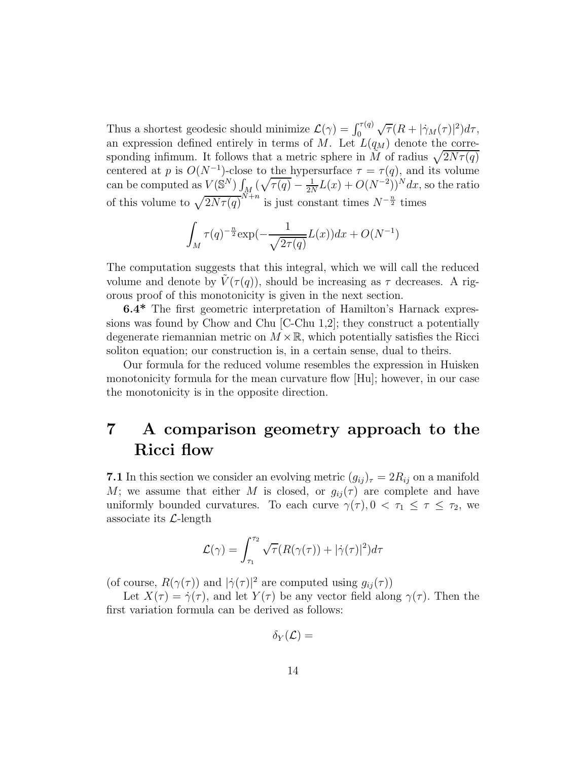Thus a shortest geodesic should minimize $\mathcal{L}(\gamma) = \int_0^{\tau(q)} \sqrt{\tau}(R + |\dot{\gamma}_M(\tau)|^2)d\tau$, an expression defined entirely in terms of $M$. Let $L(q_M)$ denote the corresponding infimum. It follows that a metric sphere in $\tilde{M}$ of radius $\sqrt{2N\tau(q)}$ centered at $p$ is $O(N^{-1})$-close to the hypersurface $\tau = \tau(q)$, and its volume can be computed as $V(\mathbb{S}^N)\int_M (\sqrt{\tau(q)} - \frac{1}{2N}L(x) + O(N^{-2}))^N dx$, so the ratio of this volume to $\sqrt{2N\tau(q)}^{N+n}$ is just constant times $N^{-\frac{n}{2}}$ times

$$\int_M \tau(q)^{-\frac{n}{2}} \exp(-\frac{1}{\sqrt{2\tau(q)}}L(x))dx + O(N^{-1})$$

The computation suggests that this integral, which we will call the reduced volume and denote by $\tilde{V}(\tau(q))$, should be increasing as $\tau$ decreases. A rigorous proof of this monotonicity is given in the next section.

**6.4*** The first geometric interpretation of Hamilton's Harnack expressions was found by Chow and Chu [C-Chu 1,2]; they construct a potentially degenerate riemannian metric on $M \times \mathbb{R}$, which potentially satisfies the Ricci soliton equation; our construction is, in a certain sense, dual to theirs.

Our formula for the reduced volume resembles the expression in Huisken monotonicity formula for the mean curvature flow [Hu]; however, in our case the monotonicity is in the opposite direction.

# 7 A comparison geometry approach to the Ricci flow

**7.1** In this section we consider an evolving metric $(g_{ij})_\tau = 2R_{ij}$ on a manifold $M$; we assume that either $M$ is closed, or $g_{ij}(\tau)$ are complete and have uniformly bounded curvatures. To each curve $\gamma(\tau), 0 < \tau_1 \leq \tau \leq \tau_2$, we associate its $\mathcal{L}$-length

$$\mathcal{L}(\gamma) = \int_{\tau_1}^{\tau_2} \sqrt{\tau}(R(\gamma(\tau)) + |\dot{\gamma}(\tau)|^2)d\tau$$

(of course, $R(\gamma(\tau))$ and $|\dot{\gamma}(\tau)|^2$ are computed using $g_{ij}(\tau)$)

Let $X(\tau) = \dot{\gamma}(\tau)$, and let $Y(\tau)$ be any vector field along $\gamma(\tau)$. Then the first variation formula can be derived as follows:

$$\delta_Y(\mathcal{L}) =$$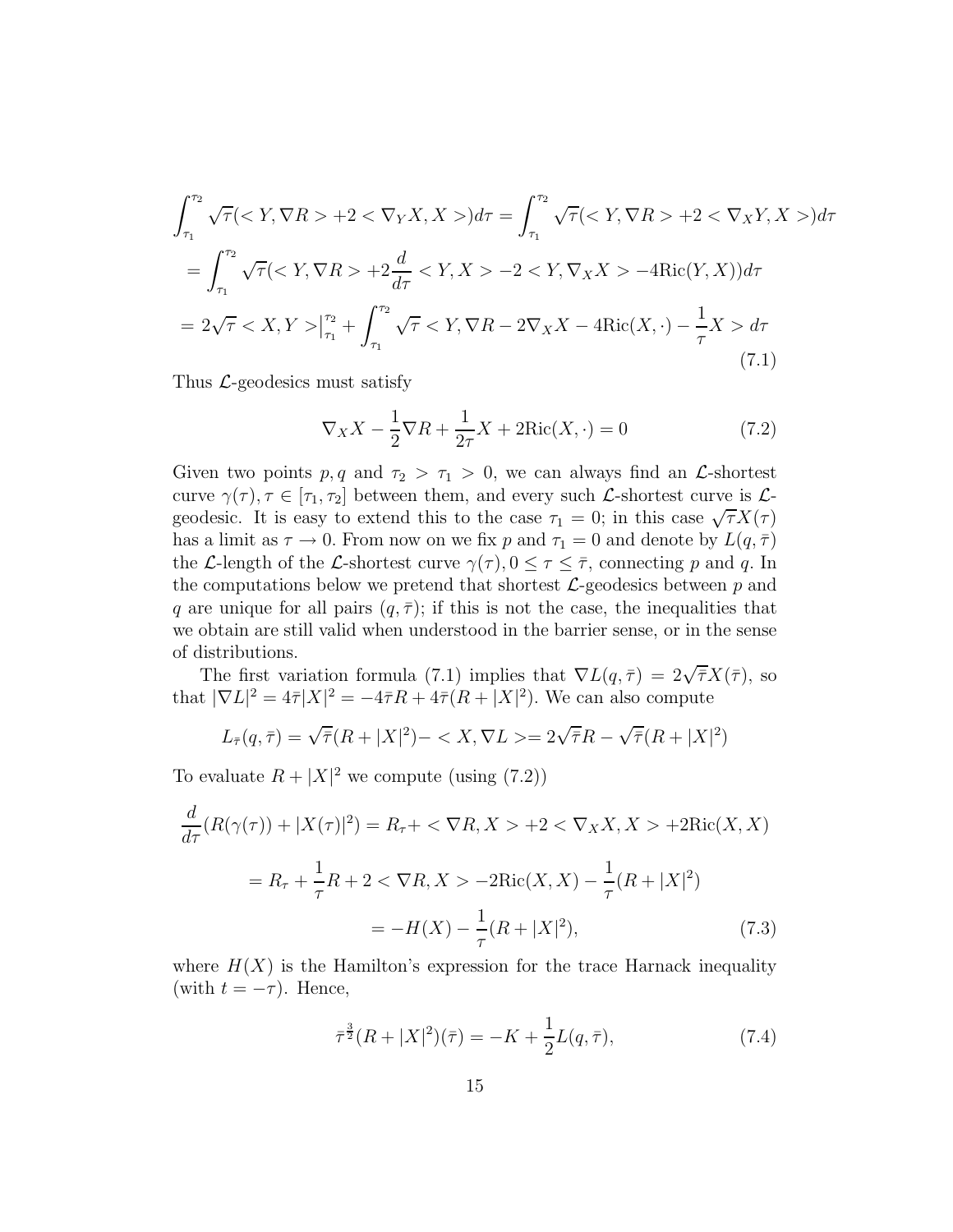$$
\begin{aligned}
&\int_{\tau_1}^{\tau_2} \sqrt{\tau}(<Y, \nabla R> + 2 < \nabla_Y X, X>)d\tau = \int_{\tau_1}^{\tau_2} \sqrt{\tau}(<Y, \nabla R> + 2 < \nabla_X Y, X>)d\tau \\
&= \int_{\tau_1}^{\tau_2} \sqrt{\tau}(<Y, \nabla R> + 2\frac{d}{d\tau} < Y, X> - 2 < Y, \nabla_X X> - 4\mathrm{Ric}(Y, X))d\tau \\
&= 2\sqrt{\tau} < X, Y>\Big|_{\tau_1}^{\tau_2} + \int_{\tau_1}^{\tau_2} \sqrt{\tau} < Y, \nabla R - 2\nabla_X X - 4\mathrm{Ric}(X, \cdot) - \frac{1}{\tau}X > d\tau
\end{aligned} \tag{7.1}
$$

Thus $\mathcal{L}$-geodesics must satisfy

$$
\nabla_X X - \frac{1}{2}\nabla R + \frac{1}{2\tau}X + 2\mathrm{Ric}(X, \cdot) = 0 \tag{7.2}
$$

Given two points $p, q$ and $\tau_2 > \tau_1 > 0$, we can always find an $\mathcal{L}$-shortest curve $\gamma(\tau), \tau \in [\tau_1, \tau_2]$ between them, and every such $\mathcal{L}$-shortest curve is $\mathcal{L}$-geodesic. It is easy to extend this to the case $\tau_1 = 0$; in this case $\sqrt{\tau}X(\tau)$ has a limit as $\tau \to 0$. From now on we fix $p$ and $\tau_1 = 0$ and denote by $L(q, \bar{\tau})$ the $\mathcal{L}$-length of the $\mathcal{L}$-shortest curve $\gamma(\tau), 0 \le \tau \le \bar{\tau}$, connecting $p$ and $q$. In the computations below we pretend that shortest $\mathcal{L}$-geodesics between $p$ and $q$ are unique for all pairs $(q, \bar{\tau})$; if this is not the case, the inequalities that we obtain are still valid when understood in the barrier sense, or in the sense of distributions.

The first variation formula (7.1) implies that $\nabla L(q, \bar{\tau}) = 2\sqrt{\bar{\tau}}X(\bar{\tau})$, so that $|\nabla L|^2 = 4\bar{\tau}|X|^2 = -4\bar{\tau}R + 4\bar{\tau}(R + |X|^2)$. We can also compute

$$
L_{\bar{\tau}}(q, \bar{\tau}) = \sqrt{\bar{\tau}}(R + |X|^2) - < X, \nabla L> = 2\sqrt{\bar{\tau}}R - \sqrt{\bar{\tau}}(R + |X|^2)
$$

To evaluate $R + |X|^2$ we compute (using (7.2))

$$
\begin{aligned}
\frac{d}{d\tau}(R(\gamma(\tau)) + |X(\tau)|^2) &= R_\tau + < \nabla R, X> + 2 < \nabla_X X, X> + 2\mathrm{Ric}(X, X) \\
&= R_\tau + \frac{1}{\tau}R + 2 < \nabla R, X> - 2\mathrm{Ric}(X, X) - \frac{1}{\tau}(R + |X|^2) \\
&= -H(X) - \frac{1}{\tau}(R + |X|^2),
\end{aligned} \tag{7.3}
$$

where $H(X)$ is the Hamilton's expression for the trace Harnack inequality (with $t = -\tau$). Hence,

$$
\bar{\tau}^{\frac{3}{2}}(R + |X|^2)(\bar{\tau}) = -K + \frac{1}{2}L(q, \bar{\tau}), \tag{7.4}
$$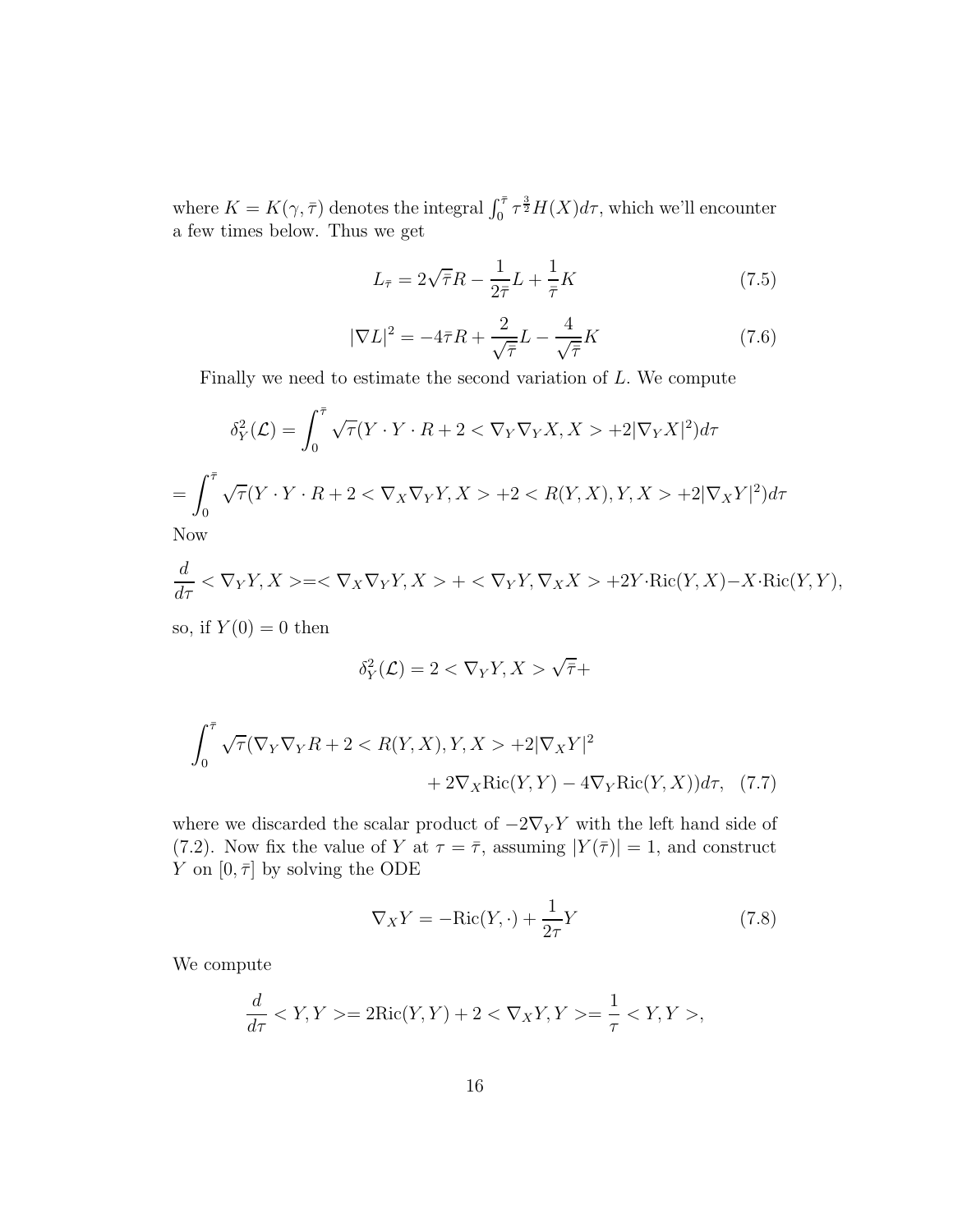where $K = K(\gamma, \bar{\tau})$ denotes the integral $\int_0^{\bar{\tau}} \tau^{\frac{3}{2}} H(X) d\tau$, which we'll encounter a few times below. Thus we get

$$L_{\bar{\tau}} = 2\sqrt{\bar{\tau}}R - \frac{1}{2\bar{\tau}}L + \frac{1}{\bar{\tau}}K \tag{7.5}$$

$$|\nabla L|^2 = -4\bar{\tau}R + \frac{2}{\sqrt{\bar{\tau}}}L - \frac{4}{\sqrt{\bar{\tau}}}K \tag{7.6}$$

Finally we need to estimate the second variation of $L$. We compute

$$\delta_Y^2(\mathcal{L}) = \int_0^{\bar{\tau}} \sqrt{\tau}(Y \cdot Y \cdot R + 2 < \nabla_Y \nabla_Y X, X > +2|\nabla_Y X|^2) d\tau$$

$$= \int_0^{\bar{\tau}} \sqrt{\tau}(Y \cdot Y \cdot R + 2 < \nabla_X \nabla_Y Y, X > +2 < R(Y, X), Y, X > +2|\nabla_X Y|^2) d\tau$$

Now

$$\frac{d}{d\tau} < \nabla_Y Y, X > = < \nabla_X \nabla_Y Y, X > + < \nabla_Y Y, \nabla_X X > +2Y \cdot \mathrm{Ric}(Y, X) - X \cdot \mathrm{Ric}(Y, Y),$$

so, if $Y(0) = 0$ then

$$\delta_Y^2(\mathcal{L}) = 2 < \nabla_Y Y, X > \sqrt{\bar{\tau}} +$$

$$\int_0^{\bar{\tau}} \sqrt{\tau}(\nabla_Y \nabla_Y R + 2 < R(Y, X), Y, X > +2|\nabla_X Y|^2 + 2\nabla_X \mathrm{Ric}(Y, Y) - 4\nabla_Y \mathrm{Ric}(Y, X)) d\tau, \tag{7.7}$$

where we discarded the scalar product of $-2\nabla_Y Y$ with the left hand side of (7.2). Now fix the value of $Y$ at $\tau = \bar{\tau}$, assuming $|Y(\bar{\tau})| = 1$, and construct $Y$ on $[0, \bar{\tau}]$ by solving the ODE

$$\nabla_X Y = -\mathrm{Ric}(Y, \cdot) + \frac{1}{2\tau} Y \tag{7.8}$$

We compute

$$\frac{d}{d\tau} < Y, Y > = 2\mathrm{Ric}(Y, Y) + 2 < \nabla_X Y, Y > = \frac{1}{\tau} < Y, Y >,$$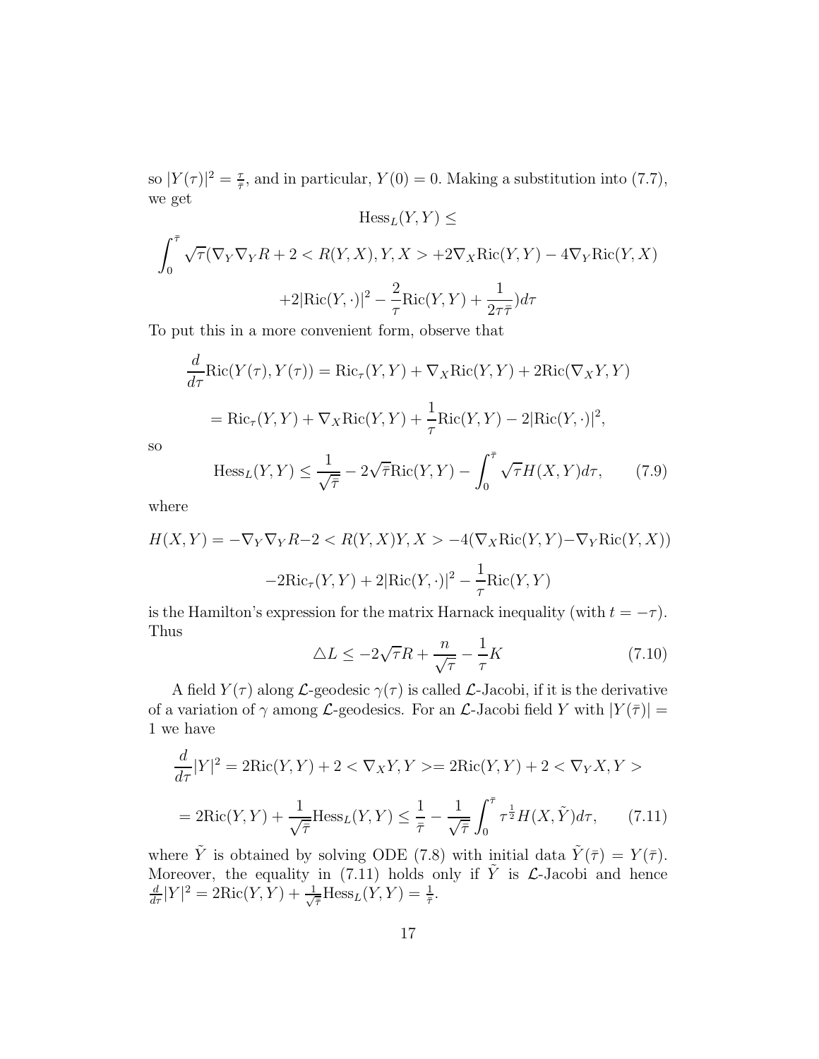so $|Y(\tau)|^2 = \frac{\tau}{\bar{\tau}}$, and in particular, $Y(0) = 0$. Making a substitution into (7.7), we get

$$\mathrm{Hess}_L(Y,Y) \leq$$

$$\int_0^{\bar{\tau}} \sqrt{\tau}(\nabla_Y\nabla_Y R + 2 < R(Y,X),Y,X > +2\nabla_X \mathrm{Ric}(Y,Y) - 4\nabla_Y \mathrm{Ric}(Y,X)$$

$$+2|\mathrm{Ric}(Y,\cdot)|^2 - \frac{2}{\tau}\mathrm{Ric}(Y,Y) + \frac{1}{2\tau\bar{\tau}})d\tau$$

To put this in a more convenient form, observe that

$$\frac{d}{d\tau}\mathrm{Ric}(Y(\tau),Y(\tau)) = \mathrm{Ric}_\tau(Y,Y) + \nabla_X \mathrm{Ric}(Y,Y) + 2\mathrm{Ric}(\nabla_X Y, Y)$$

$$= \mathrm{Ric}_\tau(Y,Y) + \nabla_X \mathrm{Ric}(Y,Y) + \frac{1}{\tau}\mathrm{Ric}(Y,Y) - 2|\mathrm{Ric}(Y,\cdot)|^2,$$

so

$$\mathrm{Hess}_L(Y,Y) \leq \frac{1}{\sqrt{\bar{\tau}}} - 2\sqrt{\bar{\tau}}\mathrm{Ric}(Y,Y) - \int_0^{\bar{\tau}} \sqrt{\tau} H(X,Y) d\tau, \qquad (7.9)$$

where

$$H(X,Y) = -\nabla_Y\nabla_Y R - 2 < R(Y,X)Y,X > -4(\nabla_X \mathrm{Ric}(Y,Y) - \nabla_Y \mathrm{Ric}(Y,X))$$

$$-2\mathrm{Ric}_\tau(Y,Y) + 2|\mathrm{Ric}(Y,\cdot)|^2 - \frac{1}{\tau}\mathrm{Ric}(Y,Y)$$

is the Hamilton's expression for the matrix Harnack inequality (with $t = -\tau$). Thus

$$\triangle L \leq -2\sqrt{\tau}R + \frac{n}{\sqrt{\tau}} - \frac{1}{\tau}K \qquad (7.10)$$

A field $Y(\tau)$ along $\mathcal{L}$-geodesic $\gamma(\tau)$ is called $\mathcal{L}$-Jacobi, if it is the derivative of a variation of $\gamma$ among $\mathcal{L}$-geodesics. For an $\mathcal{L}$-Jacobi field $Y$ with $|Y(\bar{\tau})| = 1$ we have

$$\frac{d}{d\tau}|Y|^2 = 2\mathrm{Ric}(Y,Y) + 2 < \nabla_X Y, Y >= 2\mathrm{Ric}(Y,Y) + 2 < \nabla_Y X, Y >$$

$$= 2\mathrm{Ric}(Y,Y) + \frac{1}{\sqrt{\bar{\tau}}}\mathrm{Hess}_L(Y,Y) \leq \frac{1}{\bar{\tau}} - \frac{1}{\sqrt{\bar{\tau}}}\int_0^{\bar{\tau}} \tau^{\frac{1}{2}} H(X,\tilde{Y})d\tau, \qquad (7.11)$$

where $\tilde{Y}$ is obtained by solving ODE (7.8) with initial data $\tilde{Y}(\bar{\tau}) = Y(\bar{\tau})$. Moreover, the equality in (7.11) holds only if $\tilde{Y}$ is $\mathcal{L}$-Jacobi and hence $\frac{d}{d\tau}|Y|^2 = 2\mathrm{Ric}(Y,Y) + \frac{1}{\sqrt{\bar{\tau}}}\mathrm{Hess}_L(Y,Y) = \frac{1}{\bar{\tau}}$.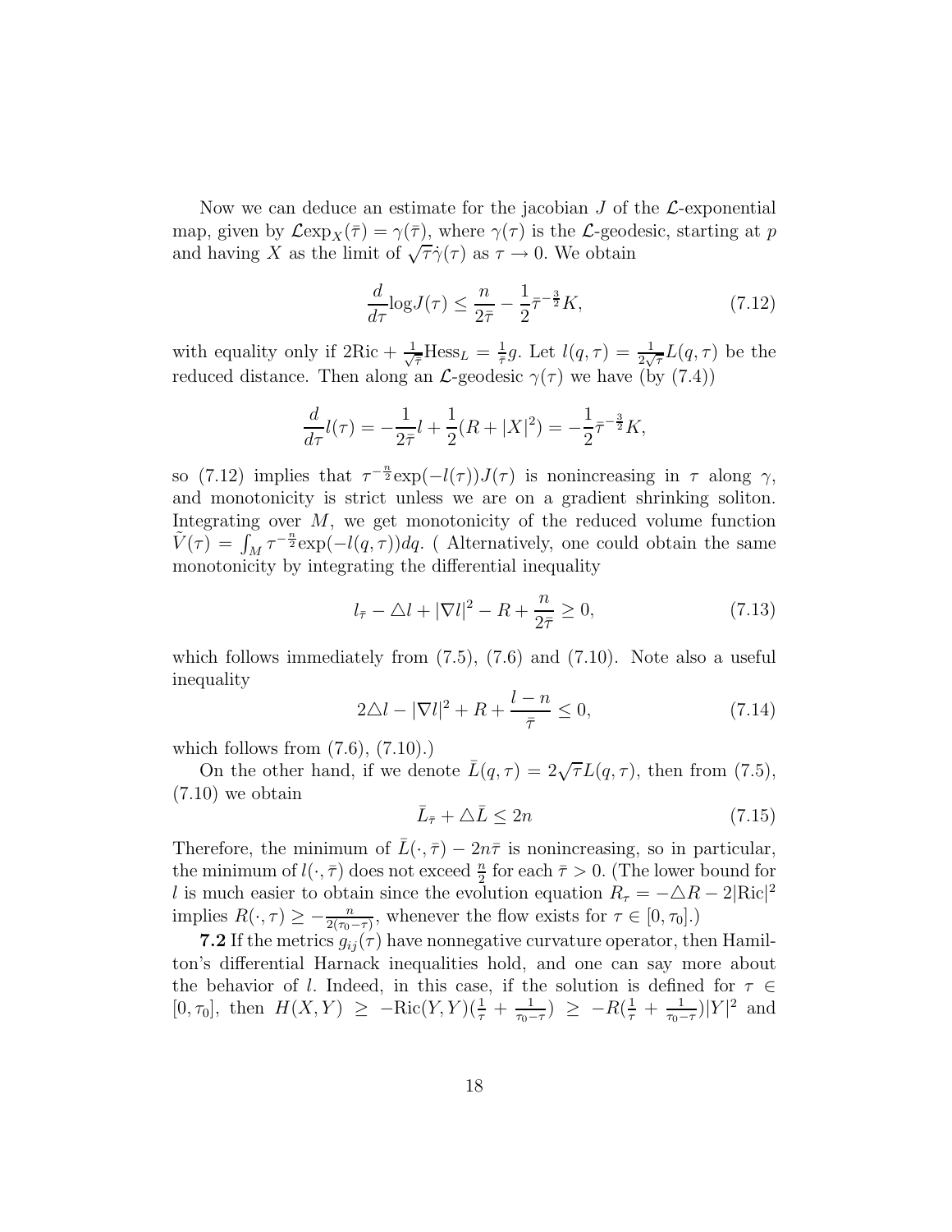Now we can deduce an estimate for the jacobian $J$ of the $\mathcal{L}$-exponential map, given by $\mathcal{L}\exp_X(\bar{\tau}) = \gamma(\bar{\tau})$, where $\gamma(\tau)$ is the $\mathcal{L}$-geodesic, starting at $p$ and having $X$ as the limit of $\sqrt{\tau}\dot{\gamma}(\tau)$ as $\tau \to 0$. We obtain

$$\frac{d}{d\tau}\log J(\tau) \leq \frac{n}{2\bar{\tau}} - \frac{1}{2}\bar{\tau}^{-\frac{3}{2}}K, \tag{7.12}$$

with equality only if $2\text{Ric} + \frac{1}{\sqrt{\bar{\tau}}}\text{Hess}_L = \frac{1}{\bar{\tau}}g$. Let $l(q,\tau) = \frac{1}{2\sqrt{\tau}}L(q,\tau)$ be the reduced distance. Then along an $\mathcal{L}$-geodesic $\gamma(\tau)$ we have (by (7.4))

$$\frac{d}{d\tau}l(\tau) = -\frac{1}{2\bar{\tau}}l + \frac{1}{2}(R + |X|^2) = -\frac{1}{2}\bar{\tau}^{-\frac{3}{2}}K,$$

so (7.12) implies that $\tau^{-\frac{n}{2}}\exp(-l(\tau))J(\tau)$ is nonincreasing in $\tau$ along $\gamma$, and monotonicity is strict unless we are on a gradient shrinking soliton. Integrating over $M$, we get monotonicity of the reduced volume function $\tilde{V}(\tau) = \int_M \tau^{-\frac{n}{2}}\exp(-l(q,\tau))dq$. ( Alternatively, one could obtain the same monotonicity by integrating the differential inequality

$$l_{\bar{\tau}} - \triangle l + |\nabla l|^2 - R + \frac{n}{2\bar{\tau}} \geq 0, \tag{7.13}$$

which follows immediately from (7.5), (7.6) and (7.10). Note also a useful inequality

$$2\triangle l - |\nabla l|^2 + R + \frac{l-n}{\bar{\tau}} \leq 0, \tag{7.14}$$

which follows from (7.6), (7.10).)

On the other hand, if we denote $\bar{L}(q,\tau) = 2\sqrt{\tau}L(q,\tau)$, then from (7.5), (7.10) we obtain

$$\bar{L}_{\bar{\tau}} + \triangle\bar{L} \leq 2n \tag{7.15}$$

Therefore, the minimum of $\bar{L}(\cdot,\bar{\tau}) - 2n\bar{\tau}$ is nonincreasing, so in particular, the minimum of $l(\cdot,\bar{\tau})$ does not exceed $\frac{n}{2}$ for each $\bar{\tau} > 0$. (The lower bound for $l$ is much easier to obtain since the evolution equation $R_\tau = -\triangle R - 2|\text{Ric}|^2$ implies $R(\cdot,\tau) \geq -\frac{n}{2(\tau_0-\tau)}$, whenever the flow exists for $\tau \in [0,\tau_0]$.)

**7.2** If the metrics $g_{ij}(\tau)$ have nonnegative curvature operator, then Hamilton's differential Harnack inequalities hold, and one can say more about the behavior of $l$. Indeed, in this case, if the solution is defined for $\tau \in [0,\tau_0]$, then $H(X,Y) \geq -\text{Ric}(Y,Y)(\frac{1}{\tau} + \frac{1}{\tau_0-\tau}) \geq -R(\frac{1}{\tau} + \frac{1}{\tau_0-\tau})|Y|^2$ and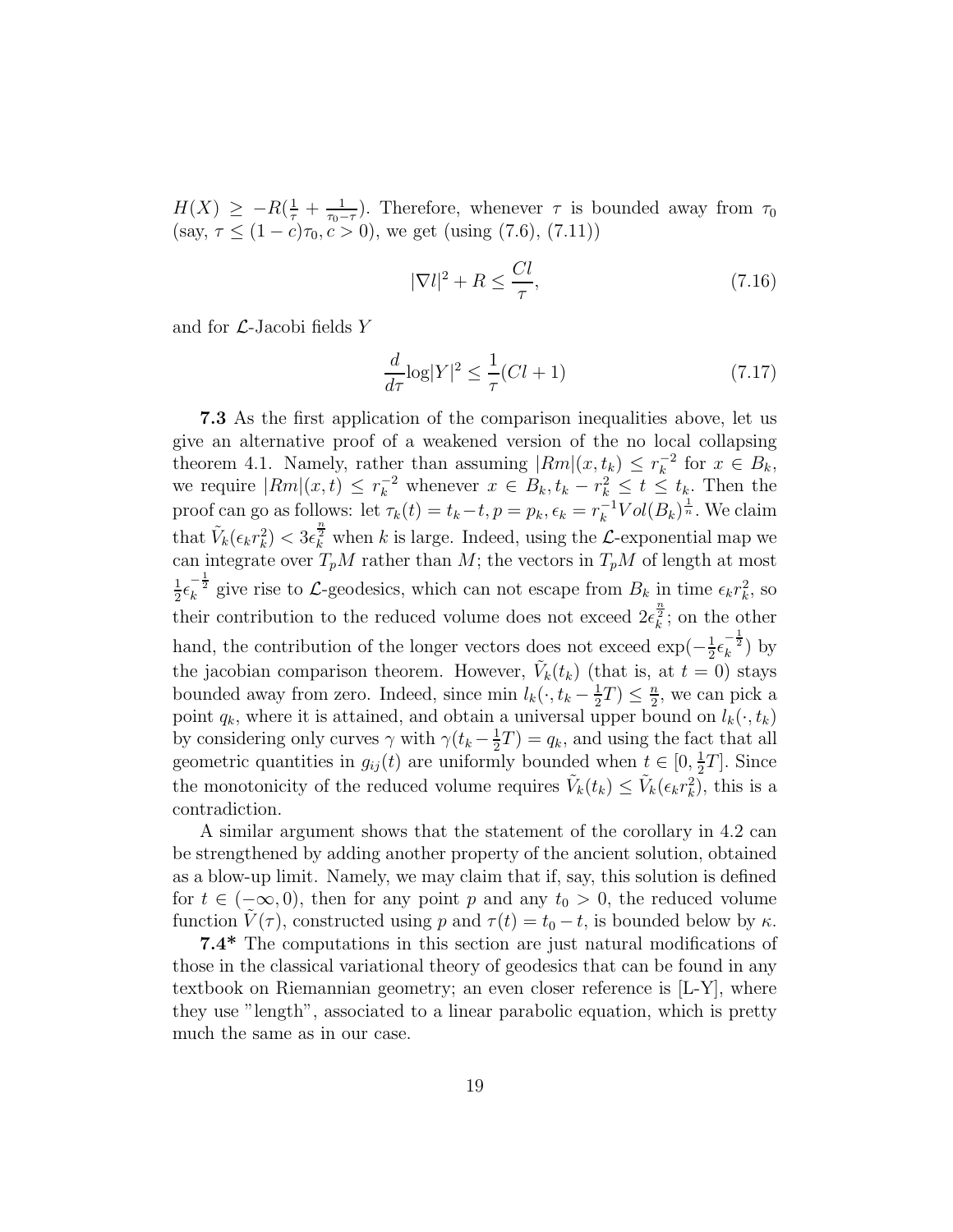$H(X) \geq -R(\frac{1}{\tau}+\frac{1}{\tau_0-\tau})$. Therefore, whenever $\tau$ is bounded away from $\tau_0$ (say, $\tau \leq (1-c)\tau_0, c>0$), we get (using (7.6), (7.11))

$$|\nabla l|^2 + R \leq \frac{Cl}{\tau}, \tag{7.16}$$

and for $\mathcal{L}$-Jacobi fields $Y$

$$\frac{d}{d\tau}\log|Y|^2 \leq \frac{1}{\tau}(Cl+1) \tag{7.17}$$

**7.3** As the first application of the comparison inequalities above, let us give an alternative proof of a weakened version of the no local collapsing theorem 4.1. Namely, rather than assuming $|Rm|(x,t_k) \leq r_k^{-2}$ for $x \in B_k$, we require $|Rm|(x,t) \leq r_k^{-2}$ whenever $x \in B_k, t_k - r_k^2 \leq t \leq t_k$. Then the proof can go as follows: let $\tau_k(t) = t_k - t, p = p_k, \epsilon_k = r_k^{-1}Vol(B_k)^{\frac{1}{n}}$. We claim that $\tilde{V}_k(\epsilon_k r_k^2) < 3\epsilon_k^{\frac{n}{2}}$ when $k$ is large. Indeed, using the $\mathcal{L}$-exponential map we can integrate over $T_pM$ rather than $M$; the vectors in $T_pM$ of length at most $\frac{1}{2}\epsilon_k^{-\frac{1}{2}}$ give rise to $\mathcal{L}$-geodesics, which can not escape from $B_k$ in time $\epsilon_k r_k^2$, so their contribution to the reduced volume does not exceed $2\epsilon_k^{\frac{n}{2}}$; on the other hand, the contribution of the longer vectors does not exceed $\exp(-\frac{1}{2}\epsilon_k^{-\frac{1}{2}})$ by the jacobian comparison theorem. However, $\tilde{V}_k(t_k)$ (that is, at $t=0$) stays bounded away from zero. Indeed, since $\min l_k(\cdot, t_k - \frac{1}{2}T) \leq \frac{n}{2}$, we can pick a point $q_k$, where it is attained, and obtain a universal upper bound on $l_k(\cdot, t_k)$ by considering only curves $\gamma$ with $\gamma(t_k - \frac{1}{2}T) = q_k$, and using the fact that all geometric quantities in $g_{ij}(t)$ are uniformly bounded when $t \in [0, \frac{1}{2}T]$. Since the monotonicity of the reduced volume requires $\tilde{V}_k(t_k) \leq \tilde{V}_k(\epsilon_k r_k^2)$, this is a contradiction.

A similar argument shows that the statement of the corollary in 4.2 can be strengthened by adding another property of the ancient solution, obtained as a blow-up limit. Namely, we may claim that if, say, this solution is defined for $t \in (-\infty, 0)$, then for any point $p$ and any $t_0 > 0$, the reduced volume function $\tilde{V}(\tau)$, constructed using $p$ and $\tau(t) = t_0 - t$, is bounded below by $\kappa$.

**7.4*** The computations in this section are just natural modifications of those in the classical variational theory of geodesics that can be found in any textbook on Riemannian geometry; an even closer reference is [L-Y], where they use "length", associated to a linear parabolic equation, which is pretty much the same as in our case.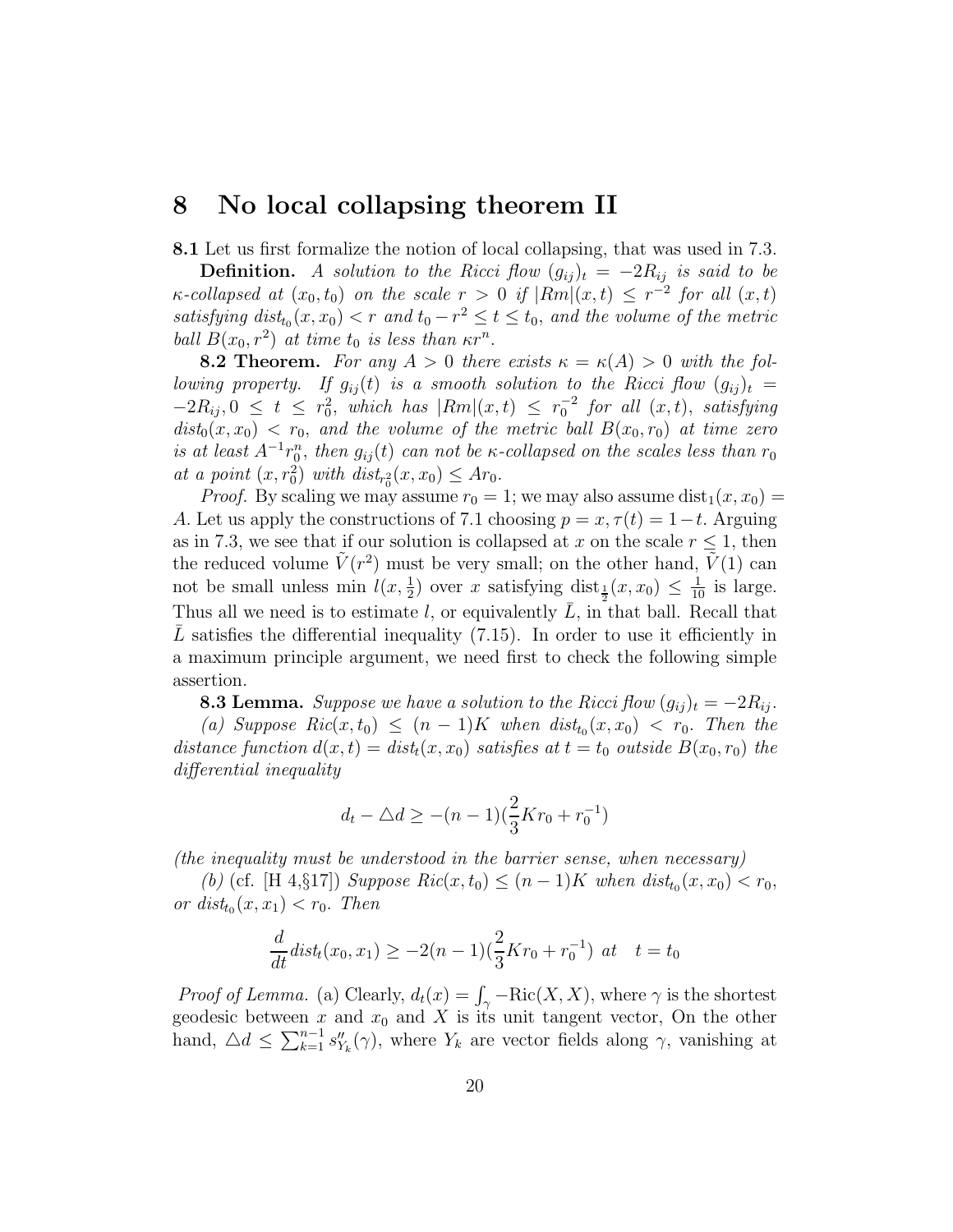# 8 No local collapsing theorem II

**8.1** Let us first formalize the notion of local collapsing, that was used in 7.3.

**Definition.** *A solution to the Ricci flow $(g_{ij})_t = -2R_{ij}$ is said to be $\kappa$-collapsed at $(x_0, t_0)$ on the scale $r > 0$ if $|Rm|(x,t) \leq r^{-2}$ for all $(x,t)$ satisfying $dist_{t_0}(x, x_0) < r$ and $t_0 - r^2 \leq t \leq t_0$, and the volume of the metric ball $B(x_0, r^2)$ at time $t_0$ is less than $\kappa r^n$.*

**8.2 Theorem.** *For any $A > 0$ there exists $\kappa = \kappa(A) > 0$ with the following property. If $g_{ij}(t)$ is a smooth solution to the Ricci flow $(g_{ij})_t = -2R_{ij}, 0 \leq t \leq r_0^2$, which has $|Rm|(x,t) \leq r_0^{-2}$ for all $(x,t)$, satisfying $dist_0(x, x_0) < r_0$, and the volume of the metric ball $B(x_0, r_0)$ at time zero is at least $A^{-1}r_0^n$, then $g_{ij}(t)$ can not be $\kappa$-collapsed on the scales less than $r_0$ at a point $(x, r_0^2)$ with $dist_{r_0^2}(x, x_0) \leq Ar_0$.*

*Proof.* By scaling we may assume $r_0 = 1$; we may also assume $\text{dist}_1(x, x_0) = A$. Let us apply the constructions of 7.1 choosing $p = x, \tau(t) = 1 - t$. Arguing as in 7.3, we see that if our solution is collapsed at $x$ on the scale $r \leq 1$, then the reduced volume $\tilde{V}(r^2)$ must be very small; on the other hand, $\tilde{V}(1)$ can not be small unless min $l(x, \frac{1}{2})$ over $x$ satisfying $\text{dist}_{\frac{1}{2}}(x, x_0) \leq \frac{1}{10}$ is large. Thus all we need is to estimate $l$, or equivalently $\bar{L}$, in that ball. Recall that $\bar{L}$ satisfies the differential inequality (7.15). In order to use it efficiently in a maximum principle argument, we need first to check the following simple assertion.

**8.3 Lemma.** *Suppose we have a solution to the Ricci flow $(g_{ij})_t = -2R_{ij}$.*

*(a) Suppose $Ric(x, t_0) \leq (n-1)K$ when $dist_{t_0}(x, x_0) < r_0$. Then the distance function $d(x,t) = dist_t(x, x_0)$ satisfies at $t = t_0$ outside $B(x_0, r_0)$ the differential inequality*

$$d_t - \triangle d \geq -(n-1)(\frac{2}{3}Kr_0 + r_0^{-1})$$

*(the inequality must be understood in the barrier sense, when necessary)*

*(b)* (cf. [H 4,§17]) *Suppose $Ric(x, t_0) \leq (n-1)K$ when $dist_{t_0}(x, x_0) < r_0$, or $dist_{t_0}(x, x_1) < r_0$. Then*

$$\frac{d}{dt}dist_t(x_0, x_1) \geq -2(n-1)(\frac{2}{3}Kr_0 + r_0^{-1}) \text{ at } \quad t = t_0$$

*Proof of Lemma.* (a) Clearly, $d_t(x) = \int_\gamma -\text{Ric}(X, X)$, where $\gamma$ is the shortest geodesic between $x$ and $x_0$ and $X$ is its unit tangent vector, On the other hand, $\triangle d \leq \sum_{k=1}^{n-1} s''_{Y_k}(\gamma)$, where $Y_k$ are vector fields along $\gamma$, vanishing at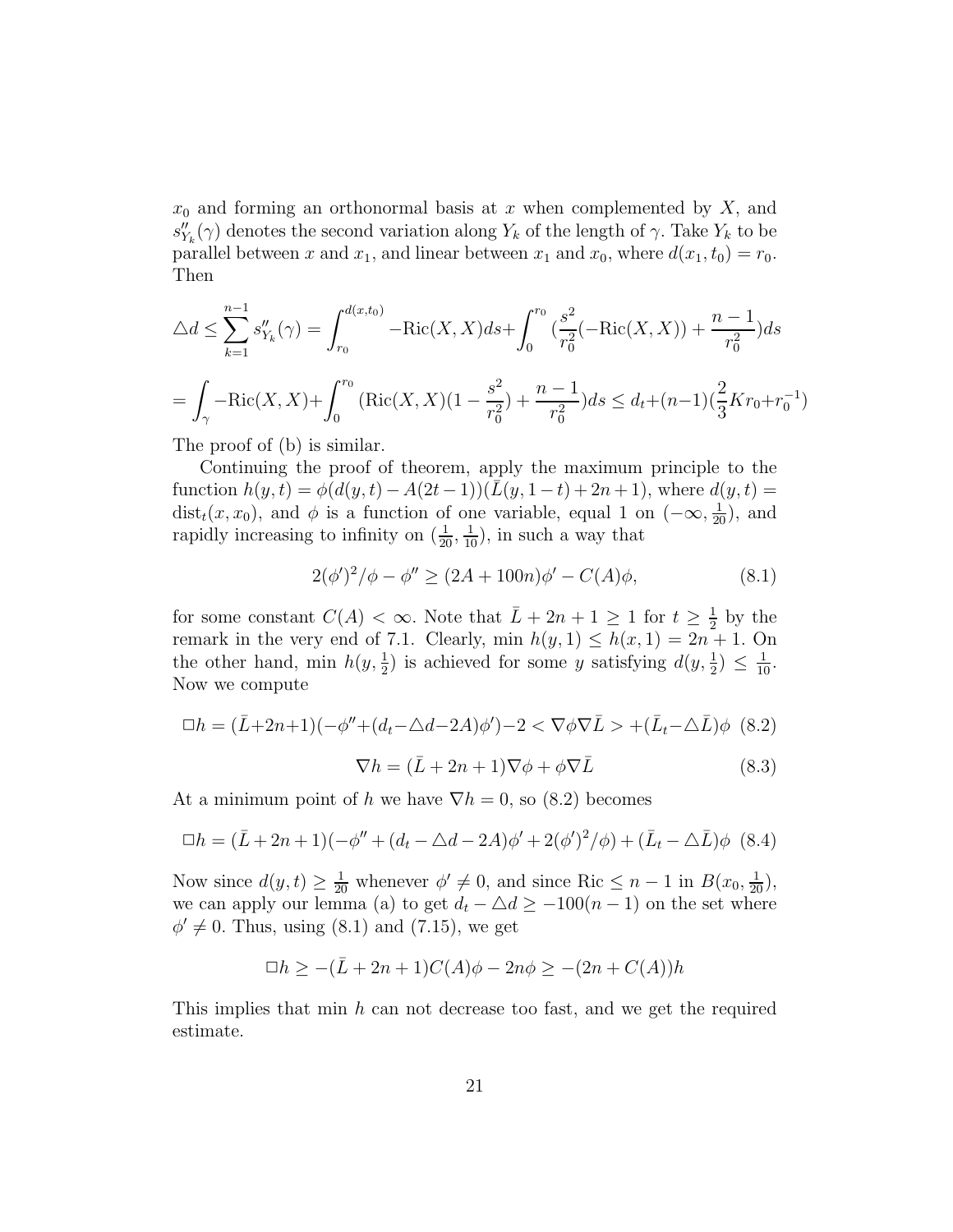$x_0$ and forming an orthonormal basis at $x$ when complemented by $X$, and $s''_{Y_k}(\gamma)$ denotes the second variation along $Y_k$ of the length of $\gamma$. Take $Y_k$ to be parallel between $x$ and $x_1$, and linear between $x_1$ and $x_0$, where $d(x_1, t_0) = r_0$. Then

$$\triangle d \leq \sum_{k=1}^{n-1} s''_{Y_k}(\gamma) = \int_{r_0}^{d(x,t_0)} -\mathrm{Ric}(X,X)ds + \int_0^{r_0} (\frac{s^2}{r_0^2}(-\mathrm{Ric}(X,X)) + \frac{n-1}{r_0^2})ds$$

$$= \int_\gamma -\mathrm{Ric}(X,X) + \int_0^{r_0} (\mathrm{Ric}(X,X)(1 - \frac{s^2}{r_0^2}) + \frac{n-1}{r_0^2})ds \leq d_t + (n-1)(\frac{2}{3}Kr_0 + r_0^{-1})$$

The proof of (b) is similar.

Continuing the proof of theorem, apply the maximum principle to the function $h(y,t) = \phi(d(y,t) - A(2t-1))(\bar{L}(y, 1-t) + 2n + 1)$, where $d(y,t) = \mathrm{dist}_t(x, x_0)$, and $\phi$ is a function of one variable, equal 1 on $(-\infty, \frac{1}{20})$, and rapidly increasing to infinity on $(\frac{1}{20}, \frac{1}{10})$, in such a way that

$$2(\phi')^2/\phi - \phi'' \geq (2A + 100n)\phi' - C(A)\phi, \tag{8.1}$$

for some constant $C(A) < \infty$. Note that $\bar{L} + 2n + 1 \geq 1$ for $t \geq \frac{1}{2}$ by the remark in the very end of 7.1. Clearly, min $h(y,1) \leq h(x,1) = 2n + 1$. On the other hand, min $h(y, \frac{1}{2})$ is achieved for some $y$ satisfying $d(y, \frac{1}{2}) \leq \frac{1}{10}$. Now we compute

$$\Box h = (\bar{L} + 2n + 1)(-\phi'' + (d_t - \triangle d - 2A)\phi') - 2 < \nabla\phi\nabla\bar{L} > + (\bar{L}_t - \triangle\bar{L})\phi \tag{8.2}$$

$$\nabla h = (\bar{L} + 2n + 1)\nabla\phi + \phi\nabla\bar{L} \tag{8.3}$$

At a minimum point of $h$ we have $\nabla h = 0$, so (8.2) becomes

$$\Box h = (\bar{L} + 2n + 1)(-\phi'' + (d_t - \triangle d - 2A)\phi' + 2(\phi')^2/\phi) + (\bar{L}_t - \triangle\bar{L})\phi \tag{8.4}$$

Now since $d(y,t) \geq \frac{1}{20}$ whenever $\phi' \neq 0$, and since $\mathrm{Ric} \leq n-1$ in $B(x_0, \frac{1}{20})$, we can apply our lemma (a) to get $d_t - \triangle d \geq -100(n-1)$ on the set where $\phi' \neq 0$. Thus, using (8.1) and (7.15), we get

$$\Box h \geq -(\bar{L} + 2n + 1)C(A)\phi - 2n\phi \geq -(2n + C(A))h$$

This implies that min $h$ can not decrease too fast, and we get the required estimate.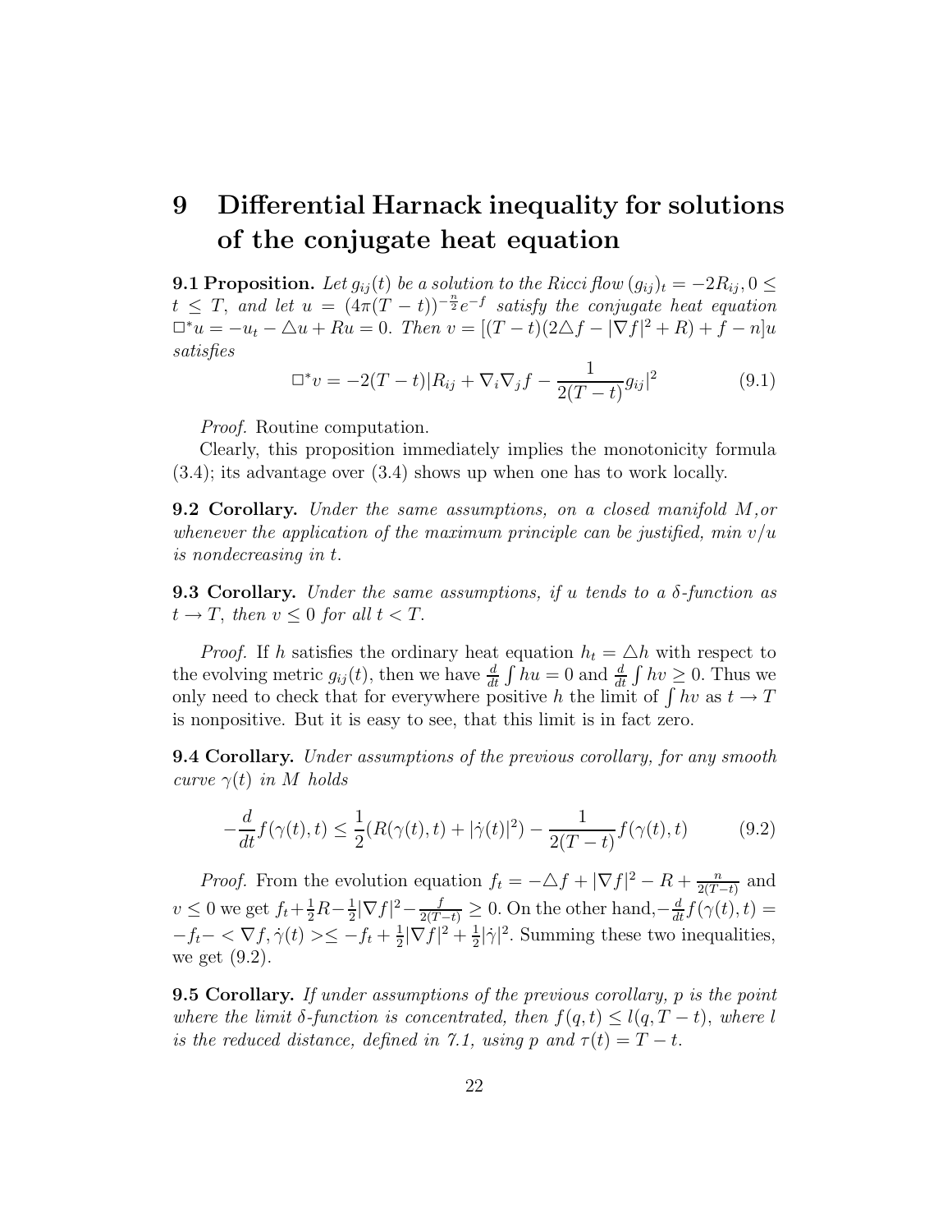# 9 Differential Harnack inequality for solutions of the conjugate heat equation

**9.1 Proposition.** *Let $g_{ij}(t)$ be a solution to the Ricci flow $(g_{ij})_t = -2R_{ij}, 0 \leq t \leq T$, and let $u = (4\pi(T-t))^{-\frac{n}{2}}e^{-f}$ satisfy the conjugate heat equation $\Box^* u = -u_t - \triangle u + Ru = 0$. Then $v = [(T-t)(2\triangle f - |\nabla f|^2 + R) + f - n]u$ satisfies*

$$\Box^* v = -2(T-t)|R_{ij} + \nabla_i\nabla_j f - \frac{1}{2(T-t)}g_{ij}|^2 \tag{9.1}$$

*Proof.* Routine computation.

Clearly, this proposition immediately implies the monotonicity formula (3.4); its advantage over (3.4) shows up when one has to work locally.

**9.2 Corollary.** *Under the same assumptions, on a closed manifold $M$,or whenever the application of the maximum principle can be justified, min $v/u$ is nondecreasing in $t$.*

**9.3 Corollary.** *Under the same assumptions, if $u$ tends to a $\delta$-function as $t \to T$, then $v \leq 0$ for all $t < T$.*

*Proof.* If $h$ satisfies the ordinary heat equation $h_t = \triangle h$ with respect to the evolving metric $g_{ij}(t)$, then we have $\frac{d}{dt}\int hu = 0$ and $\frac{d}{dt}\int hv \geq 0$. Thus we only need to check that for everywhere positive $h$ the limit of $\int hv$ as $t \to T$ is nonpositive. But it is easy to see, that this limit is in fact zero.

**9.4 Corollary.** *Under assumptions of the previous corollary, for any smooth curve $\gamma(t)$ in $M$ holds*

$$-\frac{d}{dt}f(\gamma(t),t) \leq \frac{1}{2}(R(\gamma(t),t) + |\dot{\gamma}(t)|^2) - \frac{1}{2(T-t)}f(\gamma(t),t) \tag{9.2}$$

*Proof.* From the evolution equation $f_t = -\triangle f + |\nabla f|^2 - R + \frac{n}{2(T-t)}$ and $v \leq 0$ we get $f_t + \frac{1}{2}R - \frac{1}{2}|\nabla f|^2 - \frac{f}{2(T-t)} \geq 0$. On the other hand,$-\frac{d}{dt}f(\gamma(t),t) = -f_t - <\nabla f, \dot{\gamma}(t)> \leq -f_t + \frac{1}{2}|\nabla f|^2 + \frac{1}{2}|\dot{\gamma}|^2$. Summing these two inequalities, we get (9.2).

**9.5 Corollary.** *If under assumptions of the previous corollary, $p$ is the point where the limit $\delta$-function is concentrated, then $f(q,t) \leq l(q, T-t)$, where $l$ is the reduced distance, defined in 7.1, using $p$ and $\tau(t) = T - t$.*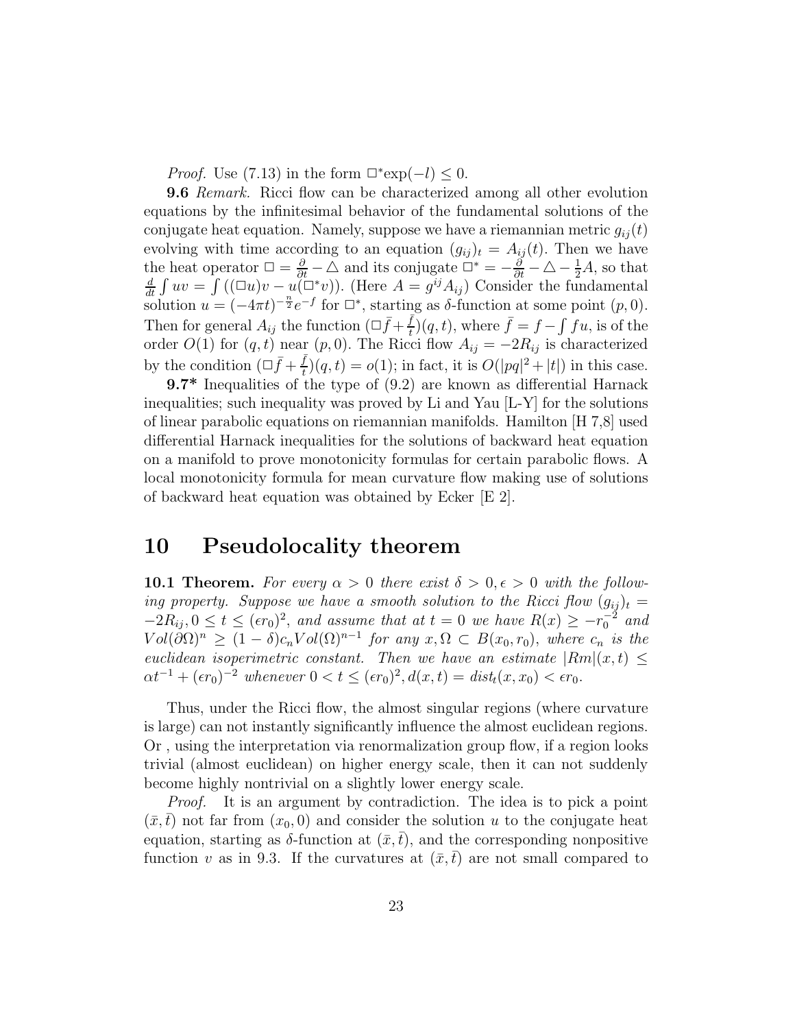*Proof.* Use (7.13) in the form $\square^* \exp(-l) \leq 0$.

**9.6** *Remark.* Ricci flow can be characterized among all other evolution equations by the infinitesimal behavior of the fundamental solutions of the conjugate heat equation. Namely, suppose we have a riemannian metric $g_{ij}(t)$ evolving with time according to an equation $(g_{ij})_t = A_{ij}(t)$. Then we have the heat operator $\square = \frac{\partial}{\partial t} - \triangle$ and its conjugate $\square^* = -\frac{\partial}{\partial t} - \triangle - \frac{1}{2}A$, so that $\frac{d}{dt}\int uv = \int((\square u)v - u(\square^* v))$. (Here $A = g^{ij}A_{ij}$) Consider the fundamental solution $u = (-4\pi t)^{-\frac{n}{2}}e^{-f}$ for $\square^*$, starting as $\delta$-function at some point $(p, 0)$. Then for general $A_{ij}$ the function $(\square \bar{f} + \frac{\bar{f}}{t})(q, t)$, where $\bar{f} = f - \int fu$, is of the order $O(1)$ for $(q, t)$ near $(p, 0)$. The Ricci flow $A_{ij} = -2R_{ij}$ is characterized by the condition $(\square \bar{f} + \frac{\bar{f}}{t})(q, t) = o(1)$; in fact, it is $O(|pq|^2 + |t|)$ in this case.

**9.7*** Inequalities of the type of (9.2) are known as differential Harnack inequalities; such inequality was proved by Li and Yau [L-Y] for the solutions of linear parabolic equations on riemannian manifolds. Hamilton [H 7,8] used differential Harnack inequalities for the solutions of backward heat equation on a manifold to prove monotonicity formulas for certain parabolic flows. A local monotonicity formula for mean curvature flow making use of solutions of backward heat equation was obtained by Ecker [E 2].

# 10 Pseudolocality theorem

**10.1 Theorem.** *For every $\alpha > 0$ there exist $\delta > 0, \epsilon > 0$ with the following property. Suppose we have a smooth solution to the Ricci flow $(g_{ij})_t = -2R_{ij}, 0 \leq t \leq (\epsilon r_0)^2$, and assume that at $t = 0$ we have $R(x) \geq -r_0^{-2}$ and $Vol(\partial\Omega)^n \geq (1 - \delta)c_n Vol(\Omega)^{n-1}$ for any $x, \Omega \subset B(x_0, r_0)$, where $c_n$ is the euclidean isoperimetric constant. Then we have an estimate $|Rm|(x, t) \leq \alpha t^{-1} + (\epsilon r_0)^{-2}$ whenever $0 < t \leq (\epsilon r_0)^2, d(x, t) = dist_t(x, x_0) < \epsilon r_0$.*

Thus, under the Ricci flow, the almost singular regions (where curvature is large) can not instantly significantly influence the almost euclidean regions. Or , using the interpretation via renormalization group flow, if a region looks trivial (almost euclidean) on higher energy scale, then it can not suddenly become highly nontrivial on a slightly lower energy scale.

*Proof.* It is an argument by contradiction. The idea is to pick a point $(\bar{x}, \bar{t})$ not far from $(x_0, 0)$ and consider the solution $u$ to the conjugate heat equation, starting as $\delta$-function at $(\bar{x}, \bar{t})$, and the corresponding nonpositive function $v$ as in 9.3. If the curvatures at $(\bar{x}, \bar{t})$ are not small compared to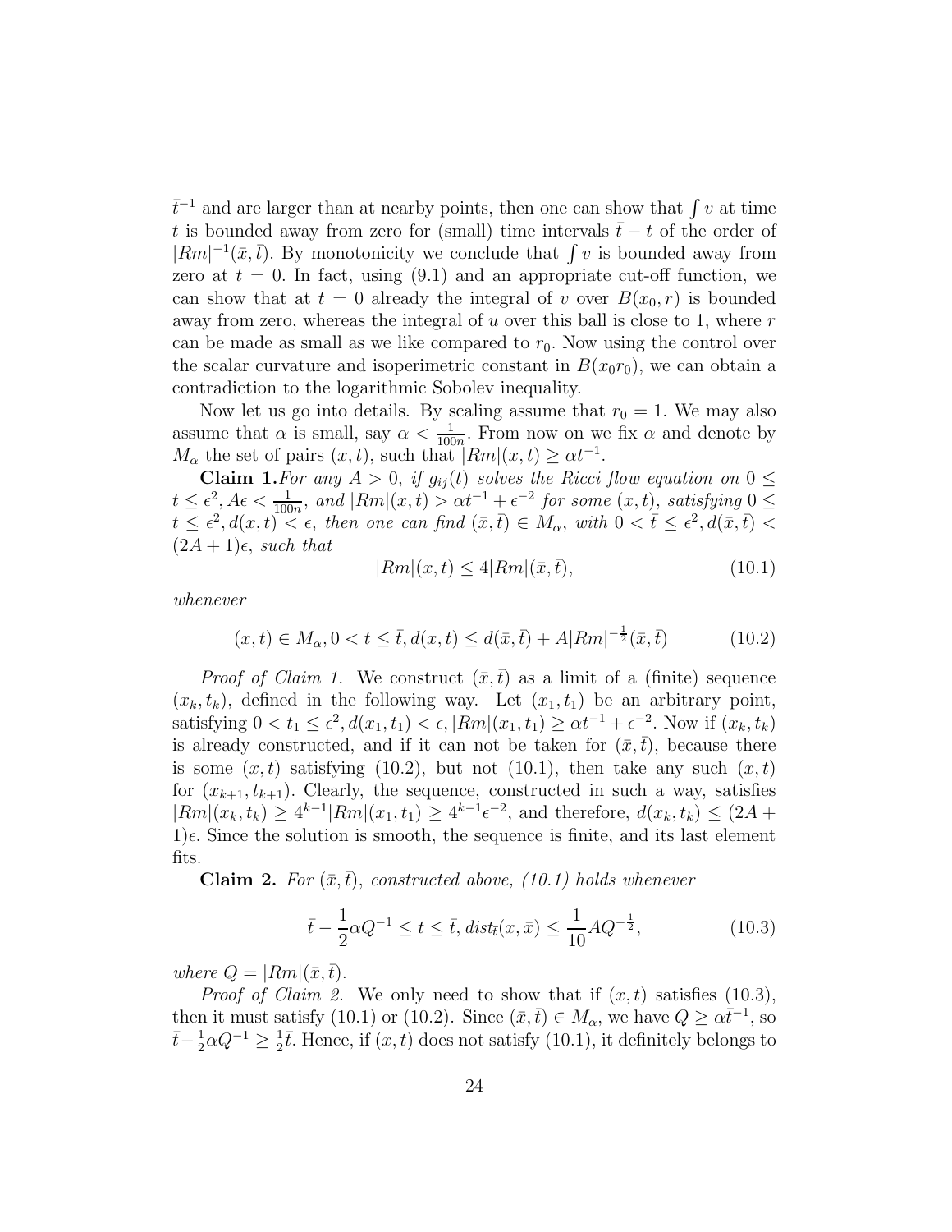$\bar{t}^{-1}$ and are larger than at nearby points, then one can show that $\int v$ at time $t$ is bounded away from zero for (small) time intervals $\bar{t}-t$ of the order of $|Rm|^{-1}(\bar{x},\bar{t})$. By monotonicity we conclude that $\int v$ is bounded away from zero at $t=0$. In fact, using (9.1) and an appropriate cut-off function, we can show that at $t=0$ already the integral of $v$ over $B(x_0,r)$ is bounded away from zero, whereas the integral of $u$ over this ball is close to 1, where $r$ can be made as small as we like compared to $r_0$. Now using the control over the scalar curvature and isoperimetric constant in $B(x_0 r_0)$, we can obtain a contradiction to the logarithmic Sobolev inequality.

Now let us go into details. By scaling assume that $r_0=1$. We may also assume that $\alpha$ is small, say $\alpha<\frac{1}{100n}$. From now on we fix $\alpha$ and denote by $M_\alpha$ the set of pairs $(x,t)$, such that $|Rm|(x,t)\geq \alpha t^{-1}$.

**Claim 1.** *For any $A>0$, if $g_{ij}(t)$ solves the Ricci flow equation on $0\leq t\leq \epsilon^2, A\epsilon<\frac{1}{100n}$, and $|Rm|(x,t)>\alpha t^{-1}+\epsilon^{-2}$ for some $(x,t)$, satisfying $0\leq t\leq \epsilon^2, d(x,t)<\epsilon$, then one can find $(\bar{x},\bar{t})\in M_\alpha$, with $0<\bar{t}\leq\epsilon^2, d(\bar{x},\bar{t})<(2A+1)\epsilon$, such that*

$$|Rm|(x,t)\leq 4|Rm|(\bar{x},\bar{t}), \tag{10.1}$$

*whenever*

$$(x,t)\in M_\alpha, 0<t\leq\bar{t}, d(x,t)\leq d(\bar{x},\bar{t})+A|Rm|^{-\frac{1}{2}}(\bar{x},\bar{t}) \tag{10.2}$$

*Proof of Claim 1.* We construct $(\bar{x},\bar{t})$ as a limit of a (finite) sequence $(x_k,t_k)$, defined in the following way. Let $(x_1,t_1)$ be an arbitrary point, satisfying $0<t_1\leq\epsilon^2, d(x_1,t_1)<\epsilon, |Rm|(x_1,t_1)\geq\alpha t^{-1}+\epsilon^{-2}$. Now if $(x_k,t_k)$ is already constructed, and if it can not be taken for $(\bar{x},\bar{t})$, because there is some $(x,t)$ satisfying (10.2), but not (10.1), then take any such $(x,t)$ for $(x_{k+1},t_{k+1})$. Clearly, the sequence, constructed in such a way, satisfies $|Rm|(x_k,t_k)\geq 4^{k-1}|Rm|(x_1,t_1)\geq 4^{k-1}\epsilon^{-2}$, and therefore, $d(x_k,t_k)\leq(2A+1)\epsilon$. Since the solution is smooth, the sequence is finite, and its last element fits.

**Claim 2.** *For $(\bar{x},\bar{t})$, constructed above, (10.1) holds whenever*

$$\bar{t}-\frac{1}{2}\alpha Q^{-1}\leq t\leq\bar{t}, dist_{\bar{t}}(x,\bar{x})\leq\frac{1}{10}AQ^{-\frac{1}{2}}, \tag{10.3}$$

*where $Q=|Rm|(\bar{x},\bar{t})$.*

*Proof of Claim 2.* We only need to show that if $(x,t)$ satisfies (10.3), then it must satisfy (10.1) or (10.2). Since $(\bar{x},\bar{t})\in M_\alpha$, we have $Q\geq\alpha\bar{t}^{-1}$, so $\bar{t}-\frac{1}{2}\alpha Q^{-1}\geq\frac{1}{2}\bar{t}$. Hence, if $(x,t)$ does not satisfy (10.1), it definitely belongs to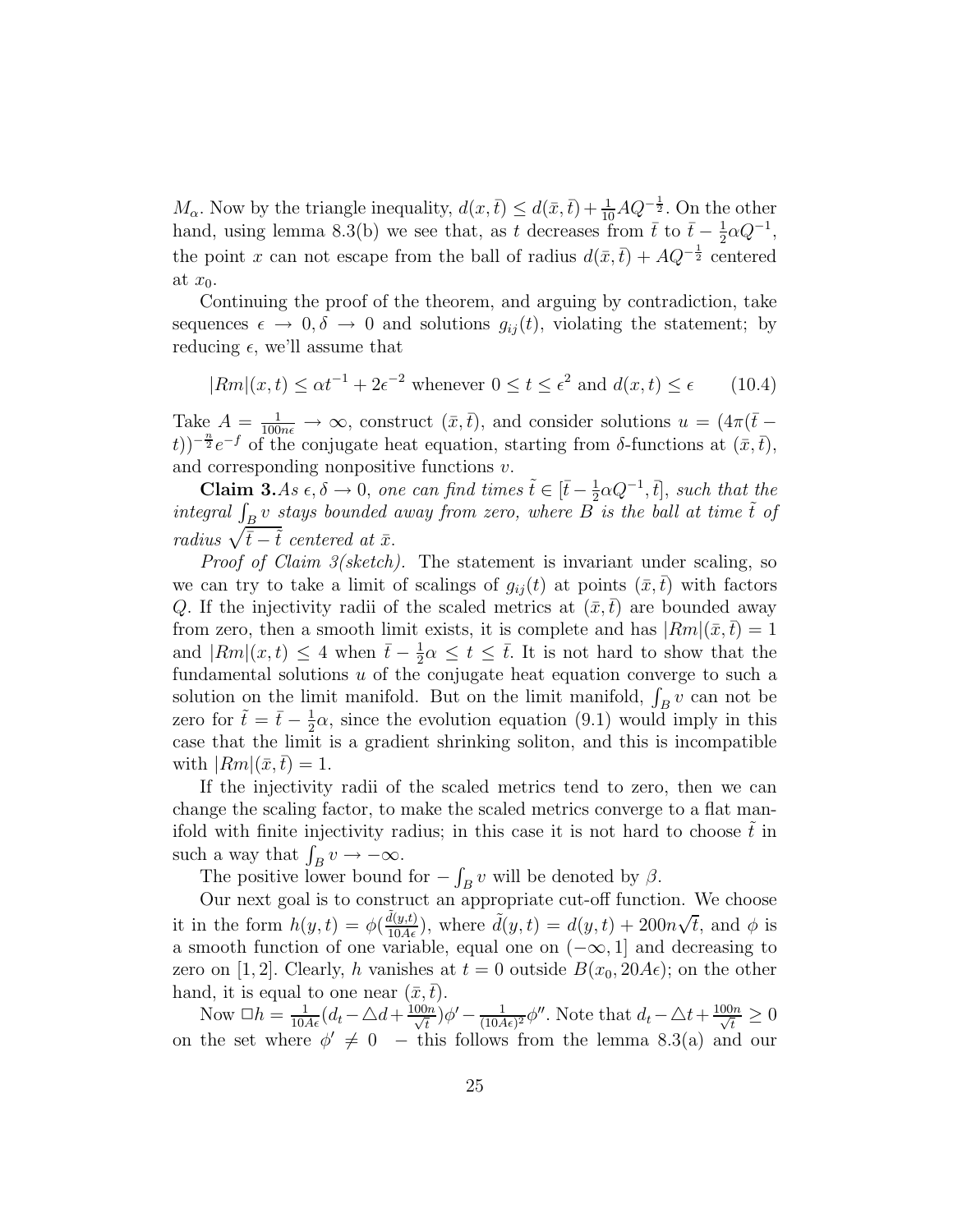$M_\alpha$. Now by the triangle inequality, $d(x,\bar{t}) \leq d(\bar{x},\bar{t}) + \frac{1}{10}AQ^{-\frac{1}{2}}$. On the other hand, using lemma 8.3(b) we see that, as $t$ decreases from $\bar{t}$ to $\bar{t} - \frac{1}{2}\alpha Q^{-1}$, the point $x$ can not escape from the ball of radius $d(\bar{x},\bar{t}) + AQ^{-\frac{1}{2}}$ centered at $x_0$.

Continuing the proof of the theorem, and arguing by contradiction, take sequences $\epsilon \to 0, \delta \to 0$ and solutions $g_{ij}(t)$, violating the statement; by reducing $\epsilon$, we'll assume that

$$|Rm|(x,t) \leq \alpha t^{-1} + 2\epsilon^{-2} \text{ whenever } 0 \leq t \leq \epsilon^2 \text{ and } d(x,t) \leq \epsilon \qquad (10.4)$$

Take $A = \frac{1}{100n\epsilon} \to \infty$, construct $(\bar{x},\bar{t})$, and consider solutions $u = (4\pi(\bar{t} - t))^{-\frac{n}{2}}e^{-f}$ of the conjugate heat equation, starting from $\delta$-functions at $(\bar{x},\bar{t})$, and corresponding nonpositive functions $v$.

**Claim 3.** *As $\epsilon, \delta \to 0$, one can find times $\tilde{t} \in [\bar{t} - \frac{1}{2}\alpha Q^{-1}, \bar{t}]$, such that the integral $\int_B v$ stays bounded away from zero, where $B$ is the ball at time $\tilde{t}$ of radius $\sqrt{\bar{t} - \tilde{t}}$ centered at $\bar{x}$.*

*Proof of Claim 3(sketch).* The statement is invariant under scaling, so we can try to take a limit of scalings of $g_{ij}(t)$ at points $(\bar{x},\bar{t})$ with factors $Q$. If the injectivity radii of the scaled metrics at $(\bar{x},\bar{t})$ are bounded away from zero, then a smooth limit exists, it is complete and has $|Rm|(\bar{x},\bar{t}) = 1$ and $|Rm|(x,t) \leq 4$ when $\bar{t} - \frac{1}{2}\alpha \leq t \leq \bar{t}$. It is not hard to show that the fundamental solutions $u$ of the conjugate heat equation converge to such a solution on the limit manifold. But on the limit manifold, $\int_B v$ can not be zero for $\tilde{t} = \bar{t} - \frac{1}{2}\alpha$, since the evolution equation (9.1) would imply in this case that the limit is a gradient shrinking soliton, and this is incompatible with $|Rm|(\bar{x},\bar{t}) = 1$.

If the injectivity radii of the scaled metrics tend to zero, then we can change the scaling factor, to make the scaled metrics converge to a flat manifold with finite injectivity radius; in this case it is not hard to choose $\tilde{t}$ in such a way that $\int_B v \to -\infty$.

The positive lower bound for $-\int_B v$ will be denoted by $\beta$.

Our next goal is to construct an appropriate cut-off function. We choose it in the form $h(y,t) = \phi(\frac{\tilde{d}(y,t)}{10A\epsilon})$, where $\tilde{d}(y,t) = d(y,t) + 200n\sqrt{t}$, and $\phi$ is a smooth function of one variable, equal one on $(-\infty, 1]$ and decreasing to zero on $[1,2]$. Clearly, $h$ vanishes at $t = 0$ outside $B(x_0, 20A\epsilon)$; on the other hand, it is equal to one near $(\bar{x},\bar{t})$.

Now $\Box h = \frac{1}{10A\epsilon}(d_t - \triangle d + \frac{100n}{\sqrt{t}})\phi' - \frac{1}{(10A\epsilon)^2}\phi''$. Note that $d_t - \triangle t + \frac{100n}{\sqrt{t}} \geq 0$ on the set where $\phi' \neq 0$ $-$ this follows from the lemma 8.3(a) and our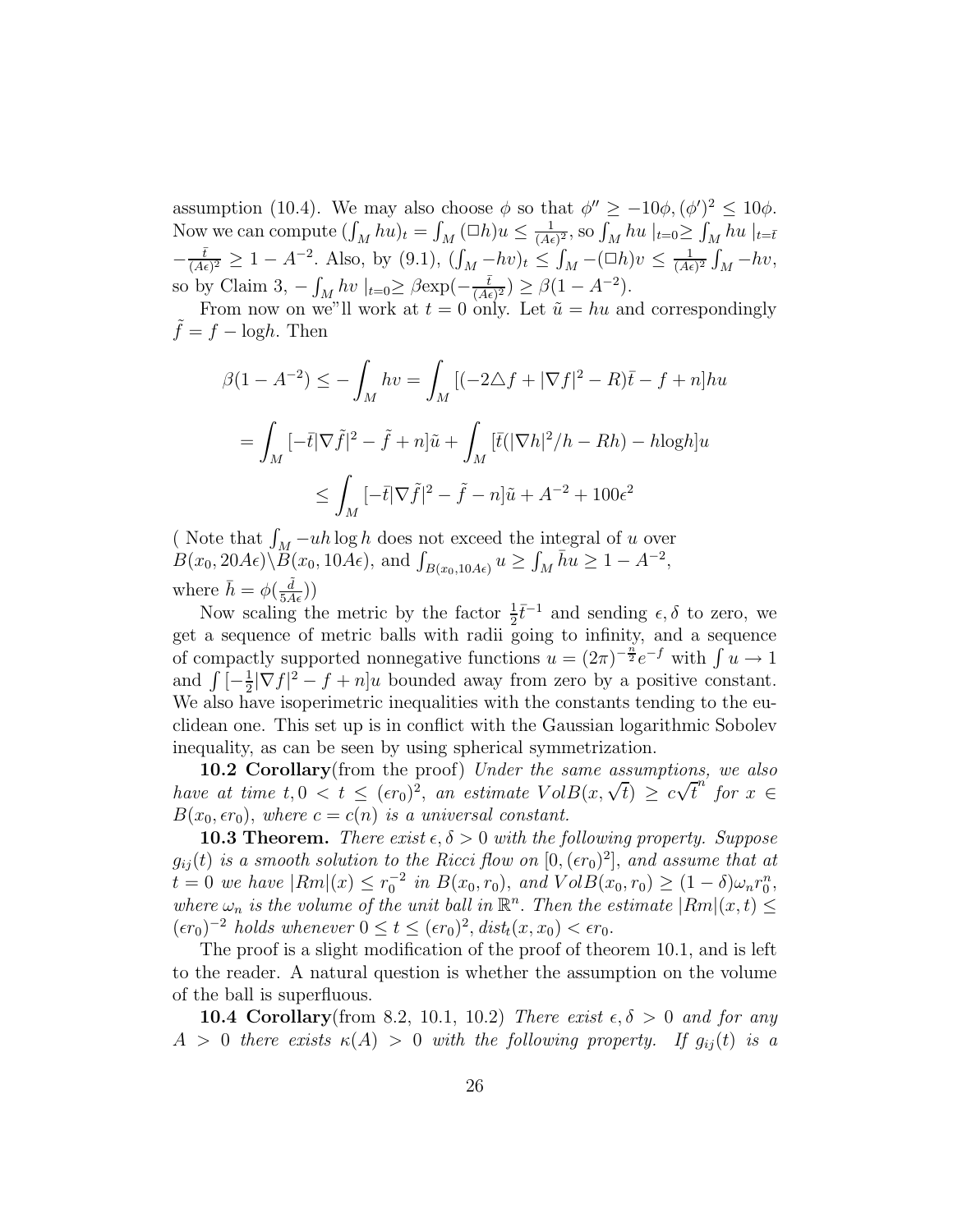assumption (10.4). We may also choose $\phi$ so that $\phi'' \geq -10\phi, (\phi')^2 \leq 10\phi$. Now we can compute $(\int_M hu)_t = \int_M (\Box h)u \leq \frac{1}{(A\epsilon)^2}$, so $\int_M hu \mid_{t=0} \geq \int_M hu \mid_{t=\bar{t}}$ $-\frac{\bar{t}}{(A\epsilon)^2} \geq 1 - A^{-2}$. Also, by (9.1), $(\int_M -hv)_t \leq \int_M -(\Box h)v \leq \frac{1}{(A\epsilon)^2}\int_M -hv$, so by Claim 3, $-\int_M hv \mid_{t=0} \geq \beta \exp(-\frac{\bar{t}}{(A\epsilon)^2}) \geq \beta(1 - A^{-2})$.

From now on we"ll work at $t = 0$ only. Let $\tilde{u} = hu$ and correspondingly $\tilde{f} = f - \log h$. Then

$$\beta(1 - A^{-2}) \leq -\int_M hv = \int_M [(-2\triangle f + |\nabla f|^2 - R)\bar{t} - f + n]hu$$

$$= \int_M [-\bar{t}|\nabla \tilde{f}|^2 - \tilde{f} + n]\tilde{u} + \int_M [\bar{t}(|\nabla h|^2/h - Rh) - h\log h]u$$

$$\leq \int_M [-\bar{t}|\nabla \tilde{f}|^2 - \tilde{f} - n]\tilde{u} + A^{-2} + 100\epsilon^2$$

( Note that $\int_M -uh\log h$ does not exceed the integral of $u$ over $B(x_0, 20A\epsilon)\backslash B(x_0, 10A\epsilon)$, and $\int_{B(x_0,10A\epsilon)} u \geq \int_M \bar{h}u \geq 1 - A^{-2}$, where $\bar{h} = \phi(\frac{\tilde{d}}{5A\epsilon})$)

Now scaling the metric by the factor $\frac{1}{2}\bar{t}^{-1}$ and sending $\epsilon, \delta$ to zero, we get a sequence of metric balls with radii going to infinity, and a sequence of compactly supported nonnegative functions $u = (2\pi)^{-\frac{n}{2}}e^{-f}$ with $\int u \to 1$ and $\int [-\frac{1}{2}|\nabla f|^2 - f + n]u$ bounded away from zero by a positive constant. We also have isoperimetric inequalities with the constants tending to the euclidean one. This set up is in conflict with the Gaussian logarithmic Sobolev inequality, as can be seen by using spherical symmetrization.

**10.2 Corollary**(from the proof) *Under the same assumptions, we also have at time $t, 0 < t \leq (\epsilon r_0)^2$, an estimate $VolB(x, \sqrt{t}) \geq c\sqrt{t}^n$ for $x \in B(x_0, \epsilon r_0)$, where $c = c(n)$ is a universal constant.*

**10.3 Theorem.** *There exist $\epsilon, \delta > 0$ with the following property. Suppose $g_{ij}(t)$ is a smooth solution to the Ricci flow on $[0, (\epsilon r_0)^2]$, and assume that at $t = 0$ we have $|Rm|(x) \leq r_0^{-2}$ in $B(x_0, r_0)$, and $VolB(x_0, r_0) \geq (1 - \delta)\omega_n r_0^n$, where $\omega_n$ is the volume of the unit ball in $\mathbb{R}^n$. Then the estimate $|Rm|(x, t) \leq (\epsilon r_0)^{-2}$ holds whenever $0 \leq t \leq (\epsilon r_0)^2, dist_t(x, x_0) < \epsilon r_0$.*

The proof is a slight modification of the proof of theorem 10.1, and is left to the reader. A natural question is whether the assumption on the volume of the ball is superfluous.

**10.4 Corollary**(from 8.2, 10.1, 10.2) *There exist $\epsilon, \delta > 0$ and for any $A > 0$ there exists $\kappa(A) > 0$ with the following property. If $g_{ij}(t)$ is a*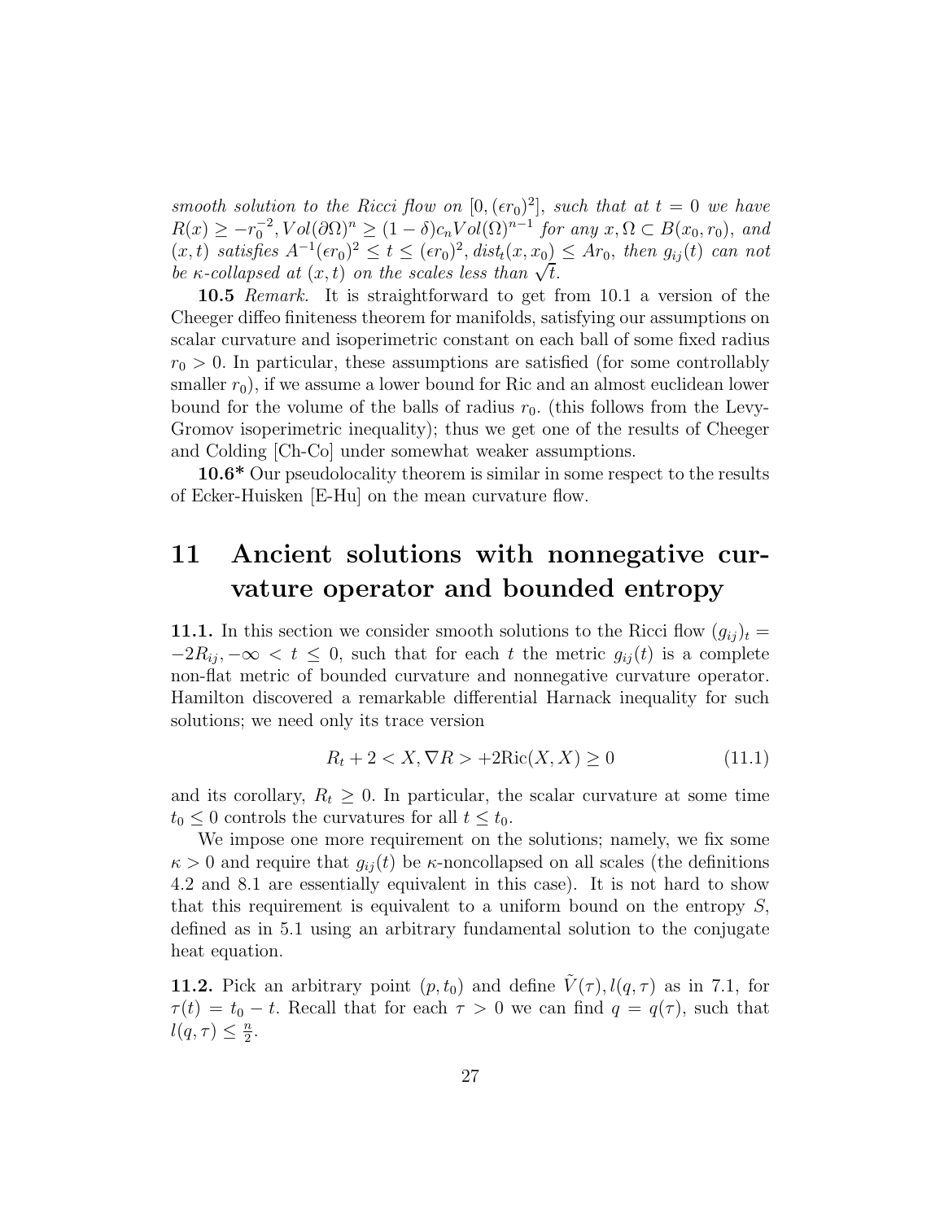*smooth solution to the Ricci flow on $[0, (\epsilon r_0)^2]$, such that at $t = 0$ we have $R(x) \geq -r_0^{-2}, Vol(\partial\Omega)^n \geq (1-\delta)c_n Vol(\Omega)^{n-1}$ for any $x, \Omega \subset B(x_0, r_0)$, and $(x,t)$ satisfies $A^{-1}(\epsilon r_0)^2 \leq t \leq (\epsilon r_0)^2$, $dist_t(x, x_0) \leq Ar_0$, then $g_{ij}(t)$ can not be $\kappa$-collapsed at $(x,t)$ on the scales less than $\sqrt{t}$.*

**10.5** *Remark.* It is straightforward to get from 10.1 a version of the Cheeger diffeo finiteness theorem for manifolds, satisfying our assumptions on scalar curvature and isoperimetric constant on each ball of some fixed radius $r_0 > 0$. In particular, these assumptions are satisfied (for some controllably smaller $r_0$), if we assume a lower bound for Ric and an almost euclidean lower bound for the volume of the balls of radius $r_0$. (this follows from the Levy-Gromov isoperimetric inequality); thus we get one of the results of Cheeger and Colding [Ch-Co] under somewhat weaker assumptions.

**10.6*** Our pseudolocality theorem is similar in some respect to the results of Ecker-Huisken [E-Hu] on the mean curvature flow.

# 11 Ancient solutions with nonnegative curvature operator and bounded entropy

**11.1.** In this section we consider smooth solutions to the Ricci flow $(g_{ij})_t = -2R_{ij}, -\infty < t \leq 0$, such that for each $t$ the metric $g_{ij}(t)$ is a complete non-flat metric of bounded curvature and nonnegative curvature operator. Hamilton discovered a remarkable differential Harnack inequality for such solutions; we need only its trace version

$$R_t + 2 < X, \nabla R > +2\text{Ric}(X, X) \geq 0 \qquad (11.1)$$

and its corollary, $R_t \geq 0$. In particular, the scalar curvature at some time $t_0 \leq 0$ controls the curvatures for all $t \leq t_0$.

We impose one more requirement on the solutions; namely, we fix some $\kappa > 0$ and require that $g_{ij}(t)$ be $\kappa$-noncollapsed on all scales (the definitions 4.2 and 8.1 are essentially equivalent in this case). It is not hard to show that this requirement is equivalent to a uniform bound on the entropy $S$, defined as in 5.1 using an arbitrary fundamental solution to the conjugate heat equation.

**11.2.** Pick an arbitrary point $(p, t_0)$ and define $\tilde{V}(\tau), l(q, \tau)$ as in 7.1, for $\tau(t) = t_0 - t$. Recall that for each $\tau > 0$ we can find $q = q(\tau)$, such that $l(q, \tau) \leq \frac{n}{2}$.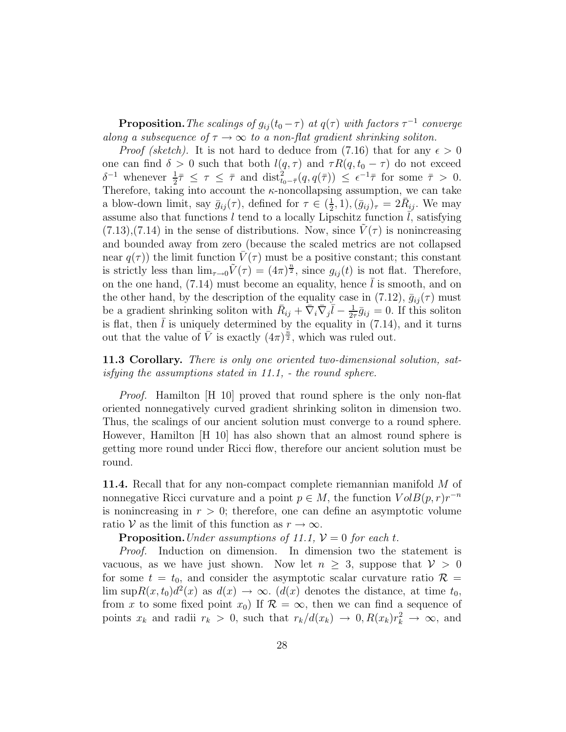**Proposition.** *The scalings of $g_{ij}(t_0 - \tau)$ at $q(\tau)$ with factors $\tau^{-1}$ converge along a subsequence of $\tau \to \infty$ to a non-flat gradient shrinking soliton.*

*Proof (sketch).* It is not hard to deduce from (7.16) that for any $\epsilon > 0$ one can find $\delta > 0$ such that both $l(q, \tau)$ and $\tau R(q, t_0 - \tau)$ do not exceed $\delta^{-1}$ whenever $\frac{1}{2}\bar{\tau} \leq \tau \leq \bar{\tau}$ and $\text{dist}^2_{t_0 - \bar{\tau}}(q, q(\bar{\tau})) \leq \epsilon^{-1}\bar{\tau}$ for some $\bar{\tau} > 0$. Therefore, taking into account the $\kappa$-noncollapsing assumption, we can take a blow-down limit, say $\bar{g}_{ij}(\tau)$, defined for $\tau \in (\frac{1}{2}, 1), (\bar{g}_{ij})_\tau = 2\bar{R}_{ij}$. We may assume also that functions $l$ tend to a locally Lipschitz function $\bar{l}$, satisfying (7.13),(7.14) in the sense of distributions. Now, since $\tilde{V}(\tau)$ is nonincreasing and bounded away from zero (because the scaled metrics are not collapsed near $q(\tau)$) the limit function $\bar{V}(\tau)$ must be a positive constant; this constant is strictly less than $\lim_{\tau \to 0} \tilde{V}(\tau) = (4\pi)^{\frac{n}{2}}$, since $g_{ij}(t)$ is not flat. Therefore, on the one hand, (7.14) must become an equality, hence $\bar{l}$ is smooth, and on the other hand, by the description of the equality case in (7.12), $\bar{g}_{ij}(\tau)$ must be a gradient shrinking soliton with $\bar{R}_{ij} + \bar{\nabla}_i \bar{\nabla}_j \bar{l} - \frac{1}{2\tau}\bar{g}_{ij} = 0$. If this soliton is flat, then $\bar{l}$ is uniquely determined by the equality in (7.14), and it turns out that the value of $\bar{V}$ is exactly $(4\pi)^{\frac{n}{2}}$, which was ruled out.

**11.3 Corollary.** *There is only one oriented two-dimensional solution, satisfying the assumptions stated in 11.1, - the round sphere.*

*Proof.* Hamilton [H 10] proved that round sphere is the only non-flat oriented nonnegatively curved gradient shrinking soliton in dimension two. Thus, the scalings of our ancient solution must converge to a round sphere. However, Hamilton [H 10] has also shown that an almost round sphere is getting more round under Ricci flow, therefore our ancient solution must be round.

**11.4.** Recall that for any non-compact complete riemannian manifold $M$ of nonnegative Ricci curvature and a point $p \in M$, the function $Vol B(p, r) r^{-n}$ is nonincreasing in $r > 0$; therefore, one can define an asymptotic volume ratio $\mathcal{V}$ as the limit of this function as $r \to \infty$.

**Proposition.** *Under assumptions of 11.1, $\mathcal{V} = 0$ for each $t$.*

*Proof.* Induction on dimension. In dimension two the statement is vacuous, as we have just shown. Now let $n \geq 3$, suppose that $\mathcal{V} > 0$ for some $t = t_0$, and consider the asymptotic scalar curvature ratio $\mathcal{R} = \limsup R(x, t_0) d^2(x)$ as $d(x) \to \infty$. ($d(x)$ denotes the distance, at time $t_0$, from $x$ to some fixed point $x_0$) If $\mathcal{R} = \infty$, then we can find a sequence of points $x_k$ and radii $r_k > 0$, such that $r_k / d(x_k) \to 0, R(x_k) r_k^2 \to \infty$, and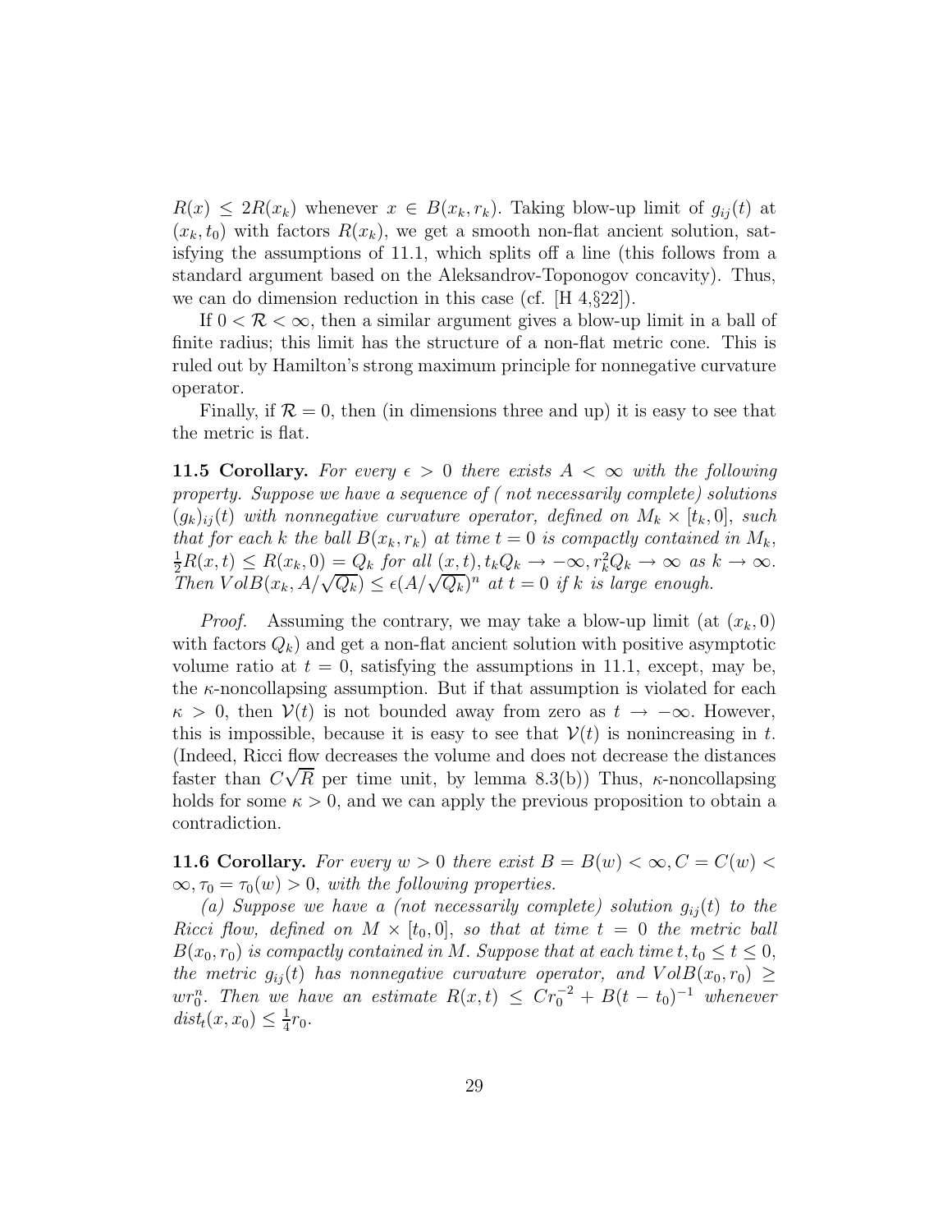$R(x) \leq 2R(x_k)$ whenever $x \in B(x_k, r_k)$. Taking blow-up limit of $g_{ij}(t)$ at $(x_k, t_0)$ with factors $R(x_k)$, we get a smooth non-flat ancient solution, satisfying the assumptions of 11.1, which splits off a line (this follows from a standard argument based on the Aleksandrov-Toponogov concavity). Thus, we can do dimension reduction in this case (cf. [H 4,§22]).

If $0 < \mathcal{R} < \infty$, then a similar argument gives a blow-up limit in a ball of finite radius; this limit has the structure of a non-flat metric cone. This is ruled out by Hamilton's strong maximum principle for nonnegative curvature operator.

Finally, if $\mathcal{R} = 0$, then (in dimensions three and up) it is easy to see that the metric is flat.

**11.5 Corollary.** *For every $\epsilon > 0$ there exists $A < \infty$ with the following property. Suppose we have a sequence of ( not necessarily complete) solutions $(g_k)_{ij}(t)$ with nonnegative curvature operator, defined on $M_k \times [t_k, 0]$, such that for each $k$ the ball $B(x_k, r_k)$ at time $t = 0$ is compactly contained in $M_k$, $\frac{1}{2}R(x,t) \leq R(x_k, 0) = Q_k$ for all $(x,t), t_k Q_k \to -\infty, r_k^2 Q_k \to \infty$ as $k \to \infty$. Then $VolB(x_k, A/\sqrt{Q_k}) \leq \epsilon(A/\sqrt{Q_k})^n$ at $t = 0$ if $k$ is large enough.*

*Proof.* Assuming the contrary, we may take a blow-up limit (at $(x_k, 0)$ with factors $Q_k$) and get a non-flat ancient solution with positive asymptotic volume ratio at $t = 0$, satisfying the assumptions in 11.1, except, may be, the $\kappa$-noncollapsing assumption. But if that assumption is violated for each $\kappa > 0$, then $\mathcal{V}(t)$ is not bounded away from zero as $t \to -\infty$. However, this is impossible, because it is easy to see that $\mathcal{V}(t)$ is nonincreasing in $t$. (Indeed, Ricci flow decreases the volume and does not decrease the distances faster than $C\sqrt{R}$ per time unit, by lemma 8.3(b)) Thus, $\kappa$-noncollapsing holds for some $\kappa > 0$, and we can apply the previous proposition to obtain a contradiction.

**11.6 Corollary.** *For every $w > 0$ there exist $B = B(w) < \infty, C = C(w) < \infty, \tau_0 = \tau_0(w) > 0$, with the following properties.*

*(a) Suppose we have a (not necessarily complete) solution $g_{ij}(t)$ to the Ricci flow, defined on $M \times [t_0, 0]$, so that at time $t = 0$ the metric ball $B(x_0, r_0)$ is compactly contained in $M$. Suppose that at each time $t, t_0 \leq t \leq 0$, the metric $g_{ij}(t)$ has nonnegative curvature operator, and $VolB(x_0, r_0) \geq wr_0^n$. Then we have an estimate $R(x,t) \leq Cr_0^{-2} + B(t - t_0)^{-1}$ whenever $dist_t(x, x_0) \leq \frac{1}{4}r_0$.*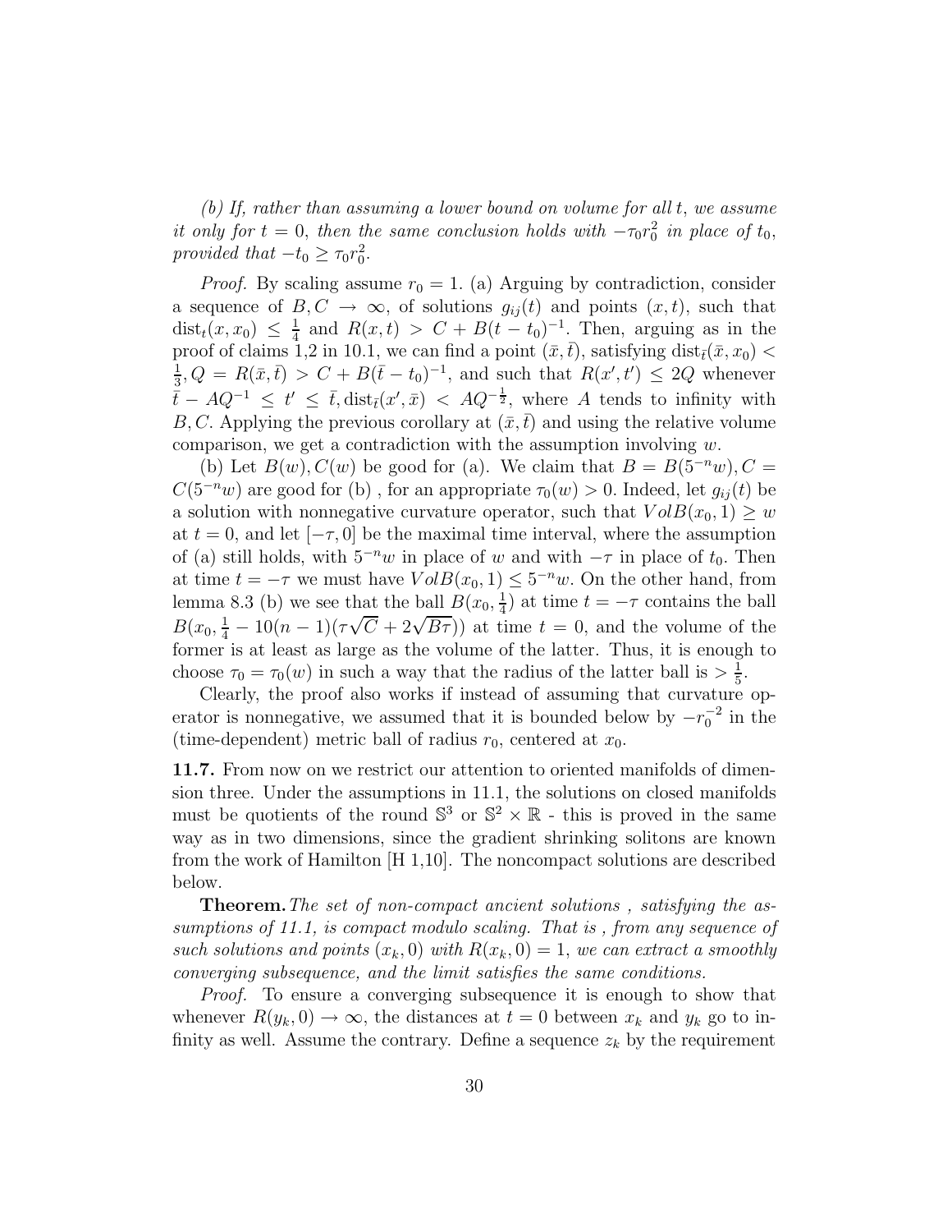*(b) If, rather than assuming a lower bound on volume for all $t$, we assume it only for $t = 0$, then the same conclusion holds with $-\tau_0 r_0^2$ in place of $t_0$, provided that $-t_0 \geq \tau_0 r_0^2$.*

*Proof.* By scaling assume $r_0 = 1$. (a) Arguing by contradiction, consider a sequence of $B, C \to \infty$, of solutions $g_{ij}(t)$ and points $(x,t)$, such that $\text{dist}_t(x, x_0) \leq \frac{1}{4}$ and $R(x,t) > C + B(t - t_0)^{-1}$. Then, arguing as in the proof of claims 1,2 in 10.1, we can find a point $(\bar{x}, \bar{t})$, satisfying $\text{dist}_{\bar{t}}(\bar{x}, x_0) < \frac{1}{3}, Q = R(\bar{x}, \bar{t}) > C + B(\bar{t} - t_0)^{-1}$, and such that $R(x', t') \leq 2Q$ whenever $\bar{t} - AQ^{-1} \leq t' \leq \bar{t}, \text{dist}_{\bar{t}}(x', \bar{x}) < AQ^{-\frac{1}{2}}$, where $A$ tends to infinity with $B, C$. Applying the previous corollary at $(\bar{x}, \bar{t})$ and using the relative volume comparison, we get a contradiction with the assumption involving $w$.

(b) Let $B(w), C(w)$ be good for (a). We claim that $B = B(5^{-n}w), C = C(5^{-n}w)$ are good for (b) , for an appropriate $\tau_0(w) > 0$. Indeed, let $g_{ij}(t)$ be a solution with nonnegative curvature operator, such that $Vol B(x_0, 1) \geq w$ at $t = 0$, and let $[-\tau, 0]$ be the maximal time interval, where the assumption of (a) still holds, with $5^{-n}w$ in place of $w$ and with $-\tau$ in place of $t_0$. Then at time $t = -\tau$ we must have $Vol B(x_0, 1) \leq 5^{-n}w$. On the other hand, from lemma 8.3 (b) we see that the ball $B(x_0, \frac{1}{4})$ at time $t = -\tau$ contains the ball $B(x_0, \frac{1}{4} - 10(n-1)(\tau\sqrt{C} + 2\sqrt{B\tau}))$ at time $t = 0$, and the volume of the former is at least as large as the volume of the latter. Thus, it is enough to choose $\tau_0 = \tau_0(w)$ in such a way that the radius of the latter ball is $> \frac{1}{5}$.

Clearly, the proof also works if instead of assuming that curvature operator is nonnegative, we assumed that it is bounded below by $-r_0^{-2}$ in the (time-dependent) metric ball of radius $r_0$, centered at $x_0$.

**11.7.** From now on we restrict our attention to oriented manifolds of dimension three. Under the assumptions in 11.1, the solutions on closed manifolds must be quotients of the round $\mathbb{S}^3$ or $\mathbb{S}^2 \times \mathbb{R}$ - this is proved in the same way as in two dimensions, since the gradient shrinking solitons are known from the work of Hamilton [H 1,10]. The noncompact solutions are described below.

**Theorem.** *The set of non-compact ancient solutions , satisfying the assumptions of 11.1, is compact modulo scaling. That is , from any sequence of such solutions and points $(x_k, 0)$ with $R(x_k, 0) = 1$, we can extract a smoothly converging subsequence, and the limit satisfies the same conditions.*

*Proof.* To ensure a converging subsequence it is enough to show that whenever $R(y_k, 0) \to \infty$, the distances at $t = 0$ between $x_k$ and $y_k$ go to infinity as well. Assume the contrary. Define a sequence $z_k$ by the requirement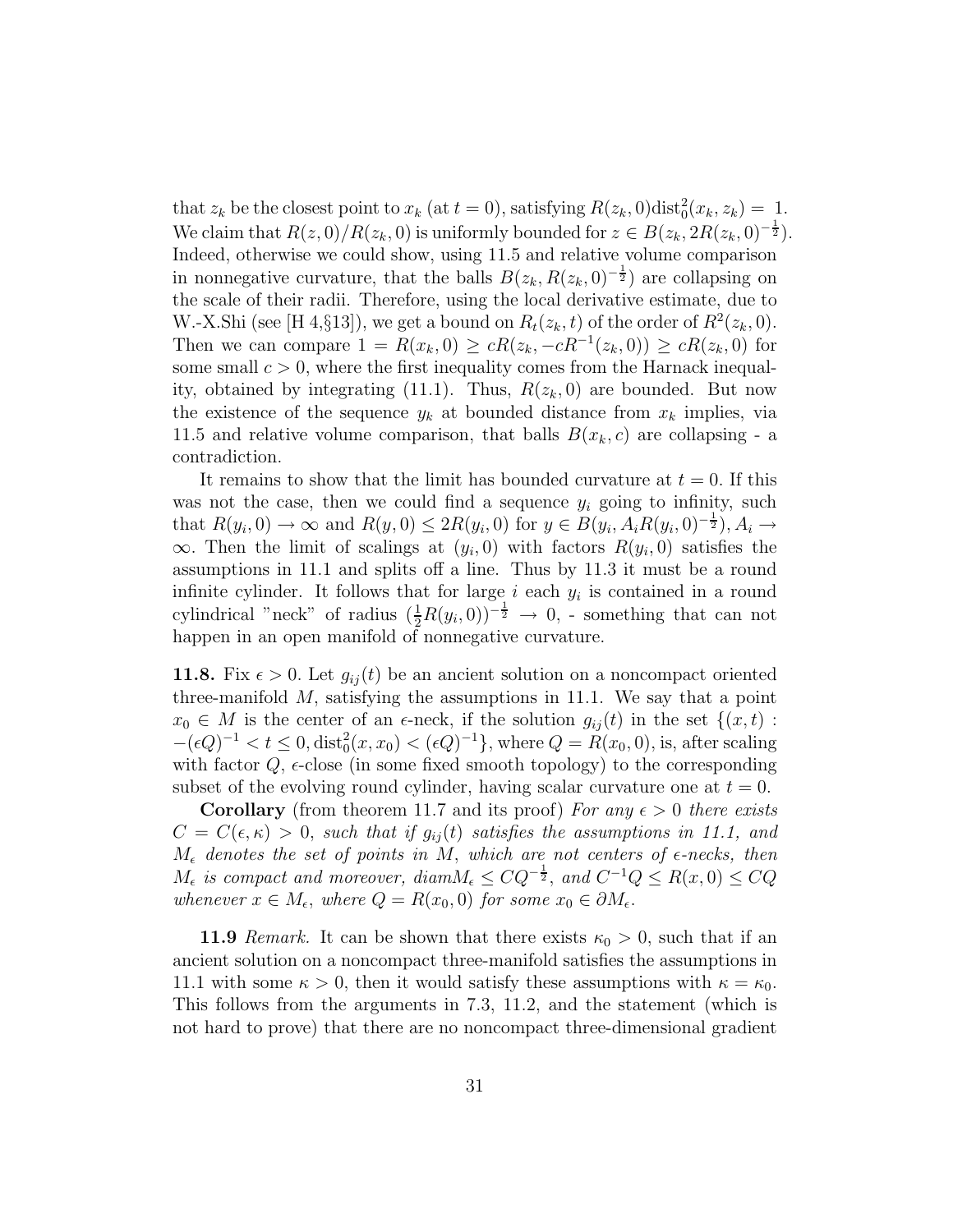that $z_k$ be the closest point to $x_k$ (at $t = 0$), satisfying $R(z_k, 0)\text{dist}_0^2(x_k, z_k) = 1$. We claim that $R(z, 0)/R(z_k, 0)$ is uniformly bounded for $z \in B(z_k, 2R(z_k, 0)^{-\frac{1}{2}})$. Indeed, otherwise we could show, using 11.5 and relative volume comparison in nonnegative curvature, that the balls $B(z_k, R(z_k, 0)^{-\frac{1}{2}})$ are collapsing on the scale of their radii. Therefore, using the local derivative estimate, due to W.-X.Shi (see [H 4,§13]), we get a bound on $R_t(z_k, t)$ of the order of $R^2(z_k, 0)$. Then we can compare $1 = R(x_k, 0) \geq cR(z_k, -cR^{-1}(z_k, 0)) \geq cR(z_k, 0)$ for some small $c > 0$, where the first inequality comes from the Harnack inequality, obtained by integrating (11.1). Thus, $R(z_k, 0)$ are bounded. But now the existence of the sequence $y_k$ at bounded distance from $x_k$ implies, via 11.5 and relative volume comparison, that balls $B(x_k, c)$ are collapsing - a contradiction.

It remains to show that the limit has bounded curvature at $t = 0$. If this was not the case, then we could find a sequence $y_i$ going to infinity, such that $R(y_i, 0) \to \infty$ and $R(y, 0) \leq 2R(y_i, 0)$ for $y \in B(y_i, A_i R(y_i, 0)^{-\frac{1}{2}}), A_i \to \infty$. Then the limit of scalings at $(y_i, 0)$ with factors $R(y_i, 0)$ satisfies the assumptions in 11.1 and splits off a line. Thus by 11.3 it must be a round infinite cylinder. It follows that for large $i$ each $y_i$ is contained in a round cylindrical "neck" of radius $(\frac{1}{2}R(y_i, 0))^{-\frac{1}{2}} \to 0$, - something that can not happen in an open manifold of nonnegative curvature.

**11.8.** Fix $\epsilon > 0$. Let $g_{ij}(t)$ be an ancient solution on a noncompact oriented three-manifold $M$, satisfying the assumptions in 11.1. We say that a point $x_0 \in M$ is the center of an $\epsilon$-neck, if the solution $g_{ij}(t)$ in the set $\{(x, t) : -(\epsilon Q)^{-1} < t \leq 0, \text{dist}_0^2(x, x_0) < (\epsilon Q)^{-1}\}$, where $Q = R(x_0, 0)$, is, after scaling with factor $Q$, $\epsilon$-close (in some fixed smooth topology) to the corresponding subset of the evolving round cylinder, having scalar curvature one at $t = 0$.

**Corollary** (from theorem 11.7 and its proof) *For any $\epsilon > 0$ there exists $C = C(\epsilon, \kappa) > 0$, such that if $g_{ij}(t)$ satisfies the assumptions in 11.1, and $M_\epsilon$ denotes the set of points in $M$, which are not centers of $\epsilon$-necks, then $M_\epsilon$ is compact and moreover, $diam M_\epsilon \leq CQ^{-\frac{1}{2}}$, and $C^{-1}Q \leq R(x, 0) \leq CQ$ whenever $x \in M_\epsilon$, where $Q = R(x_0, 0)$ for some $x_0 \in \partial M_\epsilon$.*

**11.9** *Remark.* It can be shown that there exists $\kappa_0 > 0$, such that if an ancient solution on a noncompact three-manifold satisfies the assumptions in 11.1 with some $\kappa > 0$, then it would satisfy these assumptions with $\kappa = \kappa_0$. This follows from the arguments in 7.3, 11.2, and the statement (which is not hard to prove) that there are no noncompact three-dimensional gradient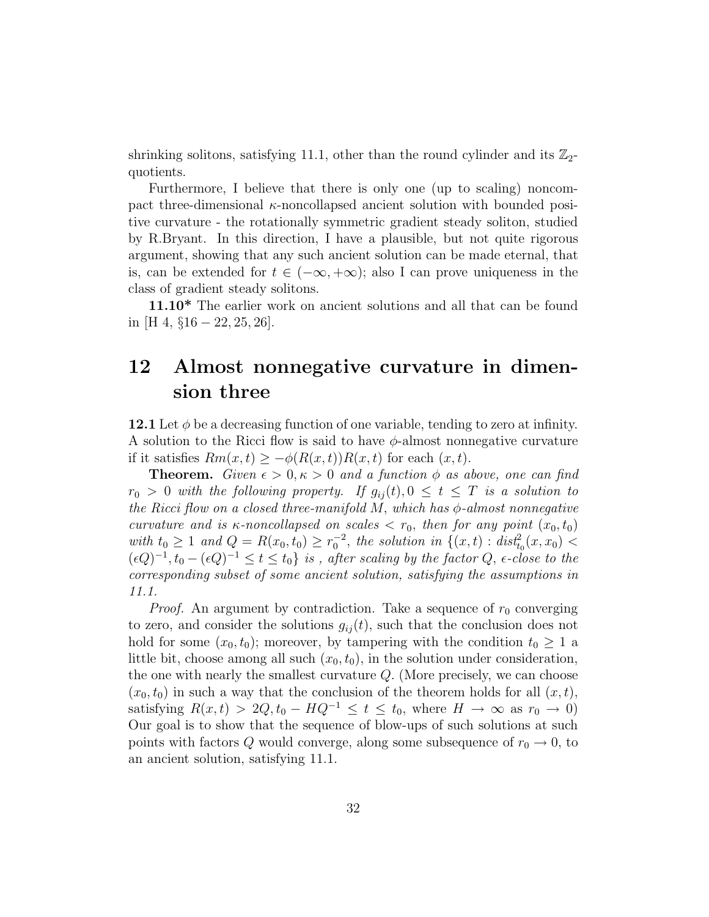shrinking solitons, satisfying 11.1, other than the round cylinder and its $\mathbb{Z}_2$-quotients.

Furthermore, I believe that there is only one (up to scaling) noncompact three-dimensional $\kappa$-noncollapsed ancient solution with bounded positive curvature - the rotationally symmetric gradient steady soliton, studied by R.Bryant. In this direction, I have a plausible, but not quite rigorous argument, showing that any such ancient solution can be made eternal, that is, can be extended for $t \in (-\infty, +\infty)$; also I can prove uniqueness in the class of gradient steady solitons.

**11.10*** The earlier work on ancient solutions and all that can be found in [H 4, §16 − 22, 25, 26].

# 12 Almost nonnegative curvature in dimension three

**12.1** Let $\phi$ be a decreasing function of one variable, tending to zero at infinity. A solution to the Ricci flow is said to have $\phi$-almost nonnegative curvature if it satisfies $Rm(x,t) \geq -\phi(R(x,t))R(x,t)$ for each $(x,t)$.

**Theorem.** *Given $\epsilon > 0, \kappa > 0$ and a function $\phi$ as above, one can find $r_0 > 0$ with the following property. If $g_{ij}(t), 0 \leq t \leq T$ is a solution to the Ricci flow on a closed three-manifold $M$, which has $\phi$-almost nonnegative curvature and is $\kappa$-noncollapsed on scales $< r_0$, then for any point $(x_0, t_0)$ with $t_0 \geq 1$ and $Q = R(x_0, t_0) \geq r_0^{-2}$, the solution in $\{(x,t) : dist^2_{t_0}(x, x_0) < (\epsilon Q)^{-1}, t_0 - (\epsilon Q)^{-1} \leq t \leq t_0\}$ is , after scaling by the factor $Q$, $\epsilon$-close to the corresponding subset of some ancient solution, satisfying the assumptions in 11.1.*

*Proof.* An argument by contradiction. Take a sequence of $r_0$ converging to zero, and consider the solutions $g_{ij}(t)$, such that the conclusion does not hold for some $(x_0, t_0)$; moreover, by tampering with the condition $t_0 \geq 1$ a little bit, choose among all such $(x_0, t_0)$, in the solution under consideration, the one with nearly the smallest curvature $Q$. (More precisely, we can choose $(x_0, t_0)$ in such a way that the conclusion of the theorem holds for all $(x,t)$, satisfying $R(x,t) > 2Q, t_0 - HQ^{-1} \leq t \leq t_0$, where $H \to \infty$ as $r_0 \to 0$) Our goal is to show that the sequence of blow-ups of such solutions at such points with factors $Q$ would converge, along some subsequence of $r_0 \to 0$, to an ancient solution, satisfying 11.1.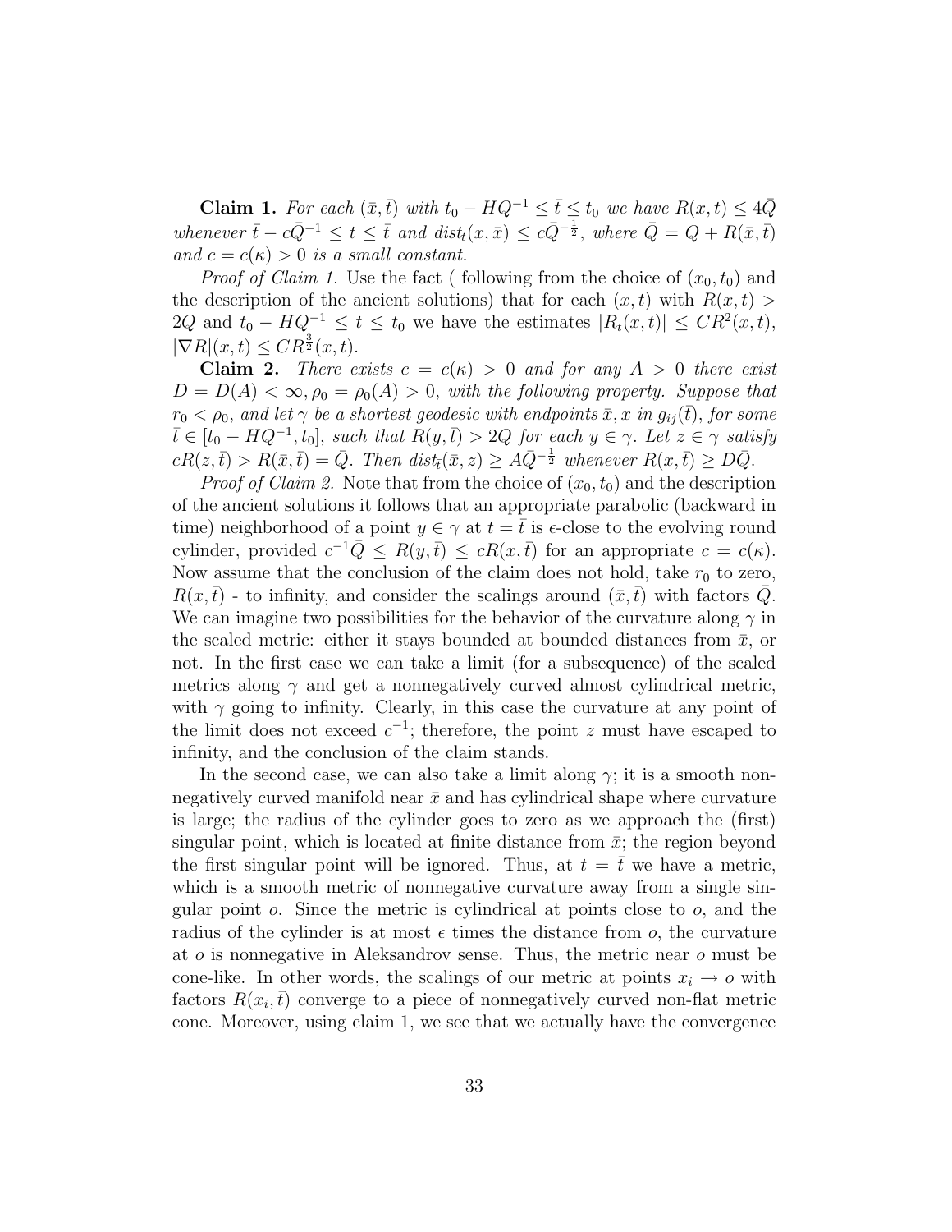**Claim 1.** *For each $(\bar{x}, \bar{t})$ with $t_0 - HQ^{-1} \leq \bar{t} \leq t_0$ we have $R(x,t) \leq 4\bar{Q}$ whenever $\bar{t} - c\bar{Q}^{-1} \leq t \leq \bar{t}$ and $dist_{\bar{t}}(x, \bar{x}) \leq c\bar{Q}^{-\frac{1}{2}}$, where $\bar{Q} = Q + R(\bar{x}, \bar{t})$ and $c = c(\kappa) > 0$ is a small constant.*

*Proof of Claim 1.* Use the fact ( following from the choice of $(x_0, t_0)$ and the description of the ancient solutions) that for each $(x,t)$ with $R(x,t) > 2Q$ and $t_0 - HQ^{-1} \leq t \leq t_0$ we have the estimates $|R_t(x,t)| \leq CR^2(x,t)$, $|\nabla R|(x,t) \leq CR^{\frac{3}{2}}(x,t)$.

**Claim 2.** *There exists $c = c(\kappa) > 0$ and for any $A > 0$ there exist $D = D(A) < \infty, \rho_0 = \rho_0(A) > 0$, with the following property. Suppose that $r_0 < \rho_0$, and let $\gamma$ be a shortest geodesic with endpoints $\bar{x}, x$ in $g_{ij}(\bar{t})$, for some $\bar{t} \in [t_0 - HQ^{-1}, t_0]$, such that $R(y, \bar{t}) > 2Q$ for each $y \in \gamma$. Let $z \in \gamma$ satisfy $cR(z, \bar{t}) > R(\bar{x}, \bar{t}) = \bar{Q}$. Then $dist_{\bar{t}}(\bar{x}, z) \geq A\bar{Q}^{-\frac{1}{2}}$ whenever $R(x, \bar{t}) \geq D\bar{Q}$.*

*Proof of Claim 2.* Note that from the choice of $(x_0, t_0)$ and the description of the ancient solutions it follows that an appropriate parabolic (backward in time) neighborhood of a point $y \in \gamma$ at $t = \bar{t}$ is $\epsilon$-close to the evolving round cylinder, provided $c^{-1}\bar{Q} \leq R(y, \bar{t}) \leq cR(x, \bar{t})$ for an appropriate $c = c(\kappa)$. Now assume that the conclusion of the claim does not hold, take $r_0$ to zero, $R(x, \bar{t})$ - to infinity, and consider the scalings around $(\bar{x}, \bar{t})$ with factors $\bar{Q}$. We can imagine two possibilities for the behavior of the curvature along $\gamma$ in the scaled metric: either it stays bounded at bounded distances from $\bar{x}$, or not. In the first case we can take a limit (for a subsequence) of the scaled metrics along $\gamma$ and get a nonnegatively curved almost cylindrical metric, with $\gamma$ going to infinity. Clearly, in this case the curvature at any point of the limit does not exceed $c^{-1}$; therefore, the point $z$ must have escaped to infinity, and the conclusion of the claim stands.

In the second case, we can also take a limit along $\gamma$; it is a smooth nonnegatively curved manifold near $\bar{x}$ and has cylindrical shape where curvature is large; the radius of the cylinder goes to zero as we approach the (first) singular point, which is located at finite distance from $\bar{x}$; the region beyond the first singular point will be ignored. Thus, at $t = \bar{t}$ we have a metric, which is a smooth metric of nonnegative curvature away from a single singular point $o$. Since the metric is cylindrical at points close to $o$, and the radius of the cylinder is at most $\epsilon$ times the distance from $o$, the curvature at $o$ is nonnegative in Aleksandrov sense. Thus, the metric near $o$ must be cone-like. In other words, the scalings of our metric at points $x_i \to o$ with factors $R(x_i, \bar{t})$ converge to a piece of nonnegatively curved non-flat metric cone. Moreover, using claim 1, we see that we actually have the convergence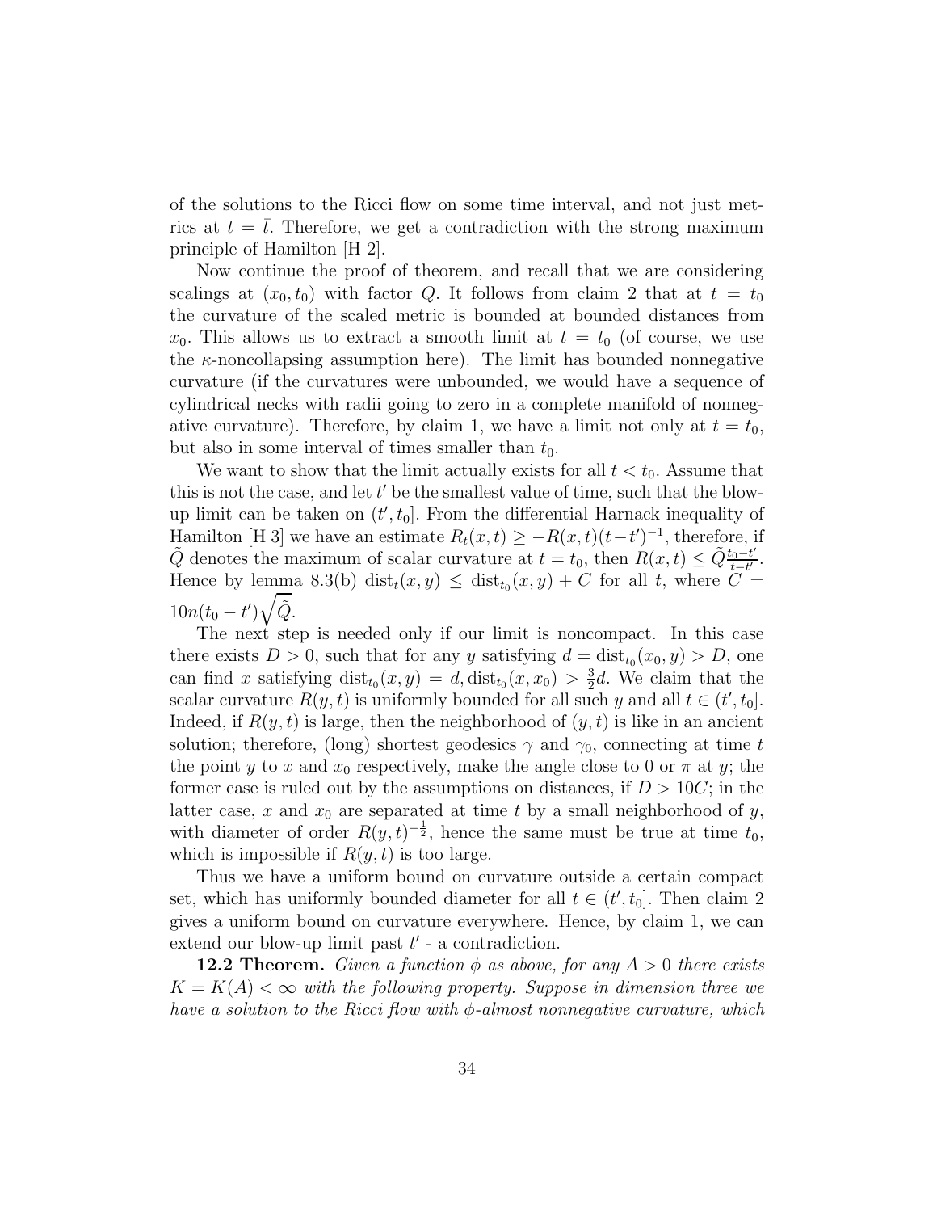of the solutions to the Ricci flow on some time interval, and not just metrics at $t = \bar{t}$. Therefore, we get a contradiction with the strong maximum principle of Hamilton [H 2].

Now continue the proof of theorem, and recall that we are considering scalings at $(x_0, t_0)$ with factor $Q$. It follows from claim 2 that at $t = t_0$ the curvature of the scaled metric is bounded at bounded distances from $x_0$. This allows us to extract a smooth limit at $t = t_0$ (of course, we use the $\kappa$-noncollapsing assumption here). The limit has bounded nonnegative curvature (if the curvatures were unbounded, we would have a sequence of cylindrical necks with radii going to zero in a complete manifold of nonnegative curvature). Therefore, by claim 1, we have a limit not only at $t = t_0$, but also in some interval of times smaller than $t_0$.

We want to show that the limit actually exists for all $t < t_0$. Assume that this is not the case, and let $t'$ be the smallest value of time, such that the blow-up limit can be taken on $(t', t_0]$. From the differential Harnack inequality of Hamilton [H 3] we have an estimate $R_t(x,t) \geq -R(x,t)(t-t')^{-1}$, therefore, if $\tilde{Q}$ denotes the maximum of scalar curvature at $t = t_0$, then $R(x,t) \leq \tilde{Q}\frac{t_0 - t'}{t - t'}$. Hence by lemma 8.3(b) $\mathrm{dist}_t(x,y) \leq \mathrm{dist}_{t_0}(x,y) + C$ for all $t$, where $C = 10n(t_0 - t')\sqrt{\tilde{Q}}$.

The next step is needed only if our limit is noncompact. In this case there exists $D > 0$, such that for any $y$ satisfying $d = \mathrm{dist}_{t_0}(x_0, y) > D$, one can find $x$ satisfying $\mathrm{dist}_{t_0}(x,y) = d, \mathrm{dist}_{t_0}(x, x_0) > \frac{3}{2}d$. We claim that the scalar curvature $R(y,t)$ is uniformly bounded for all such $y$ and all $t \in (t', t_0]$. Indeed, if $R(y,t)$ is large, then the neighborhood of $(y,t)$ is like in an ancient solution; therefore, (long) shortest geodesics $\gamma$ and $\gamma_0$, connecting at time $t$ the point $y$ to $x$ and $x_0$ respectively, make the angle close to 0 or $\pi$ at $y$; the former case is ruled out by the assumptions on distances, if $D > 10C$; in the latter case, $x$ and $x_0$ are separated at time $t$ by a small neighborhood of $y$, with diameter of order $R(y,t)^{-\frac{1}{2}}$, hence the same must be true at time $t_0$, which is impossible if $R(y,t)$ is too large.

Thus we have a uniform bound on curvature outside a certain compact set, which has uniformly bounded diameter for all $t \in (t', t_0]$. Then claim 2 gives a uniform bound on curvature everywhere. Hence, by claim 1, we can extend our blow-up limit past $t'$ - a contradiction.

**12.2 Theorem.** *Given a function $\phi$ as above, for any $A > 0$ there exists $K = K(A) < \infty$ with the following property. Suppose in dimension three we have a solution to the Ricci flow with $\phi$-almost nonnegative curvature, which*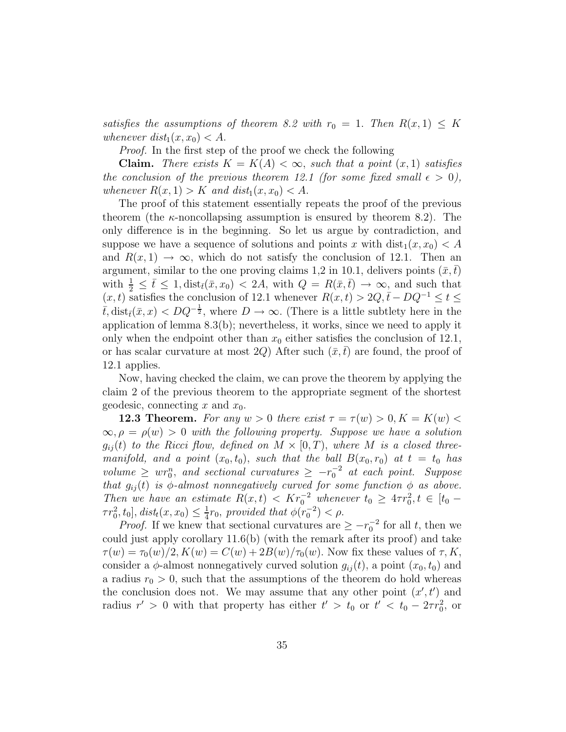*satisfies the assumptions of theorem 8.2 with $r_0 = 1$. Then $R(x,1) \leq K$ whenever $dist_1(x, x_0) < A$.*

*Proof.* In the first step of the proof we check the following

**Claim.** *There exists $K = K(A) < \infty$, such that a point $(x,1)$ satisfies the conclusion of the previous theorem 12.1 (for some fixed small $\epsilon > 0$), whenever $R(x,1) > K$ and $dist_1(x, x_0) < A$.*

The proof of this statement essentially repeats the proof of the previous theorem (the $\kappa$-noncollapsing assumption is ensured by theorem 8.2). The only difference is in the beginning. So let us argue by contradiction, and suppose we have a sequence of solutions and points $x$ with $\mathrm{dist}_1(x, x_0) < A$ and $R(x,1) \to \infty$, which do not satisfy the conclusion of 12.1. Then an argument, similar to the one proving claims 1,2 in 10.1, delivers points $(\bar{x}, \bar{t})$ with $\frac{1}{2} \leq \bar{t} \leq 1, \mathrm{dist}_{\bar{t}}(\bar{x}, x_0) < 2A$, with $Q = R(\bar{x}, \bar{t}) \to \infty$, and such that $(x,t)$ satisfies the conclusion of 12.1 whenever $R(x,t) > 2Q, \bar{t} - DQ^{-1} \leq t \leq \bar{t}, \mathrm{dist}_{\bar{t}}(\bar{x}, x) < DQ^{-\frac{1}{2}}$, where $D \to \infty$. (There is a little subtlety here in the application of lemma 8.3(b); nevertheless, it works, since we need to apply it only when the endpoint other than $x_0$ either satisfies the conclusion of 12.1, or has scalar curvature at most $2Q$) After such $(\bar{x}, \bar{t})$ are found, the proof of 12.1 applies.

Now, having checked the claim, we can prove the theorem by applying the claim 2 of the previous theorem to the appropriate segment of the shortest geodesic, connecting $x$ and $x_0$.

**12.3 Theorem.** *For any $w > 0$ there exist $\tau = \tau(w) > 0, K = K(w) < \infty, \rho = \rho(w) > 0$ with the following property. Suppose we have a solution $g_{ij}(t)$ to the Ricci flow, defined on $M \times [0,T)$, where $M$ is a closed three-manifold, and a point $(x_0, t_0)$, such that the ball $B(x_0, r_0)$ at $t = t_0$ has volume $\geq w r_0^n$, and sectional curvatures $\geq -r_0^{-2}$ at each point. Suppose that $g_{ij}(t)$ is $\phi$-almost nonnegatively curved for some function $\phi$ as above. Then we have an estimate $R(x,t) < K r_0^{-2}$ whenever $t_0 \geq 4\tau r_0^2, t \in [t_0 - \tau r_0^2, t_0], dist_t(x, x_0) \leq \frac{1}{4} r_0$, provided that $\phi(r_0^{-2}) < \rho$.*

*Proof.* If we knew that sectional curvatures are $\geq -r_0^{-2}$ for all $t$, then we could just apply corollary 11.6(b) (with the remark after its proof) and take $\tau(w) = \tau_0(w)/2, K(w) = C(w) + 2B(w)/\tau_0(w)$. Now fix these values of $\tau, K$, consider a $\phi$-almost nonnegatively curved solution $g_{ij}(t)$, a point $(x_0, t_0)$ and a radius $r_0 > 0$, such that the assumptions of the theorem do hold whereas the conclusion does not. We may assume that any other point $(x', t')$ and radius $r' > 0$ with that property has either $t' > t_0$ or $t' < t_0 - 2\tau r_0^2$, or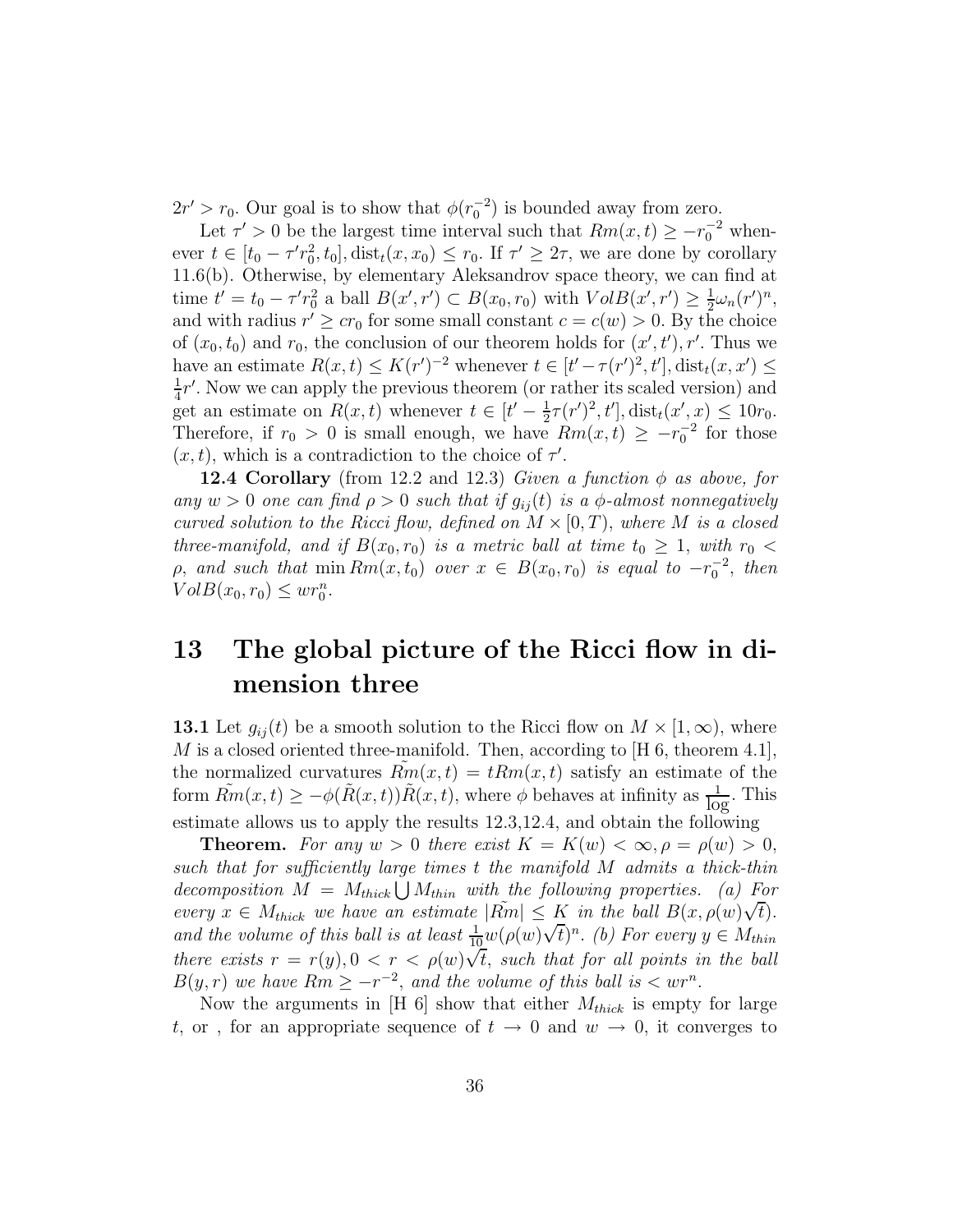$2r' > r_0$. Our goal is to show that $\phi(r_0^{-2})$ is bounded away from zero.

Let $\tau' > 0$ be the largest time interval such that $Rm(x,t) \geq -r_0^{-2}$ whenever $t \in [t_0 - \tau' r_0^2, t_0], \text{dist}_t(x, x_0) \leq r_0$. If $\tau' \geq 2\tau$, we are done by corollary 11.6(b). Otherwise, by elementary Aleksandrov space theory, we can find at time $t' = t_0 - \tau' r_0^2$ a ball $B(x', r') \subset B(x_0, r_0)$ with $Vol B(x', r') \geq \frac{1}{2}\omega_n (r')^n$, and with radius $r' \geq c r_0$ for some small constant $c = c(w) > 0$. By the choice of $(x_0, t_0)$ and $r_0$, the conclusion of our theorem holds for $(x', t'), r'$. Thus we have an estimate $R(x,t) \leq K(r')^{-2}$ whenever $t \in [t' - \tau(r')^2, t'], \text{dist}_t(x, x') \leq \frac{1}{4}r'$. Now we can apply the previous theorem (or rather its scaled version) and get an estimate on $R(x,t)$ whenever $t \in [t' - \frac{1}{2}\tau(r')^2, t'], \text{dist}_t(x', x) \leq 10r_0$. Therefore, if $r_0 > 0$ is small enough, we have $Rm(x,t) \geq -r_0^{-2}$ for those $(x,t)$, which is a contradiction to the choice of $\tau'$.

**12.4 Corollary** (from 12.2 and 12.3) *Given a function $\phi$ as above, for any $w > 0$ one can find $\rho > 0$ such that if $g_{ij}(t)$ is a $\phi$-almost nonnegatively curved solution to the Ricci flow, defined on $M \times [0, T)$, where $M$ is a closed three-manifold, and if $B(x_0, r_0)$ is a metric ball at time $t_0 \geq 1$, with $r_0 < \rho$, and such that $\min Rm(x, t_0)$ over $x \in B(x_0, r_0)$ is equal to $-r_0^{-2}$, then $Vol B(x_0, r_0) \leq w r_0^n$.*

# 13 The global picture of the Ricci flow in dimension three

**13.1** Let $g_{ij}(t)$ be a smooth solution to the Ricci flow on $M \times [1, \infty)$, where $M$ is a closed oriented three-manifold. Then, according to [H 6, theorem 4.1], the normalized curvatures $\tilde{Rm}(x,t) = tRm(x,t)$ satisfy an estimate of the form $\tilde{Rm}(x,t) \geq -\phi(\tilde{R}(x,t))\tilde{R}(x,t)$, where $\phi$ behaves at infinity as $\frac{1}{\log}$. This estimate allows us to apply the results 12.3,12.4, and obtain the following

**Theorem.** *For any $w > 0$ there exist $K = K(w) < \infty, \rho = \rho(w) > 0$, such that for sufficiently large times $t$ the manifold $M$ admits a thick-thin decomposition $M = M_{thick} \bigcup M_{thin}$ with the following properties. (a) For every $x \in M_{thick}$ we have an estimate $|\tilde{Rm}| \leq K$ in the ball $B(x, \rho(w)\sqrt{t})$. and the volume of this ball is at least $\frac{1}{10}w(\rho(w)\sqrt{t})^n$. (b) For every $y \in M_{thin}$ there exists $r = r(y), 0 < r < \rho(w)\sqrt{t}$, such that for all points in the ball $B(y, r)$ we have $Rm \geq -r^{-2}$, and the volume of this ball is $< wr^n$.*

Now the arguments in [H 6] show that either $M_{thick}$ is empty for large $t$, or , for an appropriate sequence of $t \to 0$ and $w \to 0$, it converges to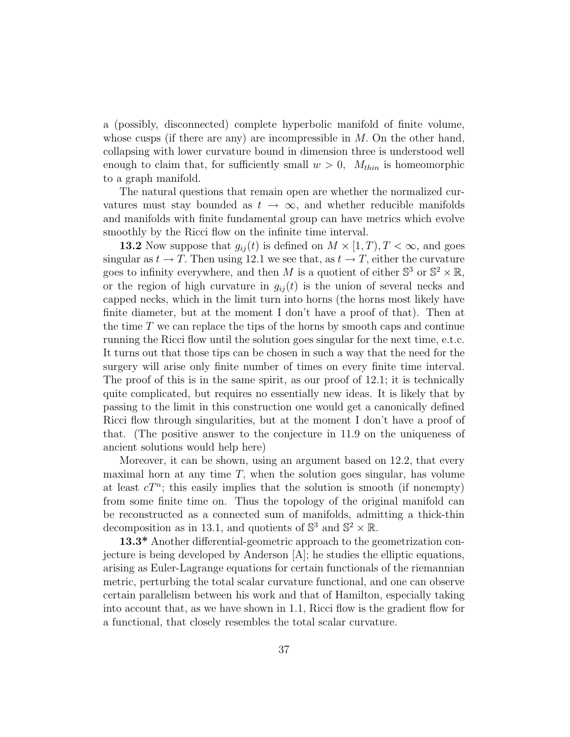a (possibly, disconnected) complete hyperbolic manifold of finite volume, whose cusps (if there are any) are incompressible in $M$. On the other hand, collapsing with lower curvature bound in dimension three is understood well enough to claim that, for sufficiently small $w > 0$, $M_{thin}$ is homeomorphic to a graph manifold.

The natural questions that remain open are whether the normalized curvatures must stay bounded as $t \to \infty$, and whether reducible manifolds and manifolds with finite fundamental group can have metrics which evolve smoothly by the Ricci flow on the infinite time interval.

**13.2** Now suppose that $g_{ij}(t)$ is defined on $M \times [1, T), T < \infty$, and goes singular as $t \to T$. Then using 12.1 we see that, as $t \to T$, either the curvature goes to infinity everywhere, and then $M$ is a quotient of either $\mathbb{S}^3$ or $\mathbb{S}^2 \times \mathbb{R}$, or the region of high curvature in $g_{ij}(t)$ is the union of several necks and capped necks, which in the limit turn into horns (the horns most likely have finite diameter, but at the moment I don't have a proof of that). Then at the time $T$ we can replace the tips of the horns by smooth caps and continue running the Ricci flow until the solution goes singular for the next time, e.t.c. It turns out that those tips can be chosen in such a way that the need for the surgery will arise only finite number of times on every finite time interval. The proof of this is in the same spirit, as our proof of 12.1; it is technically quite complicated, but requires no essentially new ideas. It is likely that by passing to the limit in this construction one would get a canonically defined Ricci flow through singularities, but at the moment I don't have a proof of that. (The positive answer to the conjecture in 11.9 on the uniqueness of ancient solutions would help here)

Moreover, it can be shown, using an argument based on 12.2, that every maximal horn at any time $T$, when the solution goes singular, has volume at least $cT^n$; this easily implies that the solution is smooth (if nonempty) from some finite time on. Thus the topology of the original manifold can be reconstructed as a connected sum of manifolds, admitting a thick-thin decomposition as in 13.1, and quotients of $\mathbb{S}^3$ and $\mathbb{S}^2 \times \mathbb{R}$.

**13.3*** Another differential-geometric approach to the geometrization conjecture is being developed by Anderson [A]; he studies the elliptic equations, arising as Euler-Lagrange equations for certain functionals of the riemannian metric, perturbing the total scalar curvature functional, and one can observe certain parallelism between his work and that of Hamilton, especially taking into account that, as we have shown in 1.1, Ricci flow is the gradient flow for a functional, that closely resembles the total scalar curvature.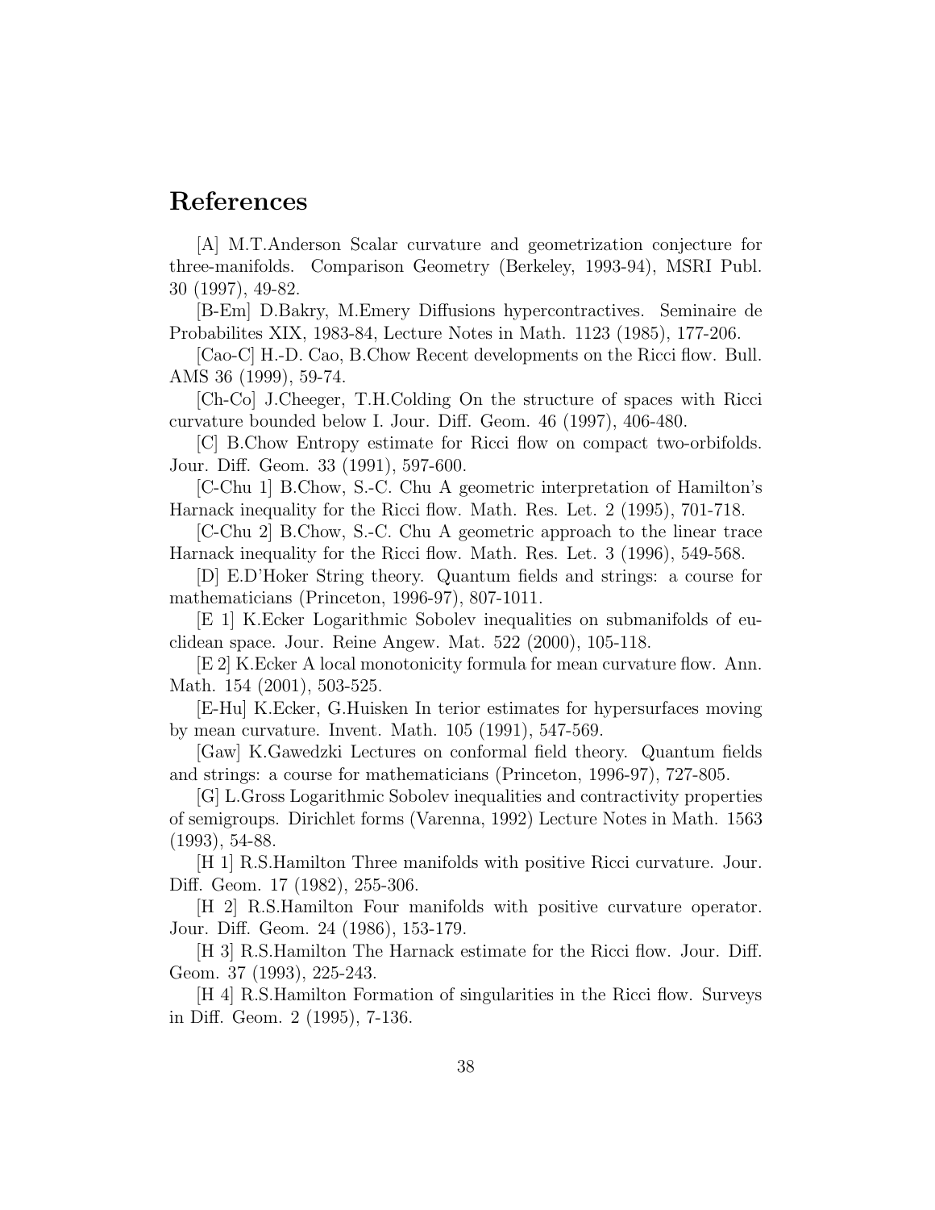# References

[A] M.T.Anderson Scalar curvature and geometrization conjecture for three-manifolds. Comparison Geometry (Berkeley, 1993-94), MSRI Publ. 30 (1997), 49-82.

[B-Em] D.Bakry, M.Emery Diffusions hypercontractives. Seminaire de Probabilites XIX, 1983-84, Lecture Notes in Math. 1123 (1985), 177-206.

[Cao-C] H.-D. Cao, B.Chow Recent developments on the Ricci flow. Bull. AMS 36 (1999), 59-74.

[Ch-Co] J.Cheeger, T.H.Colding On the structure of spaces with Ricci curvature bounded below I. Jour. Diff. Geom. 46 (1997), 406-480.

[C] B.Chow Entropy estimate for Ricci flow on compact two-orbifolds. Jour. Diff. Geom. 33 (1991), 597-600.

[C-Chu 1] B.Chow, S.-C. Chu A geometric interpretation of Hamilton's Harnack inequality for the Ricci flow. Math. Res. Let. 2 (1995), 701-718.

[C-Chu 2] B.Chow, S.-C. Chu A geometric approach to the linear trace Harnack inequality for the Ricci flow. Math. Res. Let. 3 (1996), 549-568.

[D] E.D'Hoker String theory. Quantum fields and strings: a course for mathematicians (Princeton, 1996-97), 807-1011.

[E 1] K.Ecker Logarithmic Sobolev inequalities on submanifolds of euclidean space. Jour. Reine Angew. Mat. 522 (2000), 105-118.

[E 2] K.Ecker A local monotonicity formula for mean curvature flow. Ann. Math. 154 (2001), 503-525.

[E-Hu] K.Ecker, G.Huisken In terior estimates for hypersurfaces moving by mean curvature. Invent. Math. 105 (1991), 547-569.

[Gaw] K.Gawedzki Lectures on conformal field theory. Quantum fields and strings: a course for mathematicians (Princeton, 1996-97), 727-805.

[G] L.Gross Logarithmic Sobolev inequalities and contractivity properties of semigroups. Dirichlet forms (Varenna, 1992) Lecture Notes in Math. 1563 (1993), 54-88.

[H 1] R.S.Hamilton Three manifolds with positive Ricci curvature. Jour. Diff. Geom. 17 (1982), 255-306.

[H 2] R.S.Hamilton Four manifolds with positive curvature operator. Jour. Diff. Geom. 24 (1986), 153-179.

[H 3] R.S.Hamilton The Harnack estimate for the Ricci flow. Jour. Diff. Geom. 37 (1993), 225-243.

[H 4] R.S.Hamilton Formation of singularities in the Ricci flow. Surveys in Diff. Geom. 2 (1995), 7-136.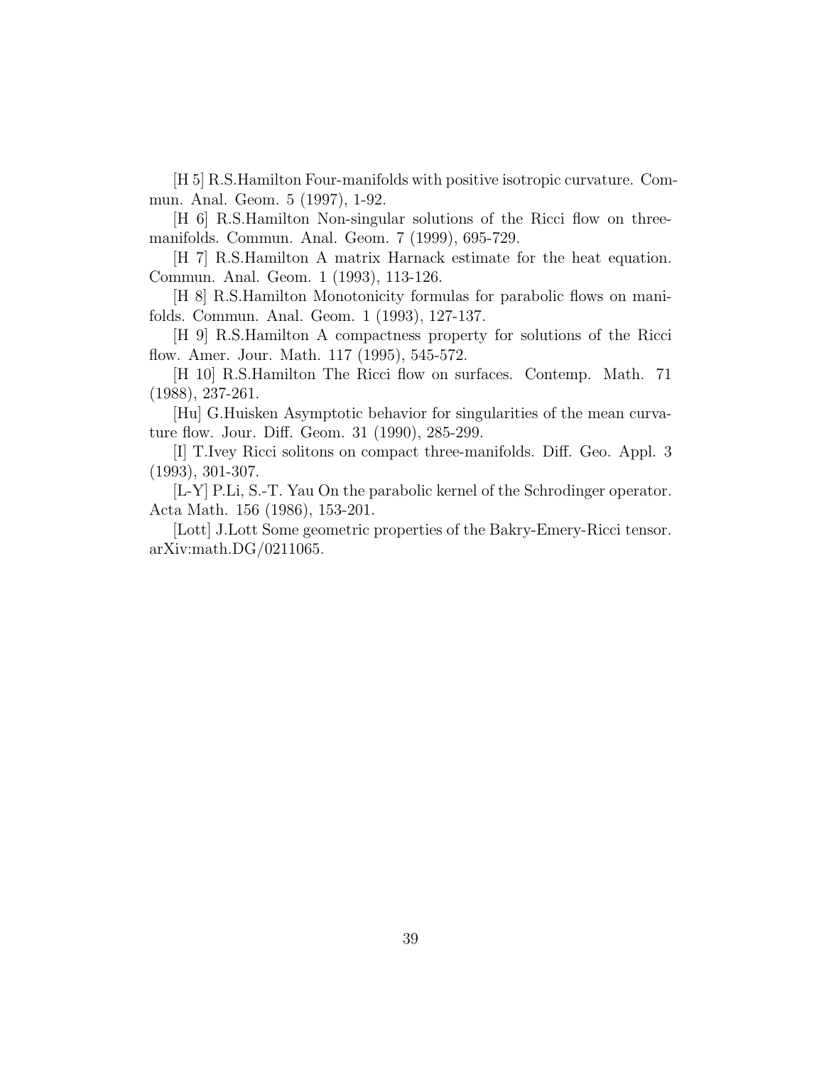[H 5] R.S.Hamilton Four-manifolds with positive isotropic curvature. Commun. Anal. Geom. 5 (1997), 1-92.

[H 6] R.S.Hamilton Non-singular solutions of the Ricci flow on three-manifolds. Commun. Anal. Geom. 7 (1999), 695-729.

[H 7] R.S.Hamilton A matrix Harnack estimate for the heat equation. Commun. Anal. Geom. 1 (1993), 113-126.

[H 8] R.S.Hamilton Monotonicity formulas for parabolic flows on manifolds. Commun. Anal. Geom. 1 (1993), 127-137.

[H 9] R.S.Hamilton A compactness property for solutions of the Ricci flow. Amer. Jour. Math. 117 (1995), 545-572.

[H 10] R.S.Hamilton The Ricci flow on surfaces. Contemp. Math. 71 (1988), 237-261.

[Hu] G.Huisken Asymptotic behavior for singularities of the mean curvature flow. Jour. Diff. Geom. 31 (1990), 285-299.

[I] T.Ivey Ricci solitons on compact three-manifolds. Diff. Geo. Appl. 3 (1993), 301-307.

[L-Y] P.Li, S.-T. Yau On the parabolic kernel of the Schrodinger operator. Acta Math. 156 (1986), 153-201.

[Lott] J.Lott Some geometric properties of the Bakry-Emery-Ricci tensor. arXiv:math.DG/0211065.